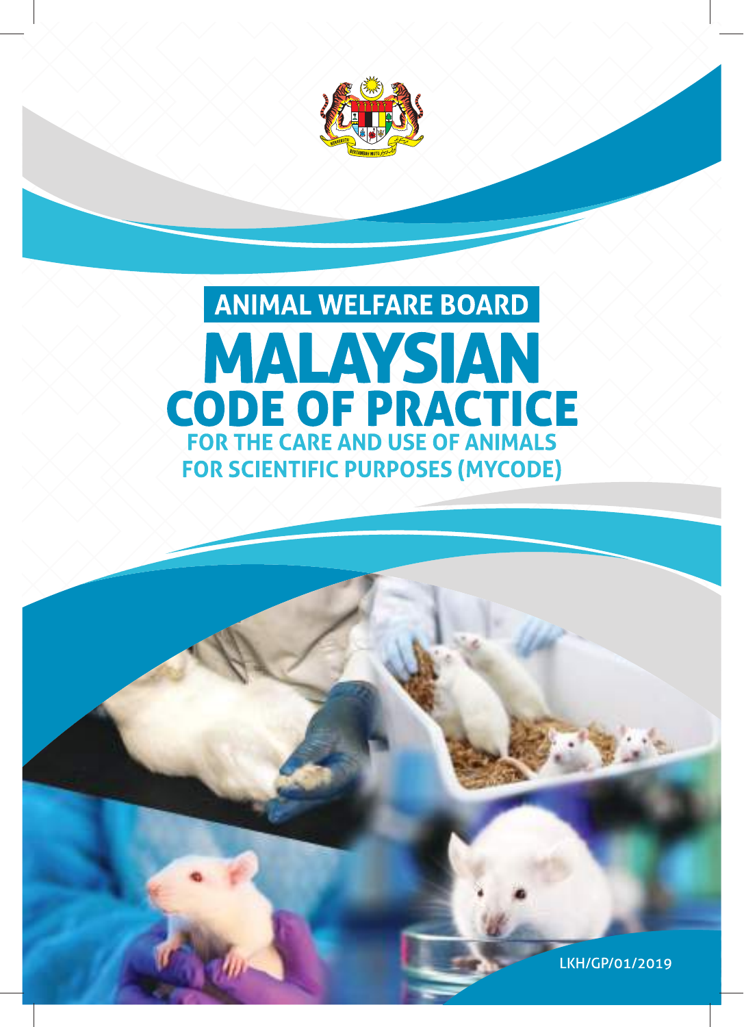# ANIMAL WELFARE BOARD

# MALAYSIAN CODE OF PRACTICE

## FOR THE CARE AND USE OF ANIMALS FOR SCIENTIFIC PURPOSES (MYCODE)

LKH/GP/01/2019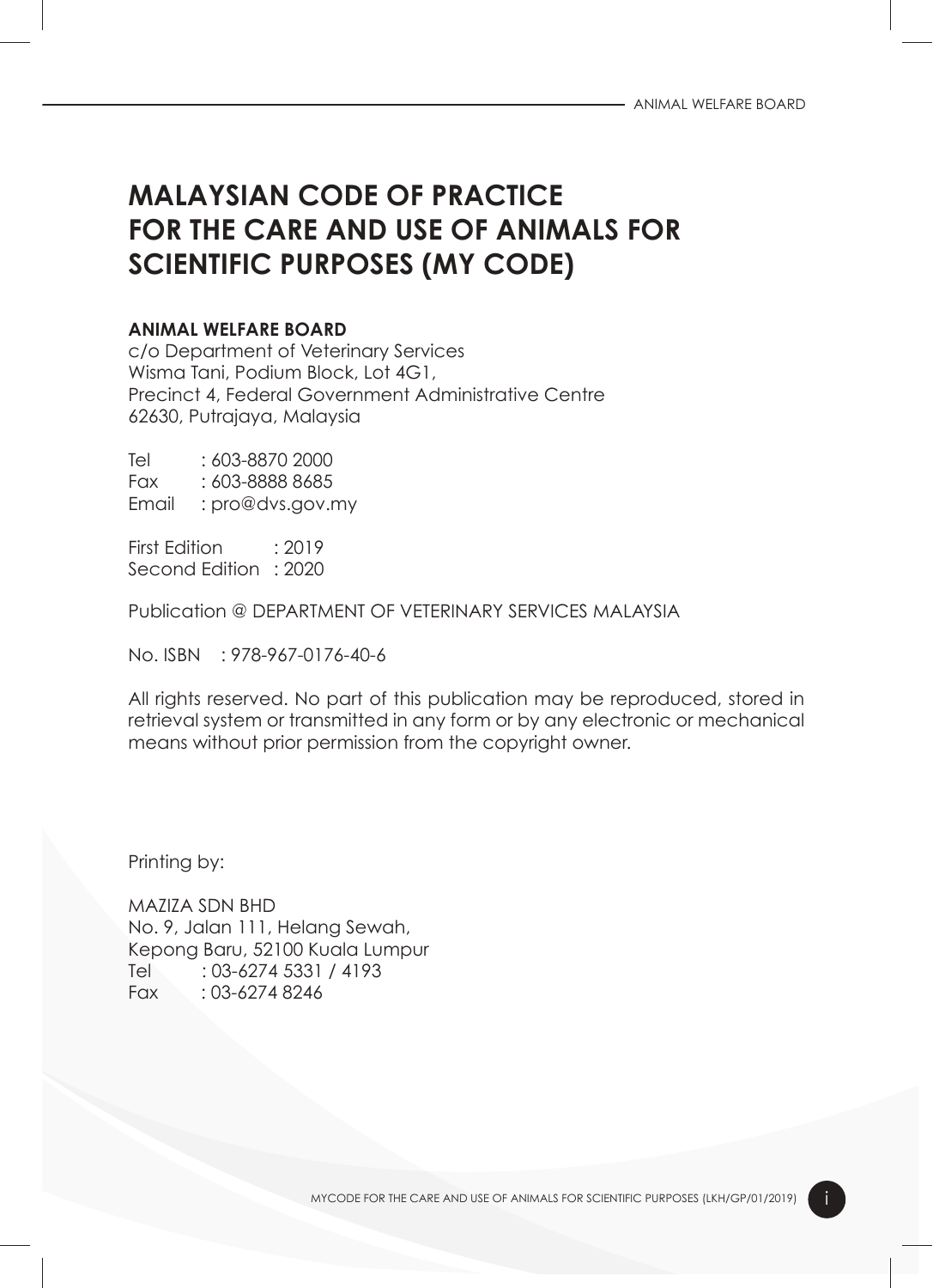# MALAYSIAN CODE OF PRACTICE FOR THE CARE AND USE OF ANIMALS FOR SCIENTIFIC PURPOSES (MY CODE)

**ANIMAL WELFARE BOARD**
c/o Department of Veterinary Services
Wisma Tani, Podium Block, Lot 4G1,
Precinct 4, Federal Government Administrative Centre
62630, Putrajaya, Malaysia

Tel : 603-8870 2000
Fax : 603-8888 8685
Email : pro@dvs.gov.my

First Edition : 2019
Second Edition : 2020

Publication @ DEPARTMENT OF VETERINARY SERVICES MALAYSIA

No. ISBN : 978-967-0176-40-6

All rights reserved. No part of this publication may be reproduced, stored in retrieval system or transmitted in any form or by any electronic or mechanical means without prior permission from the copyright owner.

Printing by:

MAZIZA SDN BHD
No. 9, Jalan 111, Helang Sewah,
Kepong Baru, 52100 Kuala Lumpur
Tel : 03-6274 5331 / 4193
Fax : 03-6274 8246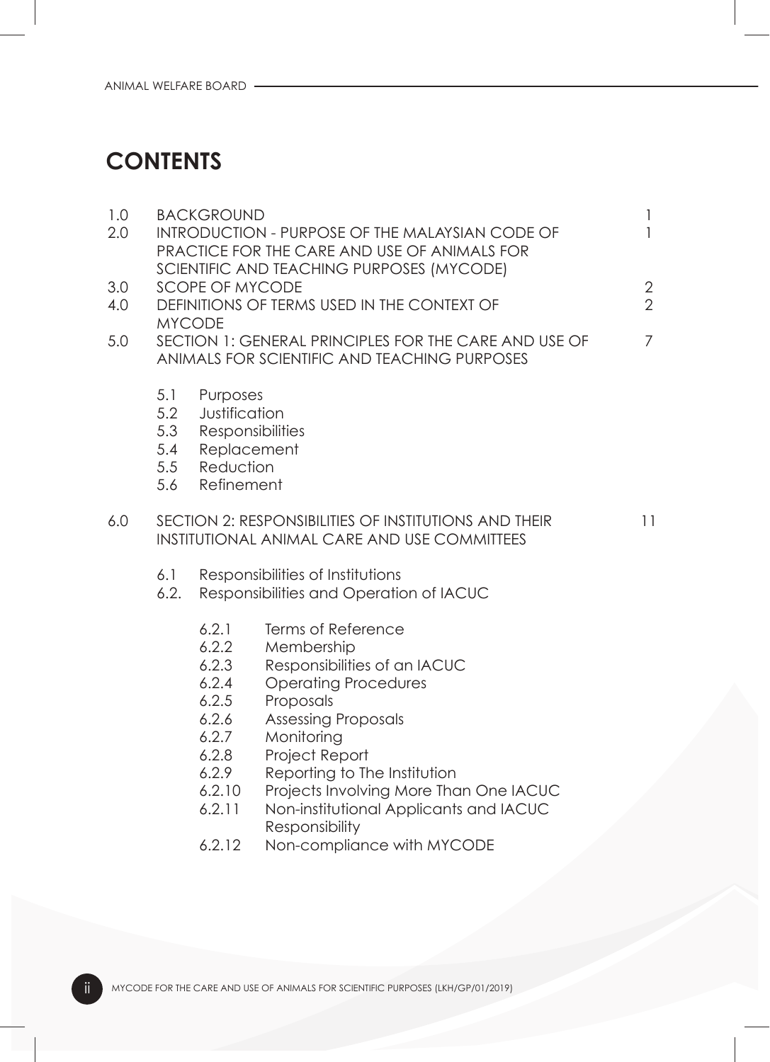# CONTENTS

| | | |
|---|---|---|
| 1.0 | BACKGROUND | 1 |
| 2.0 | INTRODUCTION - PURPOSE OF THE MALAYSIAN CODE OF PRACTICE FOR THE CARE AND USE OF ANIMALS FOR SCIENTIFIC AND TEACHING PURPOSES (MYCODE) | 1 |
| 3.0 | SCOPE OF MYCODE | 2 |
| 4.0 | DEFINITIONS OF TERMS USED IN THE CONTEXT OF MYCODE | 2 |
| 5.0 | SECTION 1: GENERAL PRINCIPLES FOR THE CARE AND USE OF ANIMALS FOR SCIENTIFIC AND TEACHING PURPOSES | 7 |

- 5.1 Purposes
- 5.2 Justification
- 5.3 Responsibilities
- 5.4 Replacement
- 5.5 Reduction
- 5.6 Refinement

| | | |
|---|---|---|
| 6.0 | SECTION 2: RESPONSIBILITIES OF INSTITUTIONS AND THEIR INSTITUTIONAL ANIMAL CARE AND USE COMMITTEES | 11 |

- 6.1 Responsibilities of Institutions
- 6.2. Responsibilities and Operation of IACUC
  - 6.2.1 Terms of Reference
  - 6.2.2 Membership
  - 6.2.3 Responsibilities of an IACUC
  - 6.2.4 Operating Procedures
  - 6.2.5 Proposals
  - 6.2.6 Assessing Proposals
  - 6.2.7 Monitoring
  - 6.2.8 Project Report
  - 6.2.9 Reporting to The Institution
  - 6.2.10 Projects Involving More Than One IACUC
  - 6.2.11 Non-institutional Applicants and IACUC Responsibility
  - 6.2.12 Non-compliance with MYCODE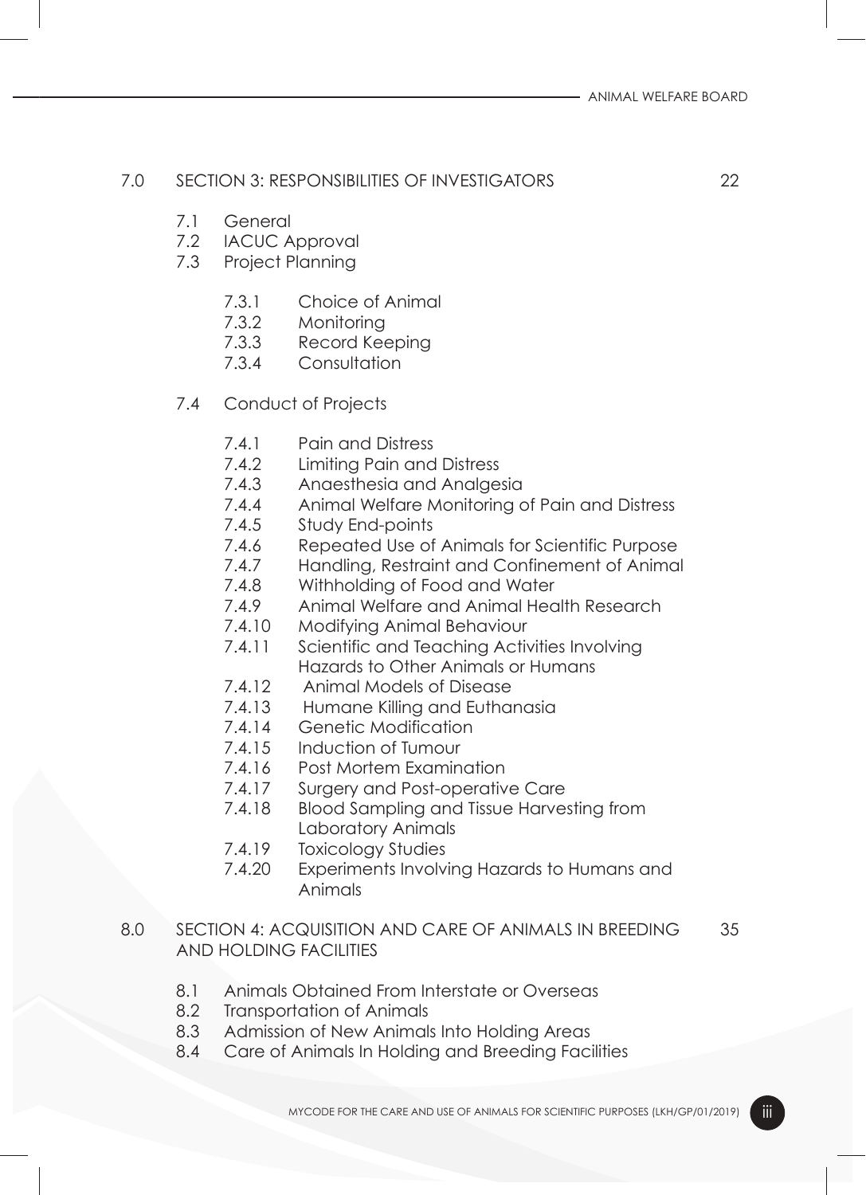7.0 SECTION 3: RESPONSIBILITIES OF INVESTIGATORS 22

- 7.1 General
- 7.2 IACUC Approval
- 7.3 Project Planning
  - 7.3.1 Choice of Animal
  - 7.3.2 Monitoring
  - 7.3.3 Record Keeping
  - 7.3.4 Consultation
- 7.4 Conduct of Projects
  - 7.4.1 Pain and Distress
  - 7.4.2 Limiting Pain and Distress
  - 7.4.3 Anaesthesia and Analgesia
  - 7.4.4 Animal Welfare Monitoring of Pain and Distress
  - 7.4.5 Study End-points
  - 7.4.6 Repeated Use of Animals for Scientific Purpose
  - 7.4.7 Handling, Restraint and Confinement of Animal
  - 7.4.8 Withholding of Food and Water
  - 7.4.9 Animal Welfare and Animal Health Research
  - 7.4.10 Modifying Animal Behaviour
  - 7.4.11 Scientific and Teaching Activities Involving Hazards to Other Animals or Humans
  - 7.4.12 Animal Models of Disease
  - 7.4.13 Humane Killing and Euthanasia
  - 7.4.14 Genetic Modification
  - 7.4.15 Induction of Tumour
  - 7.4.16 Post Mortem Examination
  - 7.4.17 Surgery and Post-operative Care
  - 7.4.18 Blood Sampling and Tissue Harvesting from Laboratory Animals
  - 7.4.19 Toxicology Studies
  - 7.4.20 Experiments Involving Hazards to Humans and Animals

8.0 SECTION 4: ACQUISITION AND CARE OF ANIMALS IN BREEDING AND HOLDING FACILITIES 35

- 8.1 Animals Obtained From Interstate or Overseas
- 8.2 Transportation of Animals
- 8.3 Admission of New Animals Into Holding Areas
- 8.4 Care of Animals In Holding and Breeding Facilities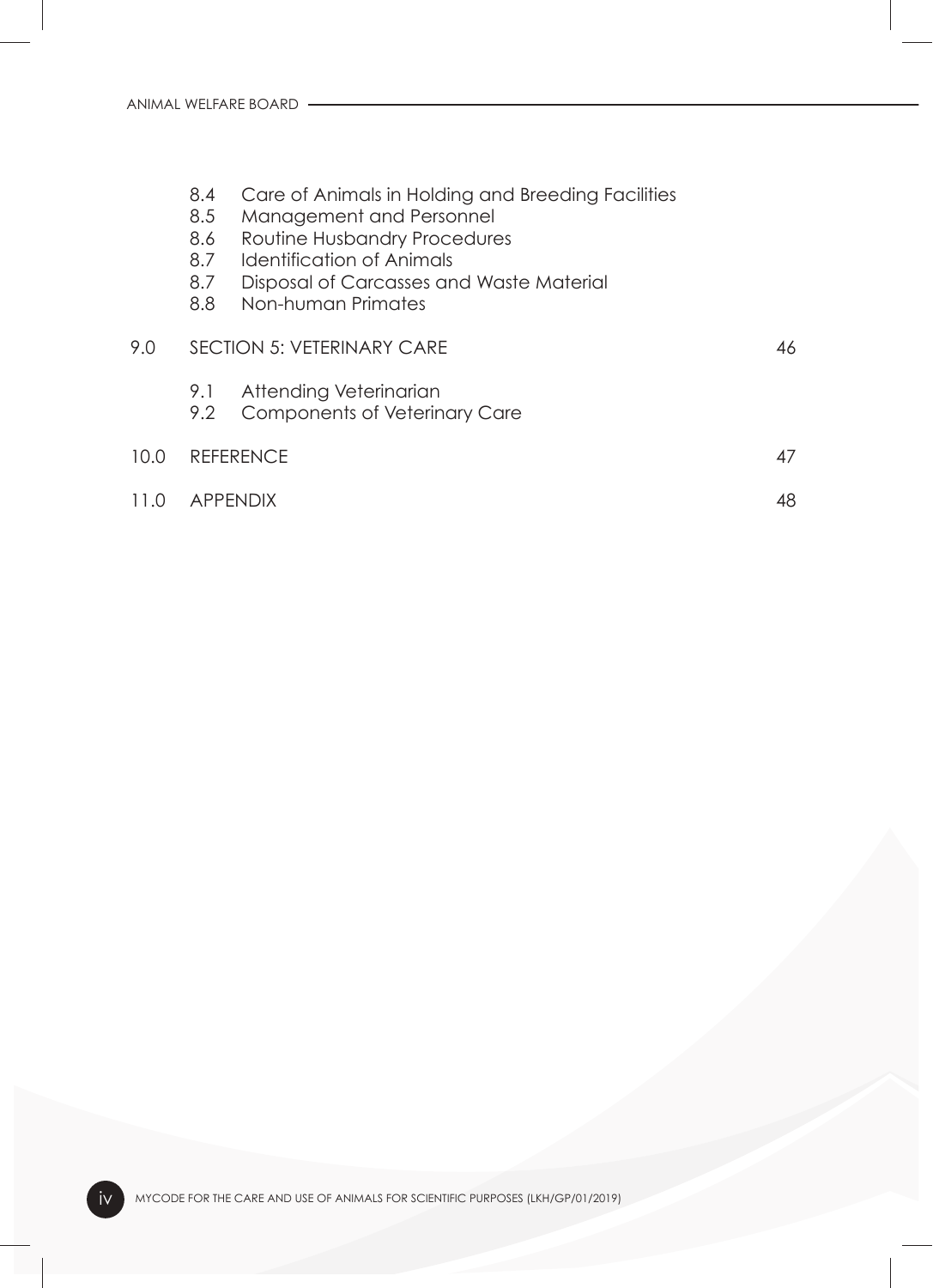8.4 Care of Animals in Holding and Breeding Facilities
8.5 Management and Personnel
8.6 Routine Husbandry Procedures
8.7 Identification of Animals
8.7 Disposal of Carcasses and Waste Material
8.8 Non-human Primates

| | | |
|---|---|---|
| 9.0 | SECTION 5: VETERINARY CARE | 46 |
| | 9.1 Attending Veterinarian | |
| | 9.2 Components of Veterinary Care | |
| 10.0 | REFERENCE | 47 |
| 11.0 | APPENDIX | 48 |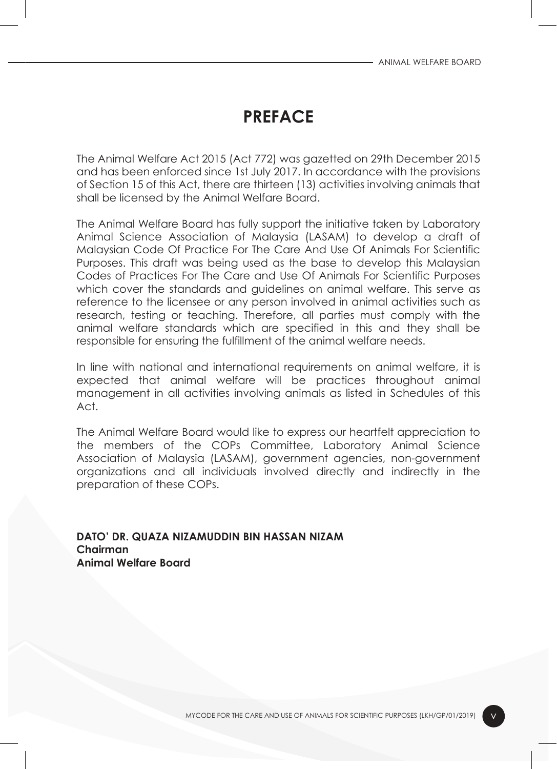# PREFACE

The Animal Welfare Act 2015 (Act 772) was gazetted on 29th December 2015 and has been enforced since 1st July 2017. In accordance with the provisions of Section 15 of this Act, there are thirteen (13) activities involving animals that shall be licensed by the Animal Welfare Board.

The Animal Welfare Board has fully support the initiative taken by Laboratory Animal Science Association of Malaysia (LASAM) to develop a draft of Malaysian Code Of Practice For The Care And Use Of Animals For Scientific Purposes. This draft was being used as the base to develop this Malaysian Codes of Practices For The Care and Use Of Animals For Scientific Purposes which cover the standards and guidelines on animal welfare. This serve as reference to the licensee or any person involved in animal activities such as research, testing or teaching. Therefore, all parties must comply with the animal welfare standards which are specified in this and they shall be responsible for ensuring the fulfillment of the animal welfare needs.

In line with national and international requirements on animal welfare, it is expected that animal welfare will be practices throughout animal management in all activities involving animals as listed in Schedules of this Act.

The Animal Welfare Board would like to express our heartfelt appreciation to the members of the COPs Committee, Laboratory Animal Science Association of Malaysia (LASAM), government agencies, non-government organizations and all individuals involved directly and indirectly in the preparation of these COPs.

**DATO' DR. QUAZA NIZAMUDDIN BIN HASSAN NIZAM**
**Chairman**
**Animal Welfare Board**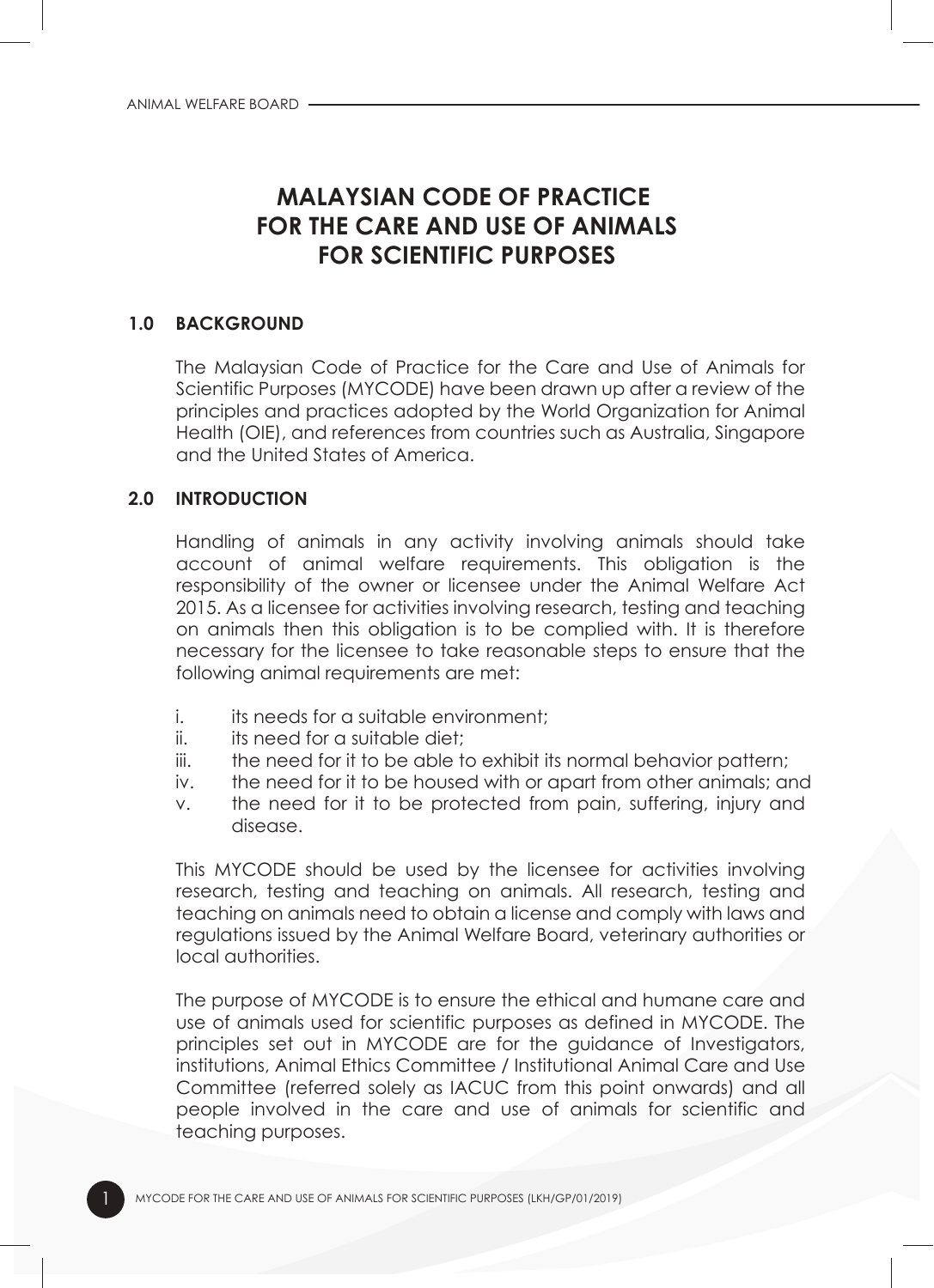# MALAYSIAN CODE OF PRACTICE FOR THE CARE AND USE OF ANIMALS FOR SCIENTIFIC PURPOSES

## 1.0 BACKGROUND

The Malaysian Code of Practice for the Care and Use of Animals for Scientific Purposes (MYCODE) have been drawn up after a review of the principles and practices adopted by the World Organization for Animal Health (OIE), and references from countries such as Australia, Singapore and the United States of America.

## 2.0 INTRODUCTION

Handling of animals in any activity involving animals should take account of animal welfare requirements. This obligation is the responsibility of the owner or licensee under the Animal Welfare Act 2015. As a licensee for activities involving research, testing and teaching on animals then this obligation is to be complied with. It is therefore necessary for the licensee to take reasonable steps to ensure that the following animal requirements are met:

i. its needs for a suitable environment;
ii. its need for a suitable diet;
iii. the need for it to be able to exhibit its normal behavior pattern;
iv. the need for it to be housed with or apart from other animals; and
v. the need for it to be protected from pain, suffering, injury and disease.

This MYCODE should be used by the licensee for activities involving research, testing and teaching on animals. All research, testing and teaching on animals need to obtain a license and comply with laws and regulations issued by the Animal Welfare Board, veterinary authorities or local authorities.

The purpose of MYCODE is to ensure the ethical and humane care and use of animals used for scientific purposes as defined in MYCODE. The principles set out in MYCODE are for the guidance of Investigators, institutions, Animal Ethics Committee / Institutional Animal Care and Use Committee (referred solely as IACUC from this point onwards) and all people involved in the care and use of animals for scientific and teaching purposes.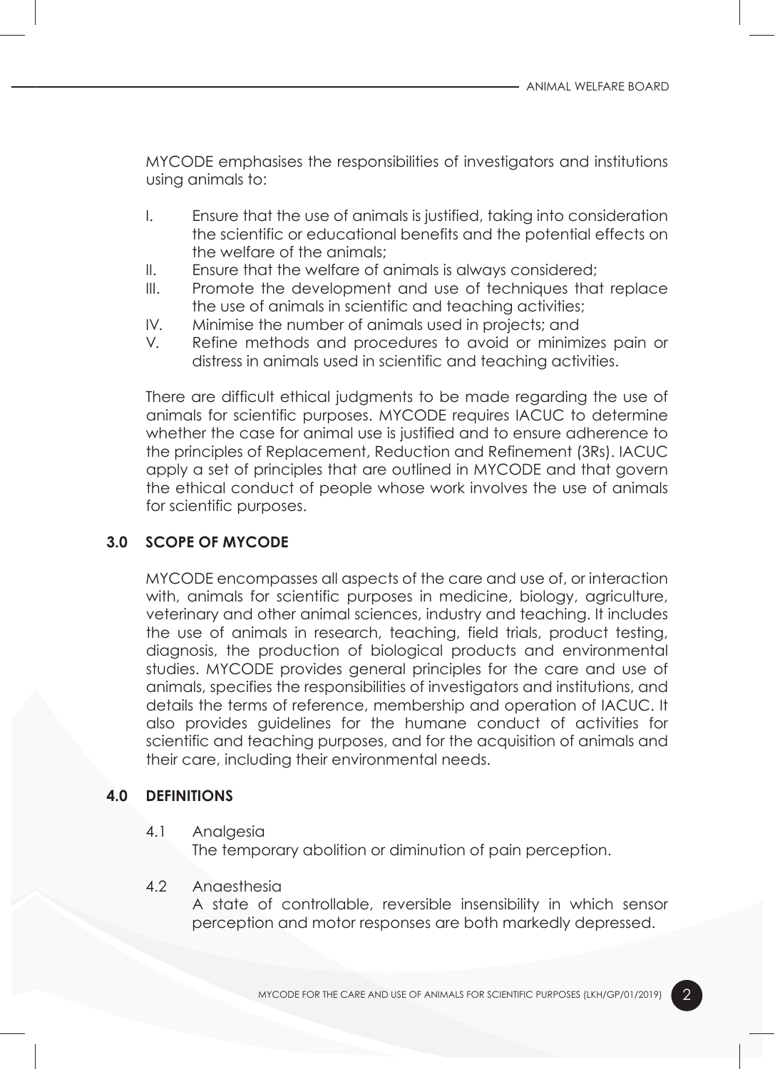MYCODE emphasises the responsibilities of investigators and institutions using animals to:

I. Ensure that the use of animals is justified, taking into consideration the scientific or educational benefits and the potential effects on the welfare of the animals;
II. Ensure that the welfare of animals is always considered;
III. Promote the development and use of techniques that replace the use of animals in scientific and teaching activities;
IV. Minimise the number of animals used in projects; and
V. Refine methods and procedures to avoid or minimizes pain or distress in animals used in scientific and teaching activities.

There are difficult ethical judgments to be made regarding the use of animals for scientific purposes. MYCODE requires IACUC to determine whether the case for animal use is justified and to ensure adherence to the principles of Replacement, Reduction and Refinement (3Rs). IACUC apply a set of principles that are outlined in MYCODE and that govern the ethical conduct of people whose work involves the use of animals for scientific purposes.

## 3.0 SCOPE OF MYCODE

MYCODE encompasses all aspects of the care and use of, or interaction with, animals for scientific purposes in medicine, biology, agriculture, veterinary and other animal sciences, industry and teaching. It includes the use of animals in research, teaching, field trials, product testing, diagnosis, the production of biological products and environmental studies. MYCODE provides general principles for the care and use of animals, specifies the responsibilities of investigators and institutions, and details the terms of reference, membership and operation of IACUC. It also provides guidelines for the humane conduct of activities for scientific and teaching purposes, and for the acquisition of animals and their care, including their environmental needs.

## 4.0 DEFINITIONS

4.1 Analgesia

The temporary abolition or diminution of pain perception.

4.2 Anaesthesia

A state of controllable, reversible insensibility in which sensor perception and motor responses are both markedly depressed.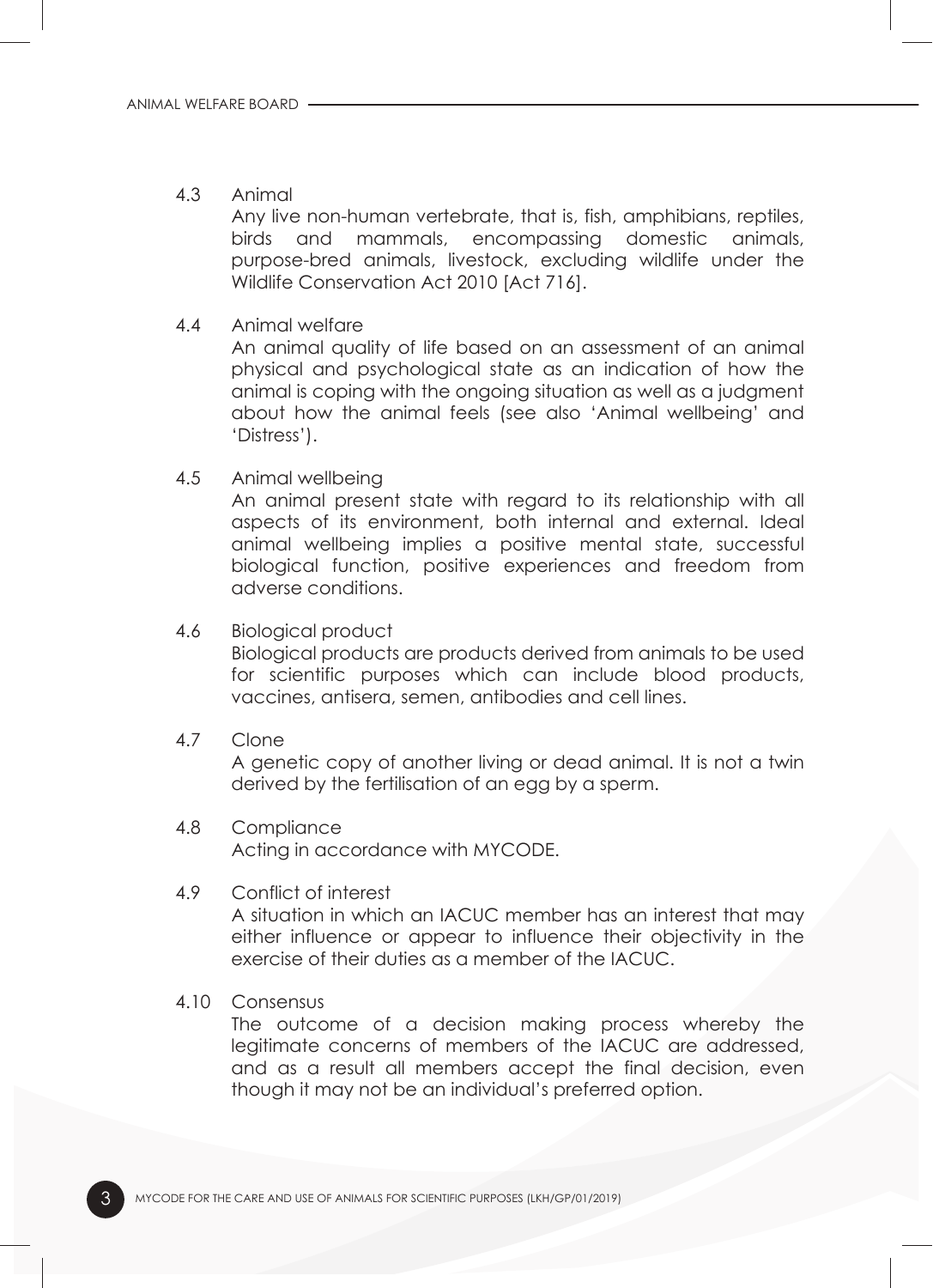4.3 Animal

Any live non-human vertebrate, that is, fish, amphibians, reptiles, birds and mammals, encompassing domestic animals, purpose-bred animals, livestock, excluding wildlife under the Wildlife Conservation Act 2010 [Act 716].

4.4 Animal welfare

An animal quality of life based on an assessment of an animal physical and psychological state as an indication of how the animal is coping with the ongoing situation as well as a judgment about how the animal feels (see also 'Animal wellbeing' and 'Distress').

4.5 Animal wellbeing

An animal present state with regard to its relationship with all aspects of its environment, both internal and external. Ideal animal wellbeing implies a positive mental state, successful biological function, positive experiences and freedom from adverse conditions.

4.6 Biological product

Biological products are products derived from animals to be used for scientific purposes which can include blood products, vaccines, antisera, semen, antibodies and cell lines.

4.7 Clone

A genetic copy of another living or dead animal. It is not a twin derived by the fertilisation of an egg by a sperm.

4.8 Compliance

Acting in accordance with MYCODE.

4.9 Conflict of interest

A situation in which an IACUC member has an interest that may either influence or appear to influence their objectivity in the exercise of their duties as a member of the IACUC.

4.10 Consensus

The outcome of a decision making process whereby the legitimate concerns of members of the IACUC are addressed, and as a result all members accept the final decision, even though it may not be an individual's preferred option.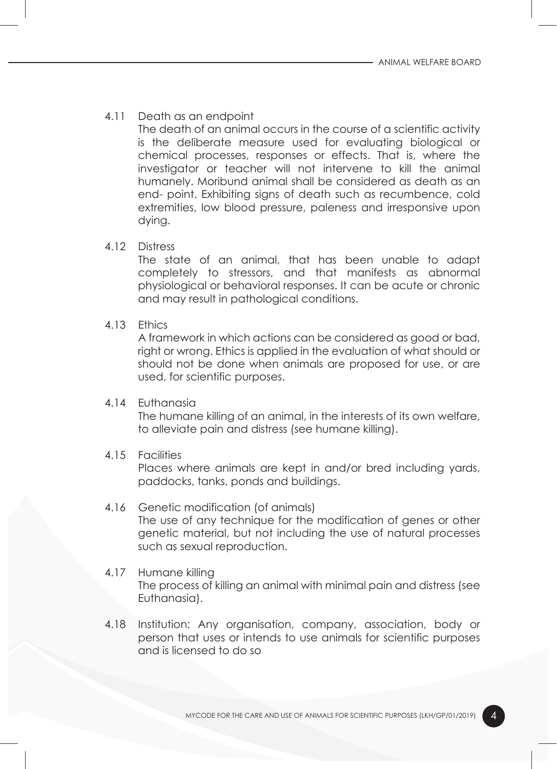4.11 Death as an endpoint

The death of an animal occurs in the course of a scientific activity is the deliberate measure used for evaluating biological or chemical processes, responses or effects. That is, where the investigator or teacher will not intervene to kill the animal humanely. Moribund animal shall be considered as death as an end- point. Exhibiting signs of death such as recumbence, cold extremities, low blood pressure, paleness and irresponsive upon dying.

4.12 Distress

The state of an animal, that has been unable to adapt completely to stressors, and that manifests as abnormal physiological or behavioral responses. It can be acute or chronic and may result in pathological conditions.

4.13 Ethics

A framework in which actions can be considered as good or bad, right or wrong. Ethics is applied in the evaluation of what should or should not be done when animals are proposed for use, or are used, for scientific purposes.

4.14 Euthanasia

The humane killing of an animal, in the interests of its own welfare, to alleviate pain and distress (see humane killing).

4.15 Facilities

Places where animals are kept in and/or bred including yards, paddocks, tanks, ponds and buildings.

4.16 Genetic modification (of animals)

The use of any technique for the modification of genes or other genetic material, but not including the use of natural processes such as sexual reproduction.

4.17 Humane killing

The process of killing an animal with minimal pain and distress (see Euthanasia).

4.18 Institution: Any organisation, company, association, body or person that uses or intends to use animals for scientific purposes and is licensed to do so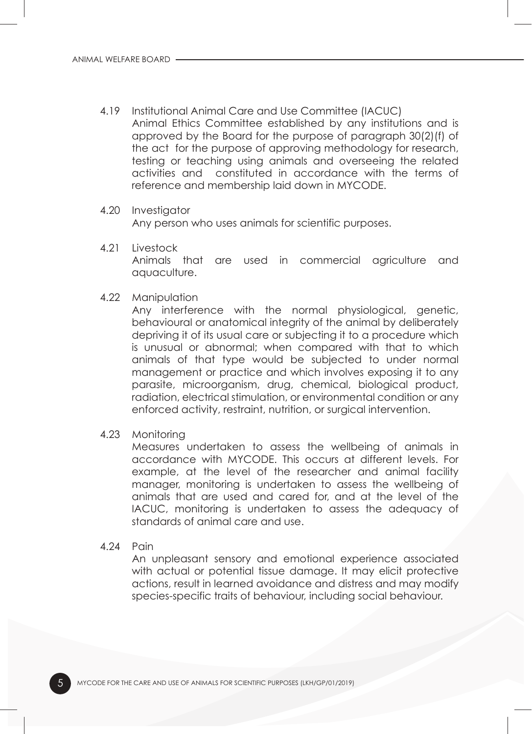4.19 Institutional Animal Care and Use Committee (IACUC)

Animal Ethics Committee established by any institutions and is approved by the Board for the purpose of paragraph 30(2)(f) of the act for the purpose of approving methodology for research, testing or teaching using animals and overseeing the related activities and constituted in accordance with the terms of reference and membership laid down in MYCODE.

4.20 Investigator

Any person who uses animals for scientific purposes.

4.21 Livestock

Animals that are used in commercial agriculture and aquaculture.

4.22 Manipulation

Any interference with the normal physiological, genetic, behavioural or anatomical integrity of the animal by deliberately depriving it of its usual care or subjecting it to a procedure which is unusual or abnormal; when compared with that to which animals of that type would be subjected to under normal management or practice and which involves exposing it to any parasite, microorganism, drug, chemical, biological product, radiation, electrical stimulation, or environmental condition or any enforced activity, restraint, nutrition, or surgical intervention.

4.23 Monitoring

Measures undertaken to assess the wellbeing of animals in accordance with MYCODE. This occurs at different levels. For example, at the level of the researcher and animal facility manager, monitoring is undertaken to assess the wellbeing of animals that are used and cared for, and at the level of the IACUC, monitoring is undertaken to assess the adequacy of standards of animal care and use.

4.24 Pain

An unpleasant sensory and emotional experience associated with actual or potential tissue damage. It may elicit protective actions, result in learned avoidance and distress and may modify species-specific traits of behaviour, including social behaviour.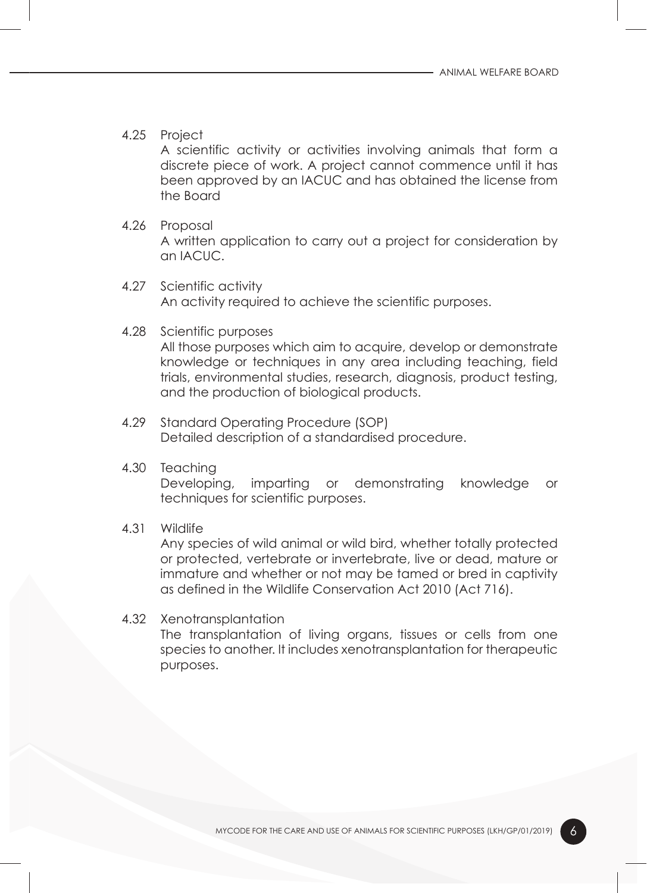4.25 Project

A scientific activity or activities involving animals that form a discrete piece of work. A project cannot commence until it has been approved by an IACUC and has obtained the license from the Board

4.26 Proposal

A written application to carry out a project for consideration by an IACUC.

4.27 Scientific activity

An activity required to achieve the scientific purposes.

4.28 Scientific purposes

All those purposes which aim to acquire, develop or demonstrate knowledge or techniques in any area including teaching, field trials, environmental studies, research, diagnosis, product testing, and the production of biological products.

4.29 Standard Operating Procedure (SOP)

Detailed description of a standardised procedure.

4.30 Teaching

Developing, imparting or demonstrating knowledge or techniques for scientific purposes.

4.31 Wildlife

Any species of wild animal or wild bird, whether totally protected or protected, vertebrate or invertebrate, live or dead, mature or immature and whether or not may be tamed or bred in captivity as defined in the Wildlife Conservation Act 2010 (Act 716).

4.32 Xenotransplantation

The transplantation of living organs, tissues or cells from one species to another. It includes xenotransplantation for therapeutic purposes.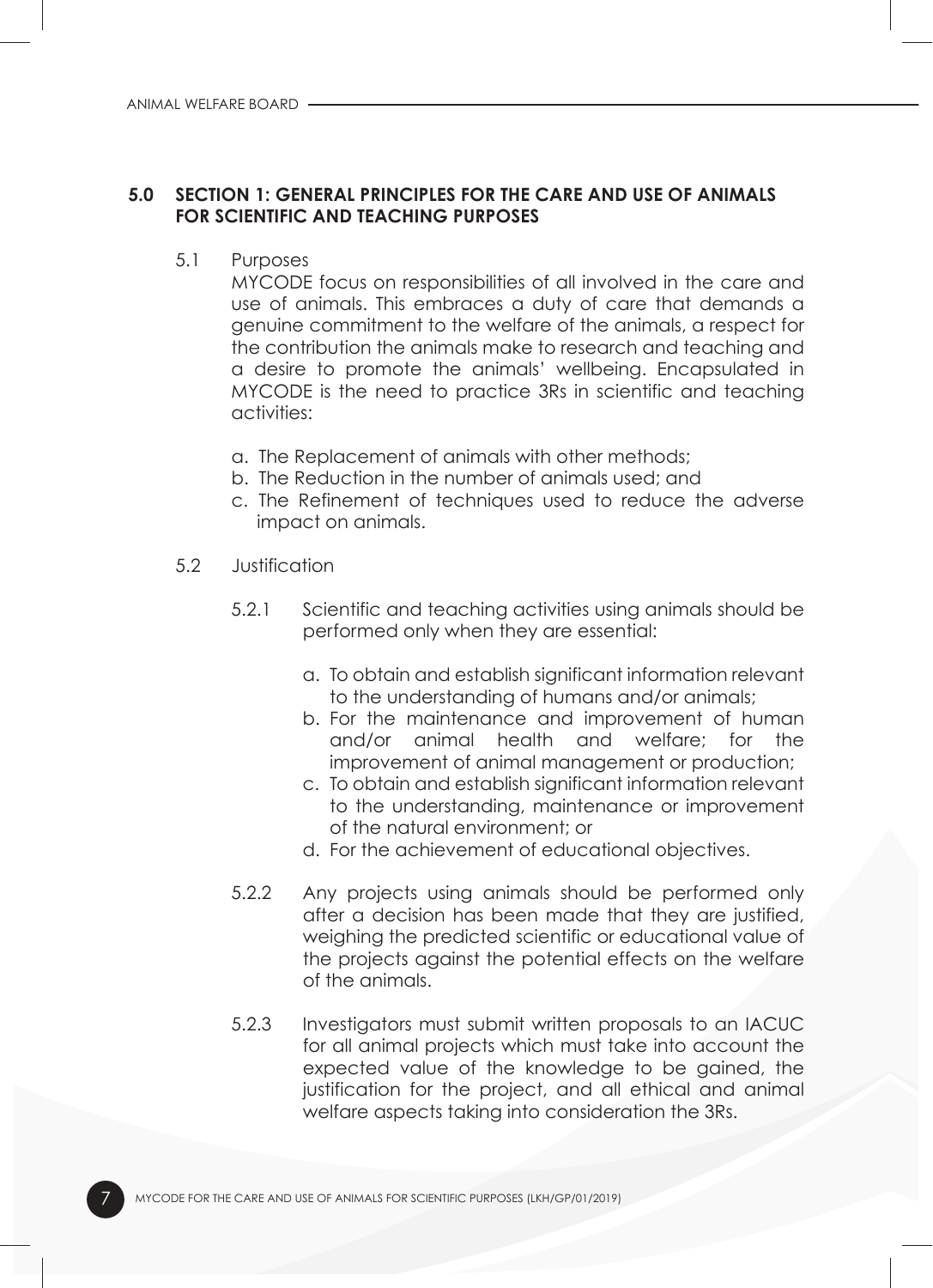## 5.0 SECTION 1: GENERAL PRINCIPLES FOR THE CARE AND USE OF ANIMALS FOR SCIENTIFIC AND TEACHING PURPOSES

### 5.1 Purposes

MYCODE focus on responsibilities of all involved in the care and use of animals. This embraces a duty of care that demands a genuine commitment to the welfare of the animals, a respect for the contribution the animals make to research and teaching and a desire to promote the animals' wellbeing. Encapsulated in MYCODE is the need to practice 3Rs in scientific and teaching activities:

a. The Replacement of animals with other methods;
b. The Reduction in the number of animals used; and
c. The Refinement of techniques used to reduce the adverse impact on animals.

### 5.2 Justification

5.2.1 Scientific and teaching activities using animals should be performed only when they are essential:

a. To obtain and establish significant information relevant to the understanding of humans and/or animals;
b. For the maintenance and improvement of human and/or animal health and welfare; for the improvement of animal management or production;
c. To obtain and establish significant information relevant to the understanding, maintenance or improvement of the natural environment; or
d. For the achievement of educational objectives.

5.2.2 Any projects using animals should be performed only after a decision has been made that they are justified, weighing the predicted scientific or educational value of the projects against the potential effects on the welfare of the animals.

5.2.3 Investigators must submit written proposals to an IACUC for all animal projects which must take into account the expected value of the knowledge to be gained, the justification for the project, and all ethical and animal welfare aspects taking into consideration the 3Rs.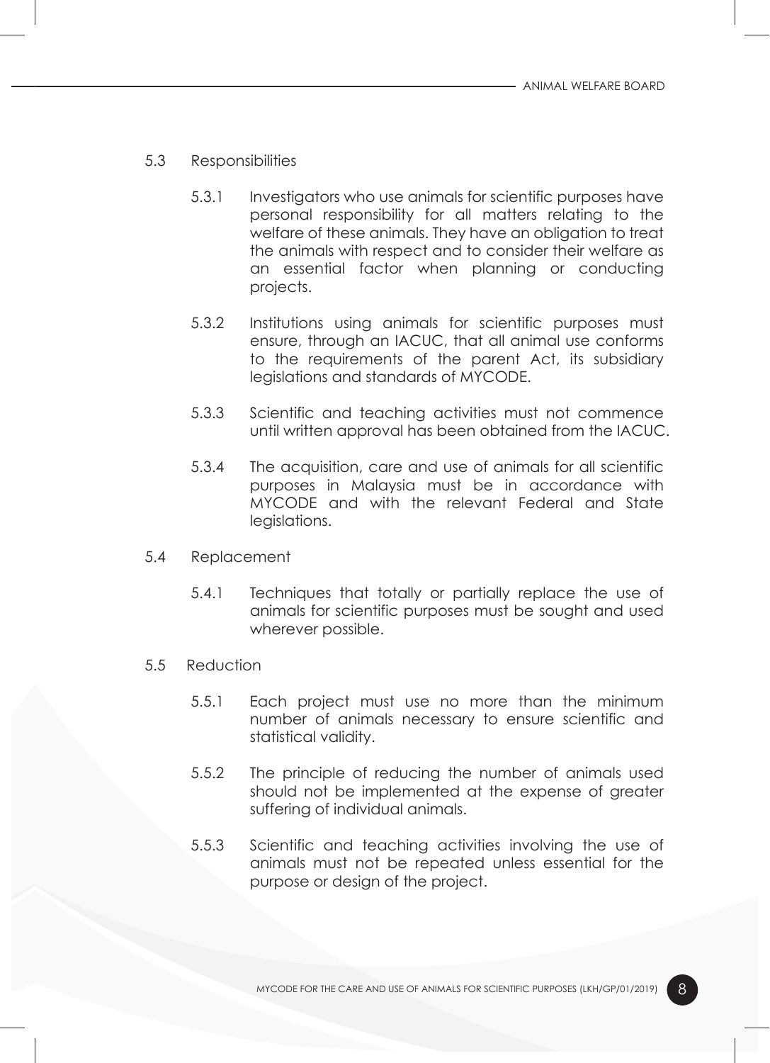### 5.3 Responsibilities

5.3.1 Investigators who use animals for scientific purposes have personal responsibility for all matters relating to the welfare of these animals. They have an obligation to treat the animals with respect and to consider their welfare as an essential factor when planning or conducting projects.

5.3.2 Institutions using animals for scientific purposes must ensure, through an IACUC, that all animal use conforms to the requirements of the parent Act, its subsidiary legislations and standards of MYCODE.

5.3.3 Scientific and teaching activities must not commence until written approval has been obtained from the IACUC.

5.3.4 The acquisition, care and use of animals for all scientific purposes in Malaysia must be in accordance with MYCODE and with the relevant Federal and State legislations.

### 5.4 Replacement

5.4.1 Techniques that totally or partially replace the use of animals for scientific purposes must be sought and used wherever possible.

### 5.5 Reduction

5.5.1 Each project must use no more than the minimum number of animals necessary to ensure scientific and statistical validity.

5.5.2 The principle of reducing the number of animals used should not be implemented at the expense of greater suffering of individual animals.

5.5.3 Scientific and teaching activities involving the use of animals must not be repeated unless essential for the purpose or design of the project.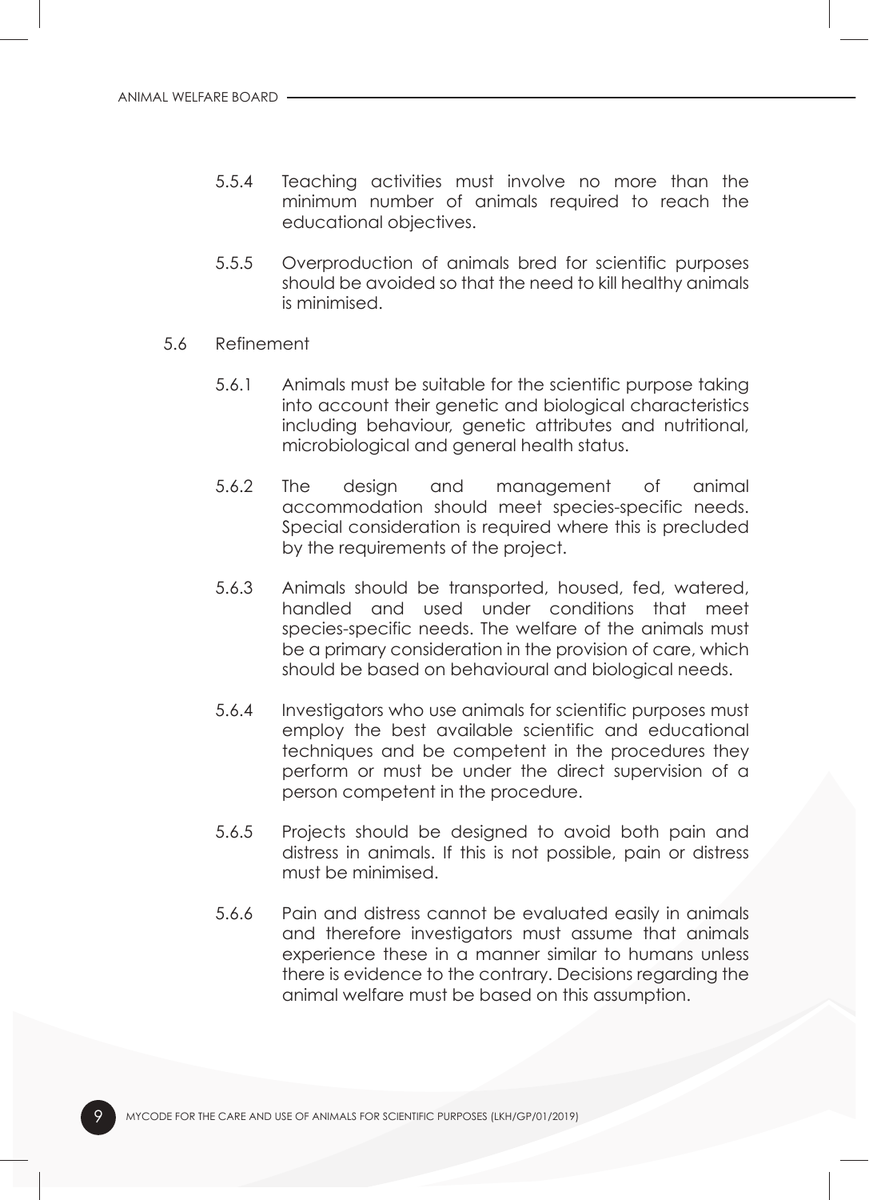5.5.4 Teaching activities must involve no more than the minimum number of animals required to reach the educational objectives.

5.5.5 Overproduction of animals bred for scientific purposes should be avoided so that the need to kill healthy animals is minimised.

5.6 Refinement

5.6.1 Animals must be suitable for the scientific purpose taking into account their genetic and biological characteristics including behaviour, genetic attributes and nutritional, microbiological and general health status.

5.6.2 The design and management of animal accommodation should meet species-specific needs. Special consideration is required where this is precluded by the requirements of the project.

5.6.3 Animals should be transported, housed, fed, watered, handled and used under conditions that meet species-specific needs. The welfare of the animals must be a primary consideration in the provision of care, which should be based on behavioural and biological needs.

5.6.4 Investigators who use animals for scientific purposes must employ the best available scientific and educational techniques and be competent in the procedures they perform or must be under the direct supervision of a person competent in the procedure.

5.6.5 Projects should be designed to avoid both pain and distress in animals. If this is not possible, pain or distress must be minimised.

5.6.6 Pain and distress cannot be evaluated easily in animals and therefore investigators must assume that animals experience these in a manner similar to humans unless there is evidence to the contrary. Decisions regarding the animal welfare must be based on this assumption.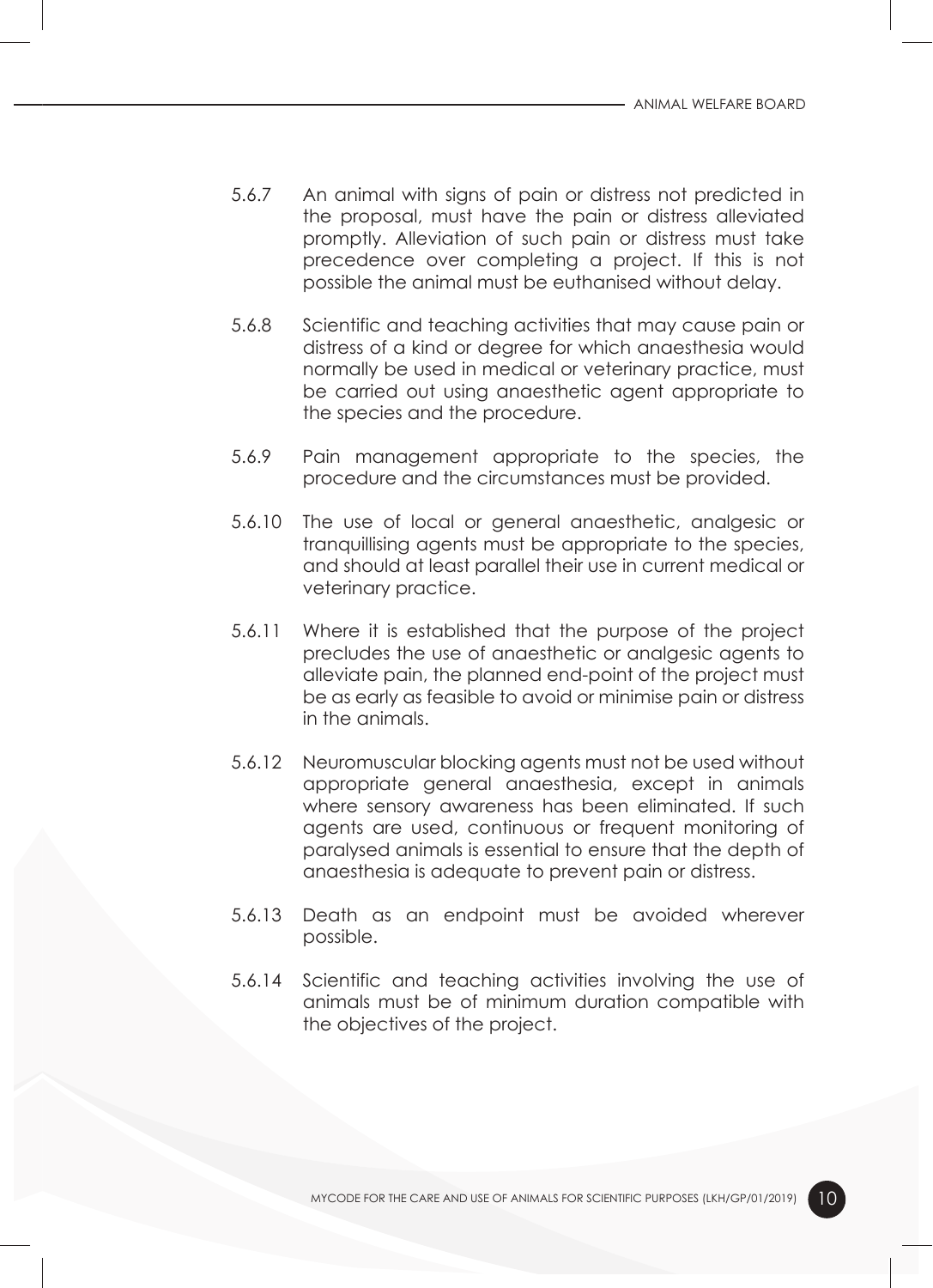5.6.7 An animal with signs of pain or distress not predicted in the proposal, must have the pain or distress alleviated promptly. Alleviation of such pain or distress must take precedence over completing a project. If this is not possible the animal must be euthanised without delay.

5.6.8 Scientific and teaching activities that may cause pain or distress of a kind or degree for which anaesthesia would normally be used in medical or veterinary practice, must be carried out using anaesthetic agent appropriate to the species and the procedure.

5.6.9 Pain management appropriate to the species, the procedure and the circumstances must be provided.

5.6.10 The use of local or general anaesthetic, analgesic or tranquillising agents must be appropriate to the species, and should at least parallel their use in current medical or veterinary practice.

5.6.11 Where it is established that the purpose of the project precludes the use of anaesthetic or analgesic agents to alleviate pain, the planned end-point of the project must be as early as feasible to avoid or minimise pain or distress in the animals.

5.6.12 Neuromuscular blocking agents must not be used without appropriate general anaesthesia, except in animals where sensory awareness has been eliminated. If such agents are used, continuous or frequent monitoring of paralysed animals is essential to ensure that the depth of anaesthesia is adequate to prevent pain or distress.

5.6.13 Death as an endpoint must be avoided wherever possible.

5.6.14 Scientific and teaching activities involving the use of animals must be of minimum duration compatible with the objectives of the project.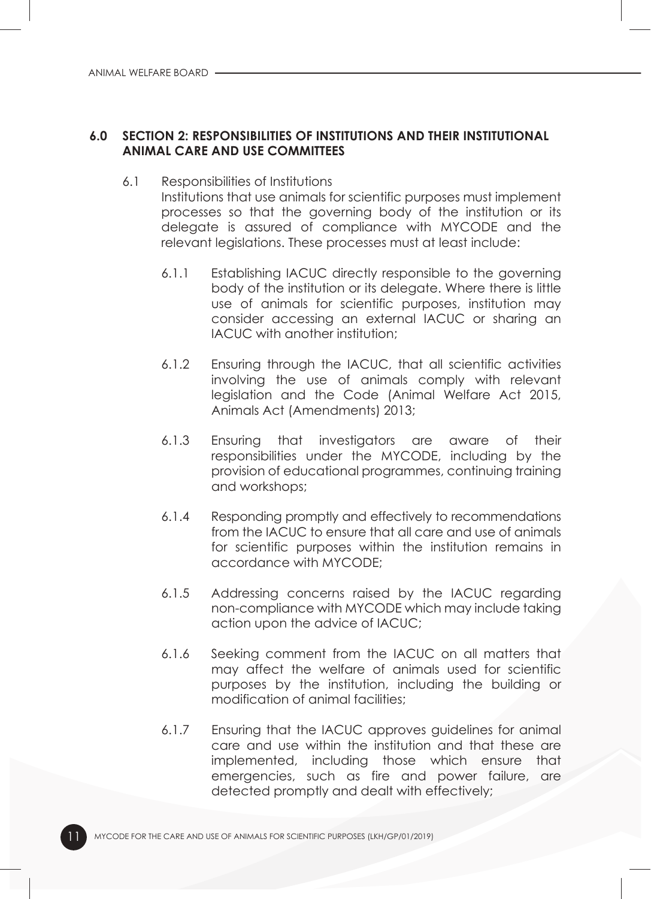## 6.0 SECTION 2: RESPONSIBILITIES OF INSTITUTIONS AND THEIR INSTITUTIONAL ANIMAL CARE AND USE COMMITTEES

6.1 Responsibilities of Institutions

Institutions that use animals for scientific purposes must implement processes so that the governing body of the institution or its delegate is assured of compliance with MYCODE and the relevant legislations. These processes must at least include:

6.1.1 Establishing IACUC directly responsible to the governing body of the institution or its delegate. Where there is little use of animals for scientific purposes, institution may consider accessing an external IACUC or sharing an IACUC with another institution;

6.1.2 Ensuring through the IACUC, that all scientific activities involving the use of animals comply with relevant legislation and the Code (Animal Welfare Act 2015, Animals Act (Amendments) 2013;

6.1.3 Ensuring that investigators are aware of their responsibilities under the MYCODE, including by the provision of educational programmes, continuing training and workshops;

6.1.4 Responding promptly and effectively to recommendations from the IACUC to ensure that all care and use of animals for scientific purposes within the institution remains in accordance with MYCODE;

6.1.5 Addressing concerns raised by the IACUC regarding non-compliance with MYCODE which may include taking action upon the advice of IACUC;

6.1.6 Seeking comment from the IACUC on all matters that may affect the welfare of animals used for scientific purposes by the institution, including the building or modification of animal facilities;

6.1.7 Ensuring that the IACUC approves guidelines for animal care and use within the institution and that these are implemented, including those which ensure that emergencies, such as fire and power failure, are detected promptly and dealt with effectively;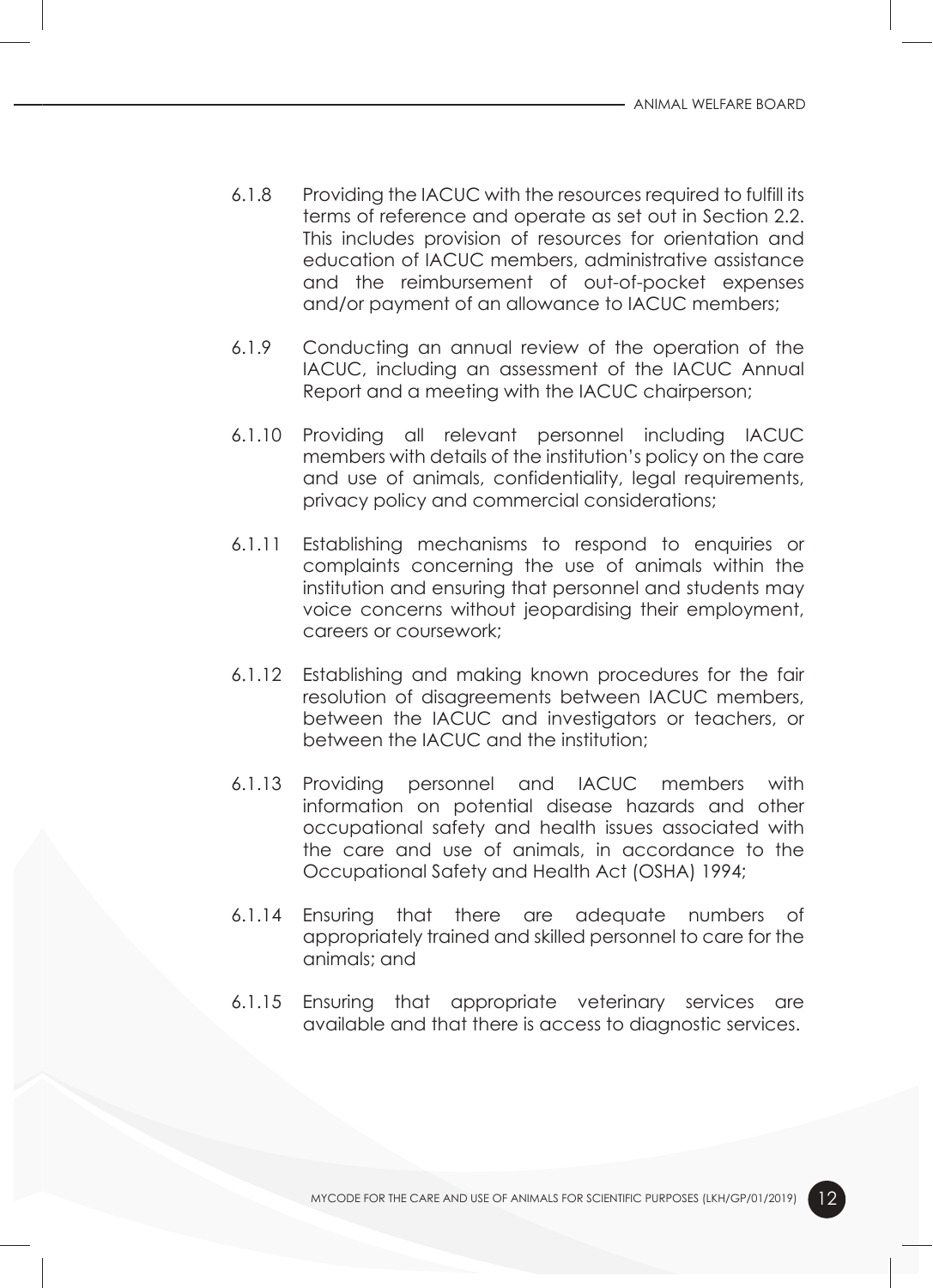6.1.8 Providing the IACUC with the resources required to fulfill its terms of reference and operate as set out in Section 2.2. This includes provision of resources for orientation and education of IACUC members, administrative assistance and the reimbursement of out-of-pocket expenses and/or payment of an allowance to IACUC members;

6.1.9 Conducting an annual review of the operation of the IACUC, including an assessment of the IACUC Annual Report and a meeting with the IACUC chairperson;

6.1.10 Providing all relevant personnel including IACUC members with details of the institution's policy on the care and use of animals, confidentiality, legal requirements, privacy policy and commercial considerations;

6.1.11 Establishing mechanisms to respond to enquiries or complaints concerning the use of animals within the institution and ensuring that personnel and students may voice concerns without jeopardising their employment, careers or coursework;

6.1.12 Establishing and making known procedures for the fair resolution of disagreements between IACUC members, between the IACUC and investigators or teachers, or between the IACUC and the institution;

6.1.13 Providing personnel and IACUC members with information on potential disease hazards and other occupational safety and health issues associated with the care and use of animals, in accordance to the Occupational Safety and Health Act (OSHA) 1994;

6.1.14 Ensuring that there are adequate numbers of appropriately trained and skilled personnel to care for the animals; and

6.1.15 Ensuring that appropriate veterinary services are available and that there is access to diagnostic services.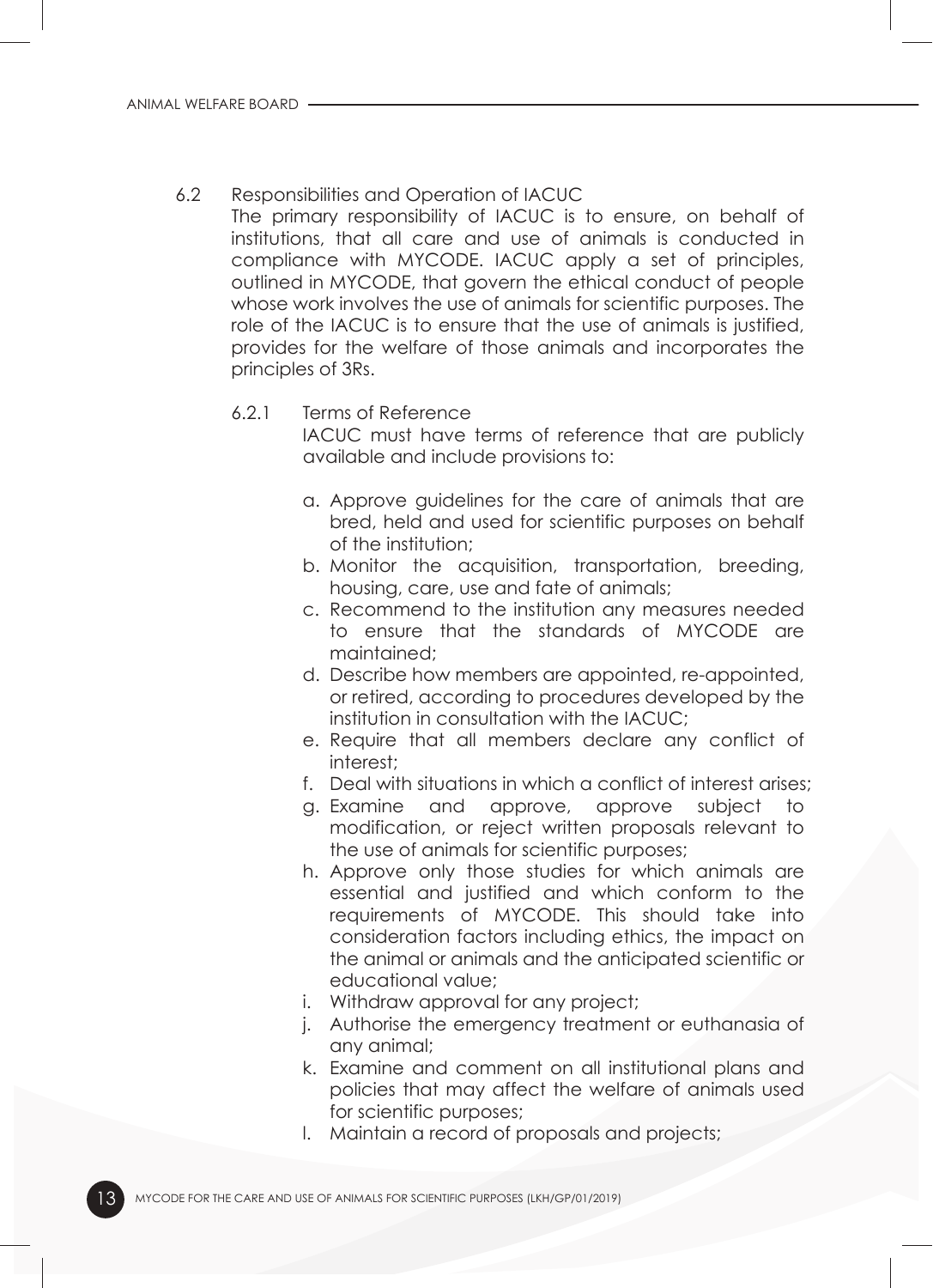### 6.2 Responsibilities and Operation of IACUC

The primary responsibility of IACUC is to ensure, on behalf of institutions, that all care and use of animals is conducted in compliance with MYCODE. IACUC apply a set of principles, outlined in MYCODE, that govern the ethical conduct of people whose work involves the use of animals for scientific purposes. The role of the IACUC is to ensure that the use of animals is justified, provides for the welfare of those animals and incorporates the principles of 3Rs.

#### 6.2.1 Terms of Reference

IACUC must have terms of reference that are publicly available and include provisions to:

a. Approve guidelines for the care of animals that are bred, held and used for scientific purposes on behalf of the institution;
b. Monitor the acquisition, transportation, breeding, housing, care, use and fate of animals;
c. Recommend to the institution any measures needed to ensure that the standards of MYCODE are maintained;
d. Describe how members are appointed, re-appointed, or retired, according to procedures developed by the institution in consultation with the IACUC;
e. Require that all members declare any conflict of interest;
f. Deal with situations in which a conflict of interest arises;
g. Examine and approve, approve subject to modification, or reject written proposals relevant to the use of animals for scientific purposes;
h. Approve only those studies for which animals are essential and justified and which conform to the requirements of MYCODE. This should take into consideration factors including ethics, the impact on the animal or animals and the anticipated scientific or educational value;
i. Withdraw approval for any project;
j. Authorise the emergency treatment or euthanasia of any animal;
k. Examine and comment on all institutional plans and policies that may affect the welfare of animals used for scientific purposes;
l. Maintain a record of proposals and projects;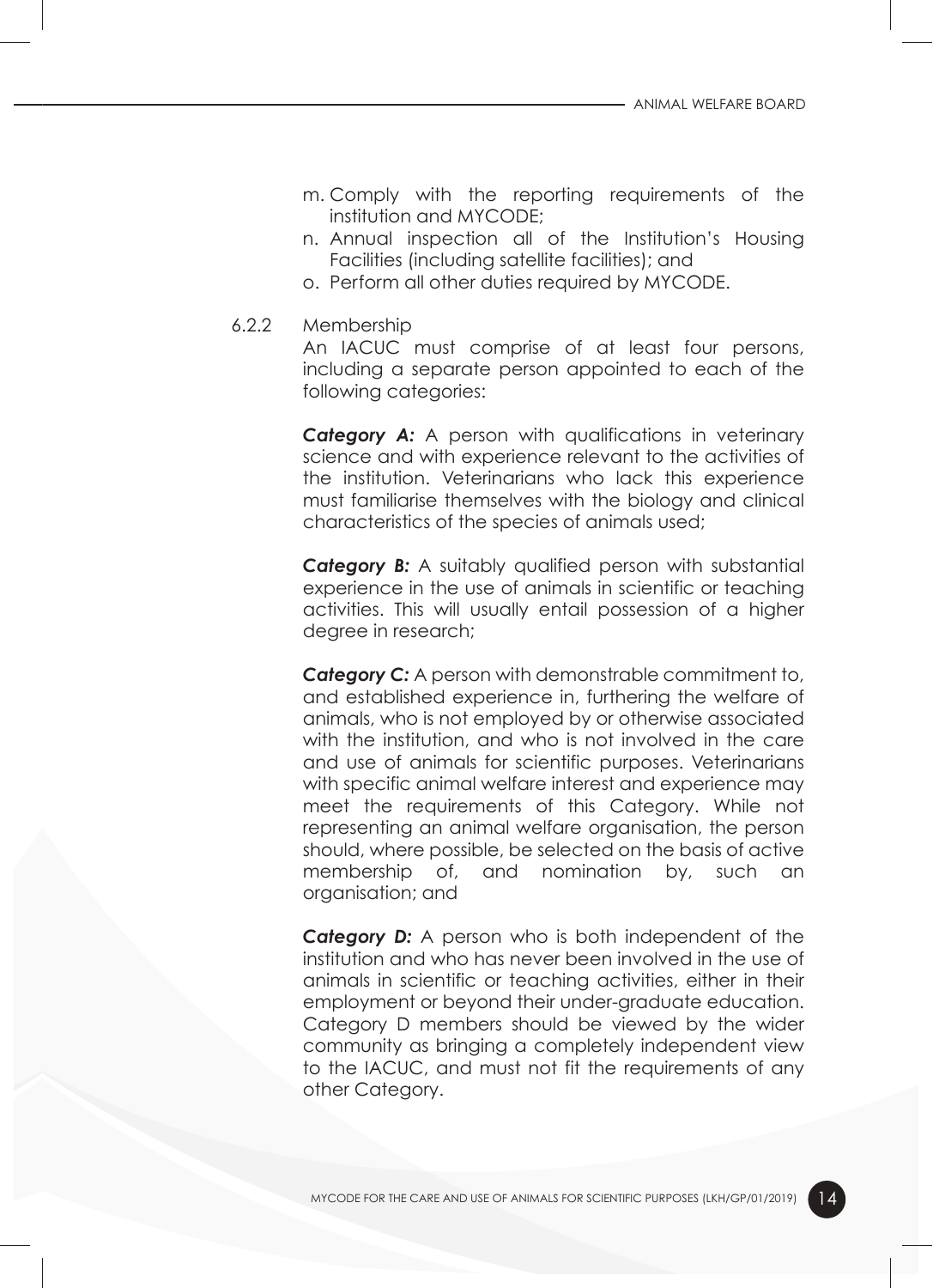m. Comply with the reporting requirements of the institution and MYCODE;
n. Annual inspection all of the Institution's Housing Facilities (including satellite facilities); and
o. Perform all other duties required by MYCODE.

6.2.2 Membership

An IACUC must comprise of at least four persons, including a separate person appointed to each of the following categories:

***Category A:*** A person with qualifications in veterinary science and with experience relevant to the activities of the institution. Veterinarians who lack this experience must familiarise themselves with the biology and clinical characteristics of the species of animals used;

***Category B:*** A suitably qualified person with substantial experience in the use of animals in scientific or teaching activities. This will usually entail possession of a higher degree in research;

***Category C:*** A person with demonstrable commitment to, and established experience in, furthering the welfare of animals, who is not employed by or otherwise associated with the institution, and who is not involved in the care and use of animals for scientific purposes. Veterinarians with specific animal welfare interest and experience may meet the requirements of this Category. While not representing an animal welfare organisation, the person should, where possible, be selected on the basis of active membership of, and nomination by, such an organisation; and

***Category D:*** A person who is both independent of the institution and who has never been involved in the use of animals in scientific or teaching activities, either in their employment or beyond their under-graduate education. Category D members should be viewed by the wider community as bringing a completely independent view to the IACUC, and must not fit the requirements of any other Category.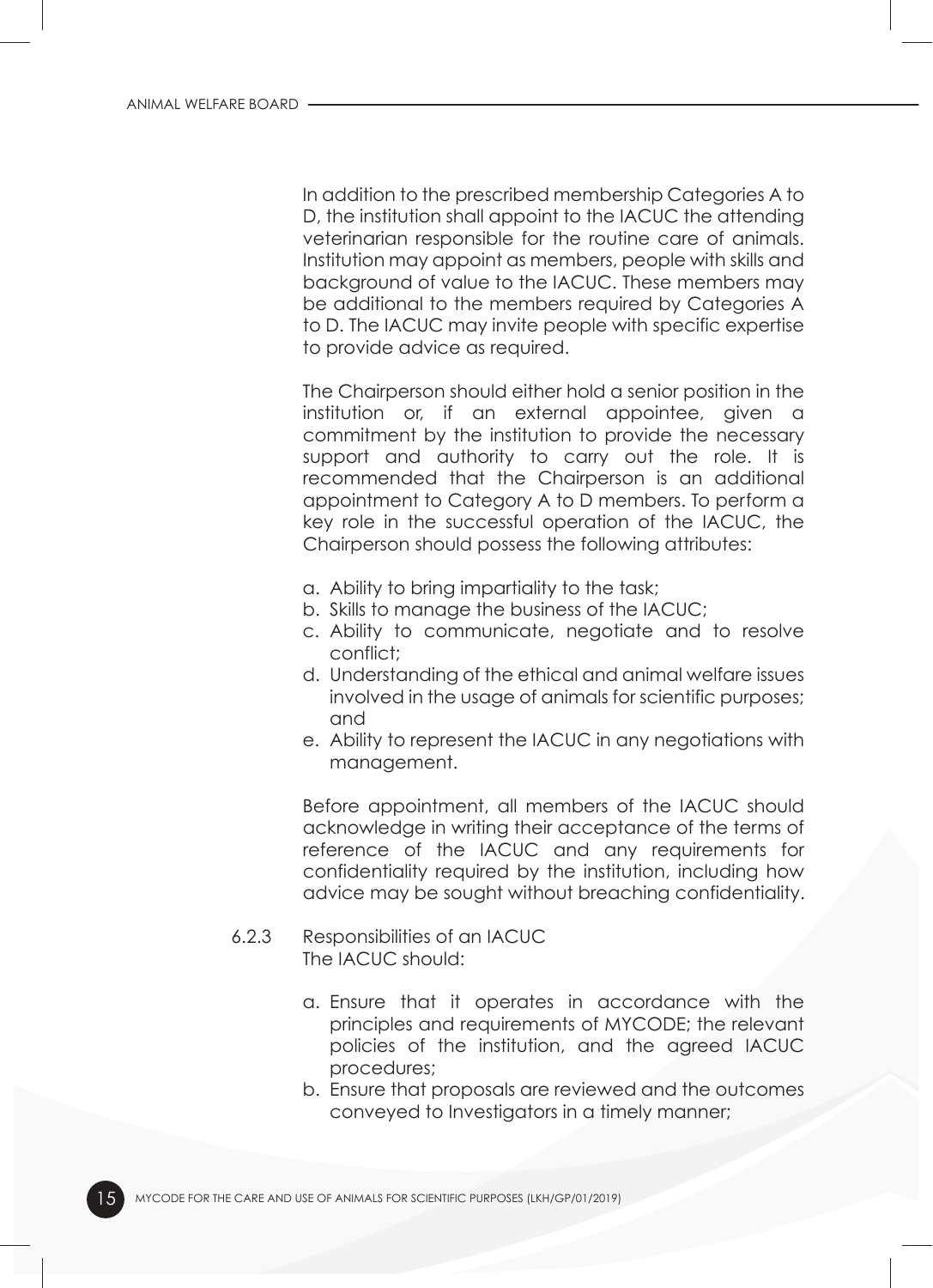In addition to the prescribed membership Categories A to D, the institution shall appoint to the IACUC the attending veterinarian responsible for the routine care of animals. Institution may appoint as members, people with skills and background of value to the IACUC. These members may be additional to the members required by Categories A to D. The IACUC may invite people with specific expertise to provide advice as required.

The Chairperson should either hold a senior position in the institution or, if an external appointee, given a commitment by the institution to provide the necessary support and authority to carry out the role. It is recommended that the Chairperson is an additional appointment to Category A to D members. To perform a key role in the successful operation of the IACUC, the Chairperson should possess the following attributes:

a. Ability to bring impartiality to the task;
b. Skills to manage the business of the IACUC;
c. Ability to communicate, negotiate and to resolve conflict;
d. Understanding of the ethical and animal welfare issues involved in the usage of animals for scientific purposes; and
e. Ability to represent the IACUC in any negotiations with management.

Before appointment, all members of the IACUC should acknowledge in writing their acceptance of the terms of reference of the IACUC and any requirements for confidentiality required by the institution, including how advice may be sought without breaching confidentiality.

#### 6.2.3 Responsibilities of an IACUC

The IACUC should:

a. Ensure that it operates in accordance with the principles and requirements of MYCODE; the relevant policies of the institution, and the agreed IACUC procedures;
b. Ensure that proposals are reviewed and the outcomes conveyed to Investigators in a timely manner;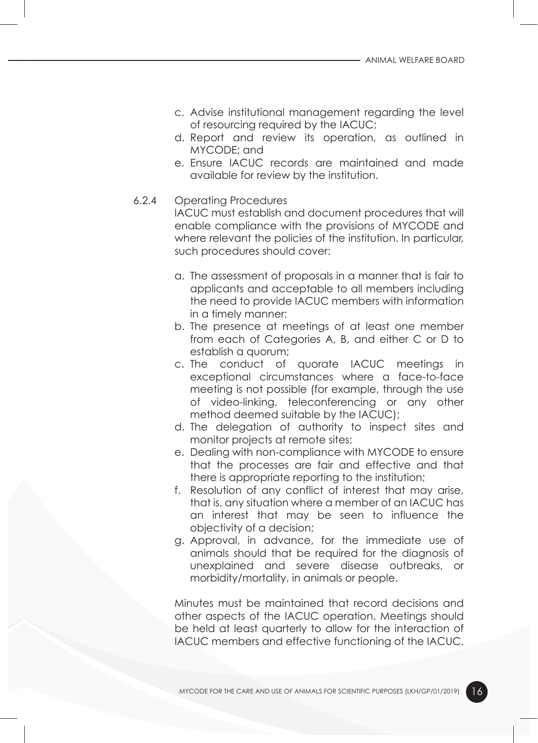c. Advise institutional management regarding the level of resourcing required by the IACUC;
d. Report and review its operation, as outlined in MYCODE; and
e. Ensure IACUC records are maintained and made available for review by the institution.

6.2.4 Operating Procedures

IACUC must establish and document procedures that will enable compliance with the provisions of MYCODE and where relevant the policies of the institution. In particular, such procedures should cover:

a. The assessment of proposals in a manner that is fair to applicants and acceptable to all members including the need to provide IACUC members with information in a timely manner;
b. The presence at meetings of at least one member from each of Categories A, B, and either C or D to establish a quorum;
c. The conduct of quorate IACUC meetings in exceptional circumstances where a face-to-face meeting is not possible (for example, through the use of video-linking, teleconferencing or any other method deemed suitable by the IACUC);
d. The delegation of authority to inspect sites and monitor projects at remote sites;
e. Dealing with non-compliance with MYCODE to ensure that the processes are fair and effective and that there is appropriate reporting to the institution;
f. Resolution of any conflict of interest that may arise, that is, any situation where a member of an IACUC has an interest that may be seen to influence the objectivity of a decision;
g. Approval, in advance, for the immediate use of animals should that be required for the diagnosis of unexplained and severe disease outbreaks, or morbidity/mortality, in animals or people.

Minutes must be maintained that record decisions and other aspects of the IACUC operation. Meetings should be held at least quarterly to allow for the interaction of IACUC members and effective functioning of the IACUC.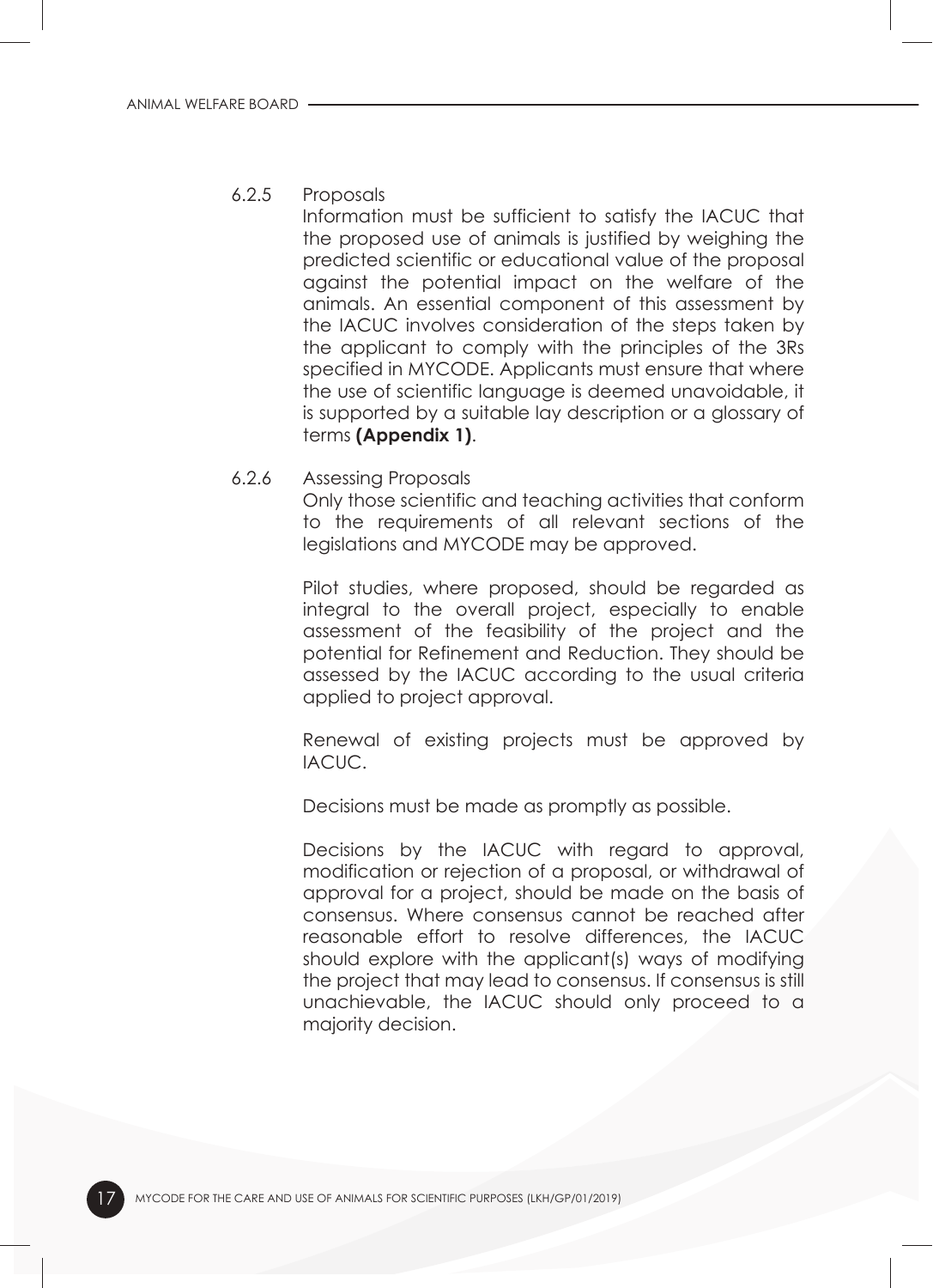#### 6.2.5 Proposals

Information must be sufficient to satisfy the IACUC that the proposed use of animals is justified by weighing the predicted scientific or educational value of the proposal against the potential impact on the welfare of the animals. An essential component of this assessment by the IACUC involves consideration of the steps taken by the applicant to comply with the principles of the 3Rs specified in MYCODE. Applicants must ensure that where the use of scientific language is deemed unavoidable, it is supported by a suitable lay description or a glossary of terms **(Appendix 1)**.

#### 6.2.6 Assessing Proposals

Only those scientific and teaching activities that conform to the requirements of all relevant sections of the legislations and MYCODE may be approved.

Pilot studies, where proposed, should be regarded as integral to the overall project, especially to enable assessment of the feasibility of the project and the potential for Refinement and Reduction. They should be assessed by the IACUC according to the usual criteria applied to project approval.

Renewal of existing projects must be approved by IACUC.

Decisions must be made as promptly as possible.

Decisions by the IACUC with regard to approval, modification or rejection of a proposal, or withdrawal of approval for a project, should be made on the basis of consensus. Where consensus cannot be reached after reasonable effort to resolve differences, the IACUC should explore with the applicant(s) ways of modifying the project that may lead to consensus. If consensus is still unachievable, the IACUC should only proceed to a majority decision.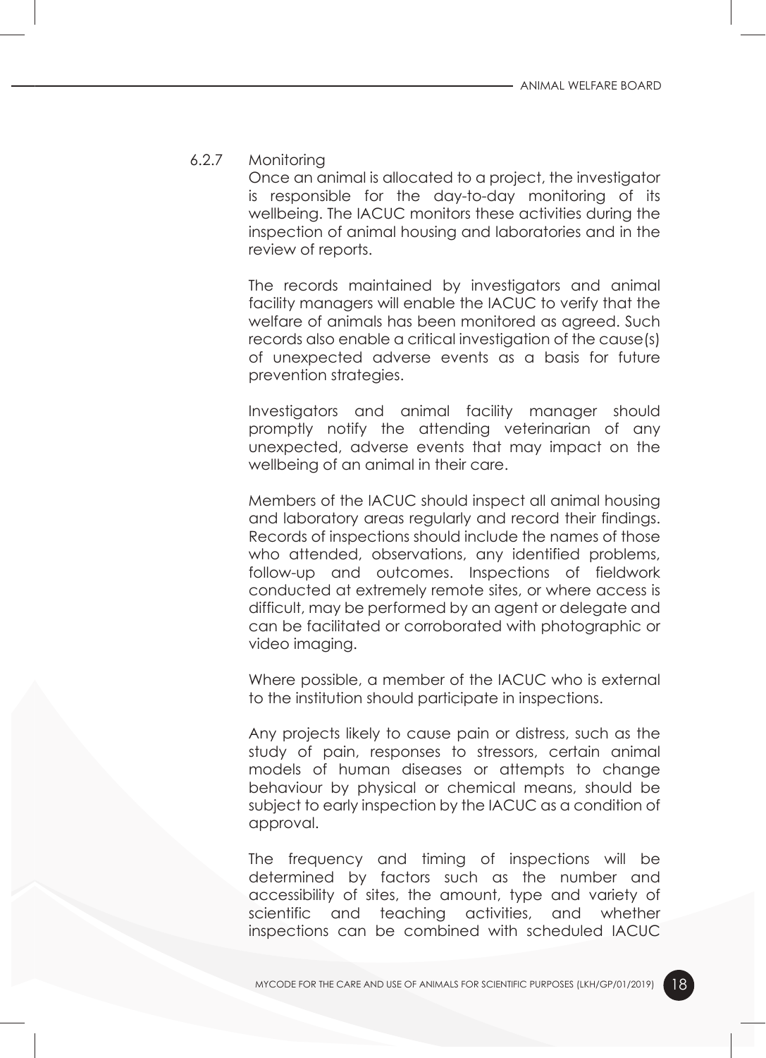#### 6.2.7 Monitoring

Once an animal is allocated to a project, the investigator is responsible for the day-to-day monitoring of its wellbeing. The IACUC monitors these activities during the inspection of animal housing and laboratories and in the review of reports.

The records maintained by investigators and animal facility managers will enable the IACUC to verify that the welfare of animals has been monitored as agreed. Such records also enable a critical investigation of the cause(s) of unexpected adverse events as a basis for future prevention strategies.

Investigators and animal facility manager should promptly notify the attending veterinarian of any unexpected, adverse events that may impact on the wellbeing of an animal in their care.

Members of the IACUC should inspect all animal housing and laboratory areas regularly and record their findings. Records of inspections should include the names of those who attended, observations, any identified problems, follow-up and outcomes. Inspections of fieldwork conducted at extremely remote sites, or where access is difficult, may be performed by an agent or delegate and can be facilitated or corroborated with photographic or video imaging.

Where possible, a member of the IACUC who is external to the institution should participate in inspections.

Any projects likely to cause pain or distress, such as the study of pain, responses to stressors, certain animal models of human diseases or attempts to change behaviour by physical or chemical means, should be subject to early inspection by the IACUC as a condition of approval.

The frequency and timing of inspections will be determined by factors such as the number and accessibility of sites, the amount, type and variety of scientific and teaching activities, and whether inspections can be combined with scheduled IACUC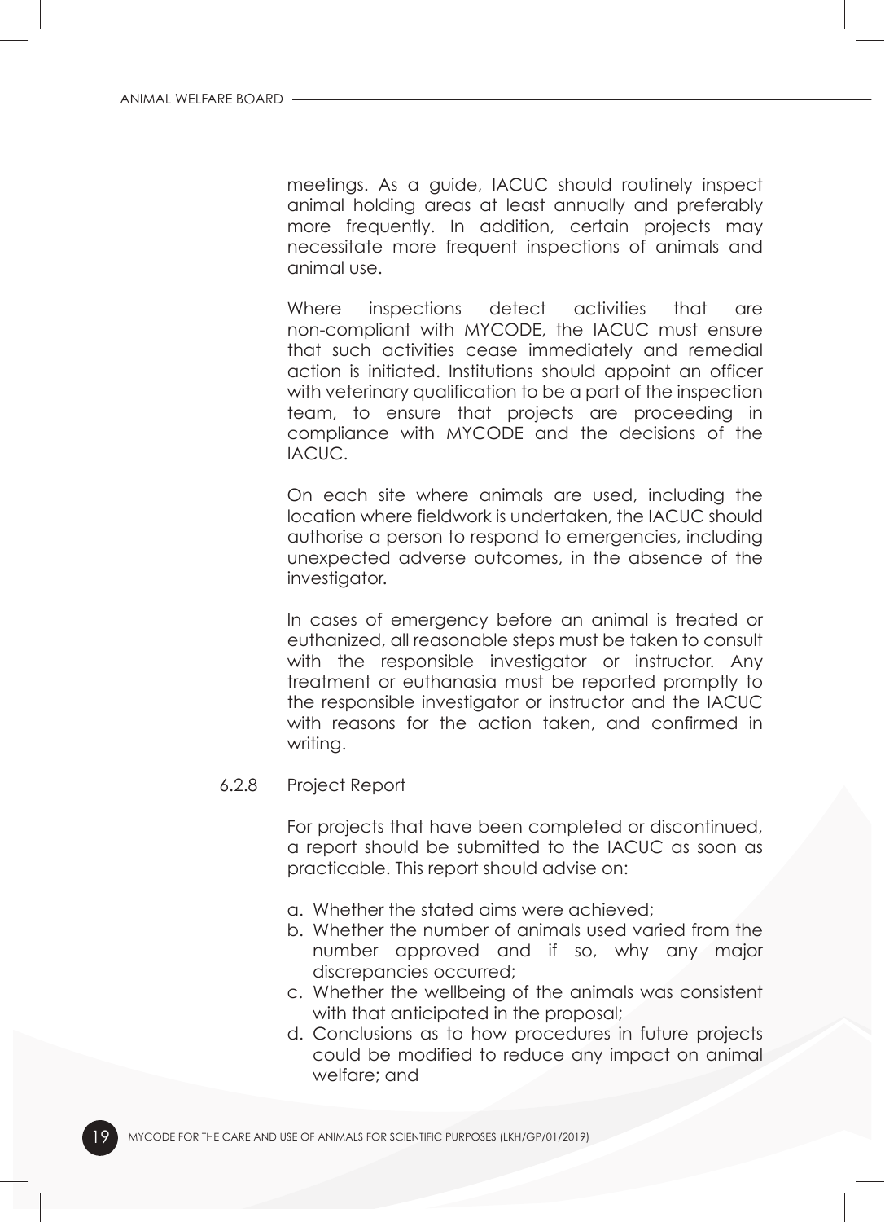meetings. As a guide, IACUC should routinely inspect animal holding areas at least annually and preferably more frequently. In addition, certain projects may necessitate more frequent inspections of animals and animal use.

Where inspections detect activities that are non-compliant with MYCODE, the IACUC must ensure that such activities cease immediately and remedial action is initiated. Institutions should appoint an officer with veterinary qualification to be a part of the inspection team, to ensure that projects are proceeding in compliance with MYCODE and the decisions of the IACUC.

On each site where animals are used, including the location where fieldwork is undertaken, the IACUC should authorise a person to respond to emergencies, including unexpected adverse outcomes, in the absence of the investigator.

In cases of emergency before an animal is treated or euthanized, all reasonable steps must be taken to consult with the responsible investigator or instructor. Any treatment or euthanasia must be reported promptly to the responsible investigator or instructor and the IACUC with reasons for the action taken, and confirmed in writing.

#### 6.2.8 Project Report

For projects that have been completed or discontinued, a report should be submitted to the IACUC as soon as practicable. This report should advise on:

a. Whether the stated aims were achieved;
b. Whether the number of animals used varied from the number approved and if so, why any major discrepancies occurred;
c. Whether the wellbeing of the animals was consistent with that anticipated in the proposal;
d. Conclusions as to how procedures in future projects could be modified to reduce any impact on animal welfare; and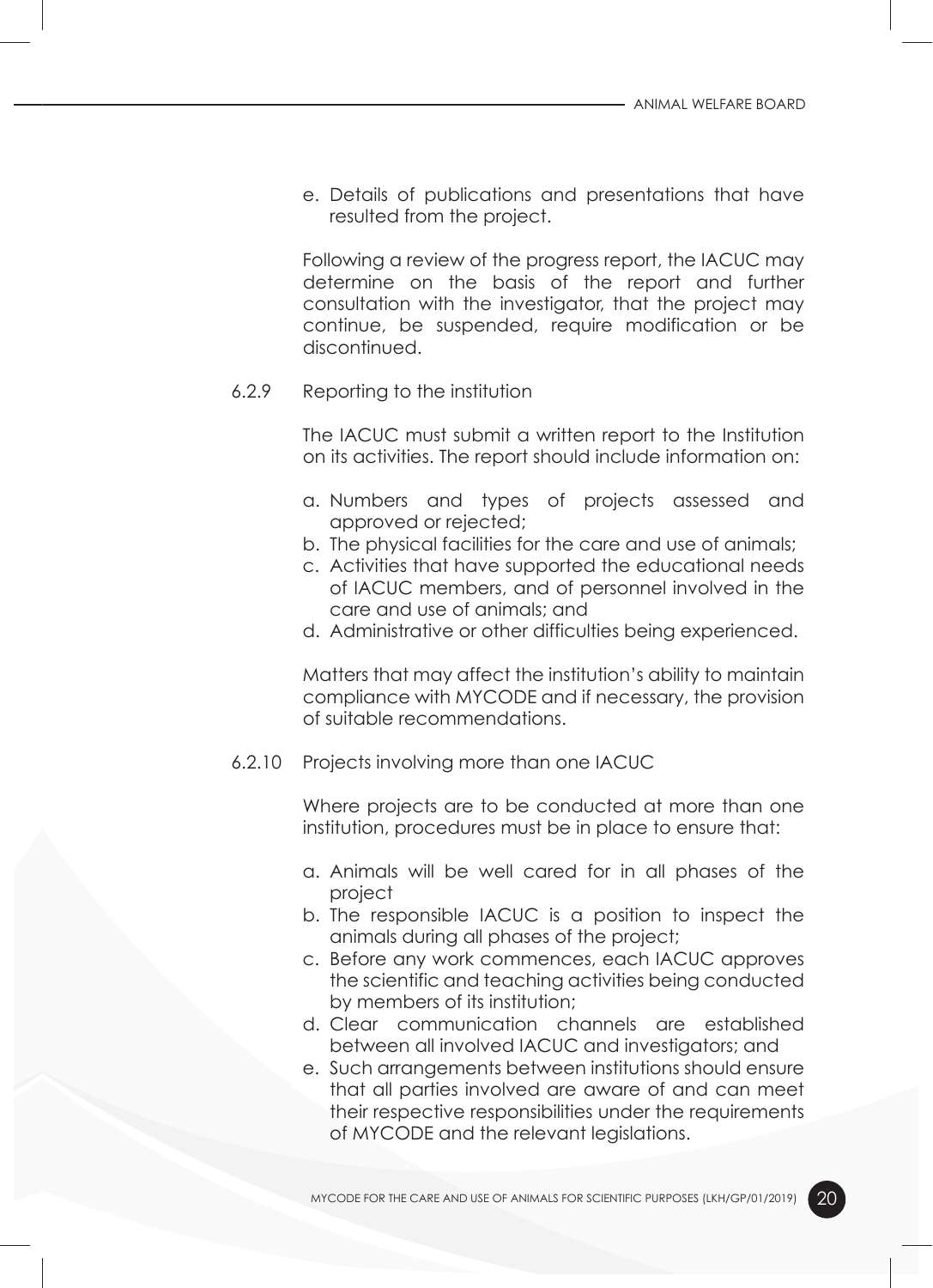e. Details of publications and presentations that have resulted from the project.

Following a review of the progress report, the IACUC may determine on the basis of the report and further consultation with the investigator, that the project may continue, be suspended, require modification or be discontinued.

### 6.2.9 Reporting to the institution

The IACUC must submit a written report to the Institution on its activities. The report should include information on:

a. Numbers and types of projects assessed and approved or rejected;
b. The physical facilities for the care and use of animals;
c. Activities that have supported the educational needs of IACUC members, and of personnel involved in the care and use of animals; and
d. Administrative or other difficulties being experienced.

Matters that may affect the institution's ability to maintain compliance with MYCODE and if necessary, the provision of suitable recommendations.

### 6.2.10 Projects involving more than one IACUC

Where projects are to be conducted at more than one institution, procedures must be in place to ensure that:

a. Animals will be well cared for in all phases of the project
b. The responsible IACUC is a position to inspect the animals during all phases of the project;
c. Before any work commences, each IACUC approves the scientific and teaching activities being conducted by members of its institution;
d. Clear communication channels are established between all involved IACUC and investigators; and
e. Such arrangements between institutions should ensure that all parties involved are aware of and can meet their respective responsibilities under the requirements of MYCODE and the relevant legislations.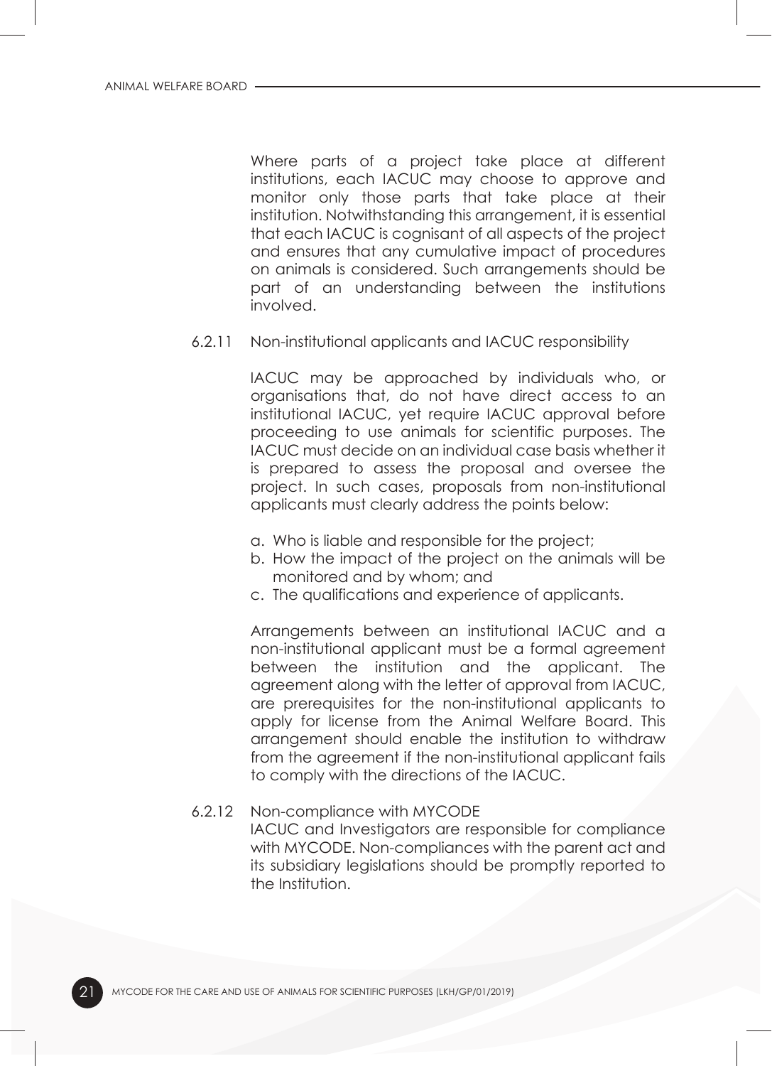Where parts of a project take place at different institutions, each IACUC may choose to approve and monitor only those parts that take place at their institution. Notwithstanding this arrangement, it is essential that each IACUC is cognisant of all aspects of the project and ensures that any cumulative impact of procedures on animals is considered. Such arrangements should be part of an understanding between the institutions involved.

#### 6.2.11 Non-institutional applicants and IACUC responsibility

IACUC may be approached by individuals who, or organisations that, do not have direct access to an institutional IACUC, yet require IACUC approval before proceeding to use animals for scientific purposes. The IACUC must decide on an individual case basis whether it is prepared to assess the proposal and oversee the project. In such cases, proposals from non-institutional applicants must clearly address the points below:

a. Who is liable and responsible for the project;
b. How the impact of the project on the animals will be monitored and by whom; and
c. The qualifications and experience of applicants.

Arrangements between an institutional IACUC and a non-institutional applicant must be a formal agreement between the institution and the applicant. The agreement along with the letter of approval from IACUC, are prerequisites for the non-institutional applicants to apply for license from the Animal Welfare Board. This arrangement should enable the institution to withdraw from the agreement if the non-institutional applicant fails to comply with the directions of the IACUC.

#### 6.2.12 Non-compliance with MYCODE

IACUC and Investigators are responsible for compliance with MYCODE. Non-compliances with the parent act and its subsidiary legislations should be promptly reported to the Institution.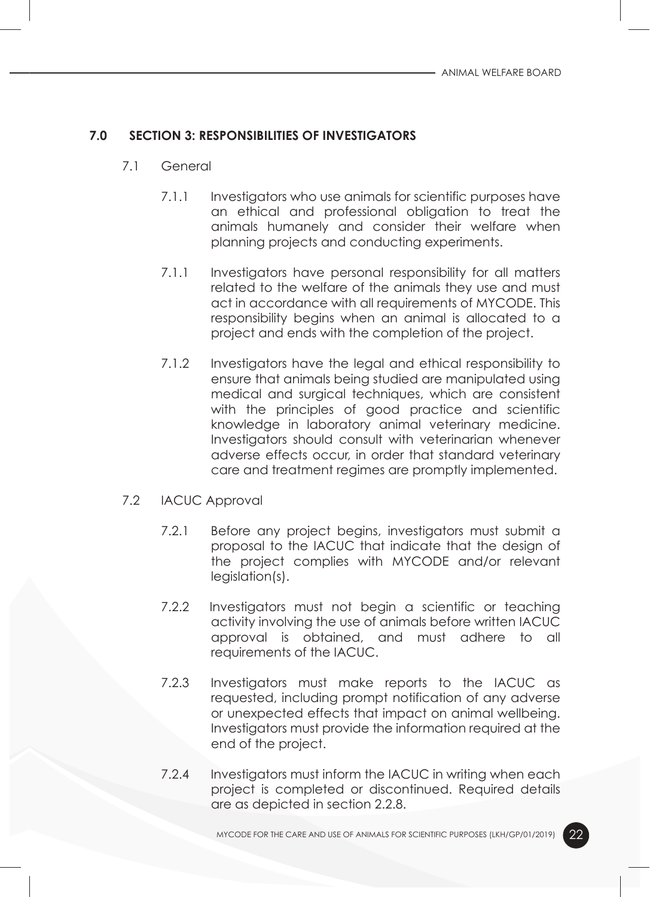## 7.0 SECTION 3: RESPONSIBILITIES OF INVESTIGATORS

7.1 General

7.1.1 Investigators who use animals for scientific purposes have an ethical and professional obligation to treat the animals humanely and consider their welfare when planning projects and conducting experiments.

7.1.1 Investigators have personal responsibility for all matters related to the welfare of the animals they use and must act in accordance with all requirements of MYCODE. This responsibility begins when an animal is allocated to a project and ends with the completion of the project.

7.1.2 Investigators have the legal and ethical responsibility to ensure that animals being studied are manipulated using medical and surgical techniques, which are consistent with the principles of good practice and scientific knowledge in laboratory animal veterinary medicine. Investigators should consult with veterinarian whenever adverse effects occur, in order that standard veterinary care and treatment regimes are promptly implemented.

7.2 IACUC Approval

7.2.1 Before any project begins, investigators must submit a proposal to the IACUC that indicate that the design of the project complies with MYCODE and/or relevant legislation(s).

7.2.2 Investigators must not begin a scientific or teaching activity involving the use of animals before written IACUC approval is obtained, and must adhere to all requirements of the IACUC.

7.2.3 Investigators must make reports to the IACUC as requested, including prompt notification of any adverse or unexpected effects that impact on animal wellbeing. Investigators must provide the information required at the end of the project.

7.2.4 Investigators must inform the IACUC in writing when each project is completed or discontinued. Required details are as depicted in section 2.2.8.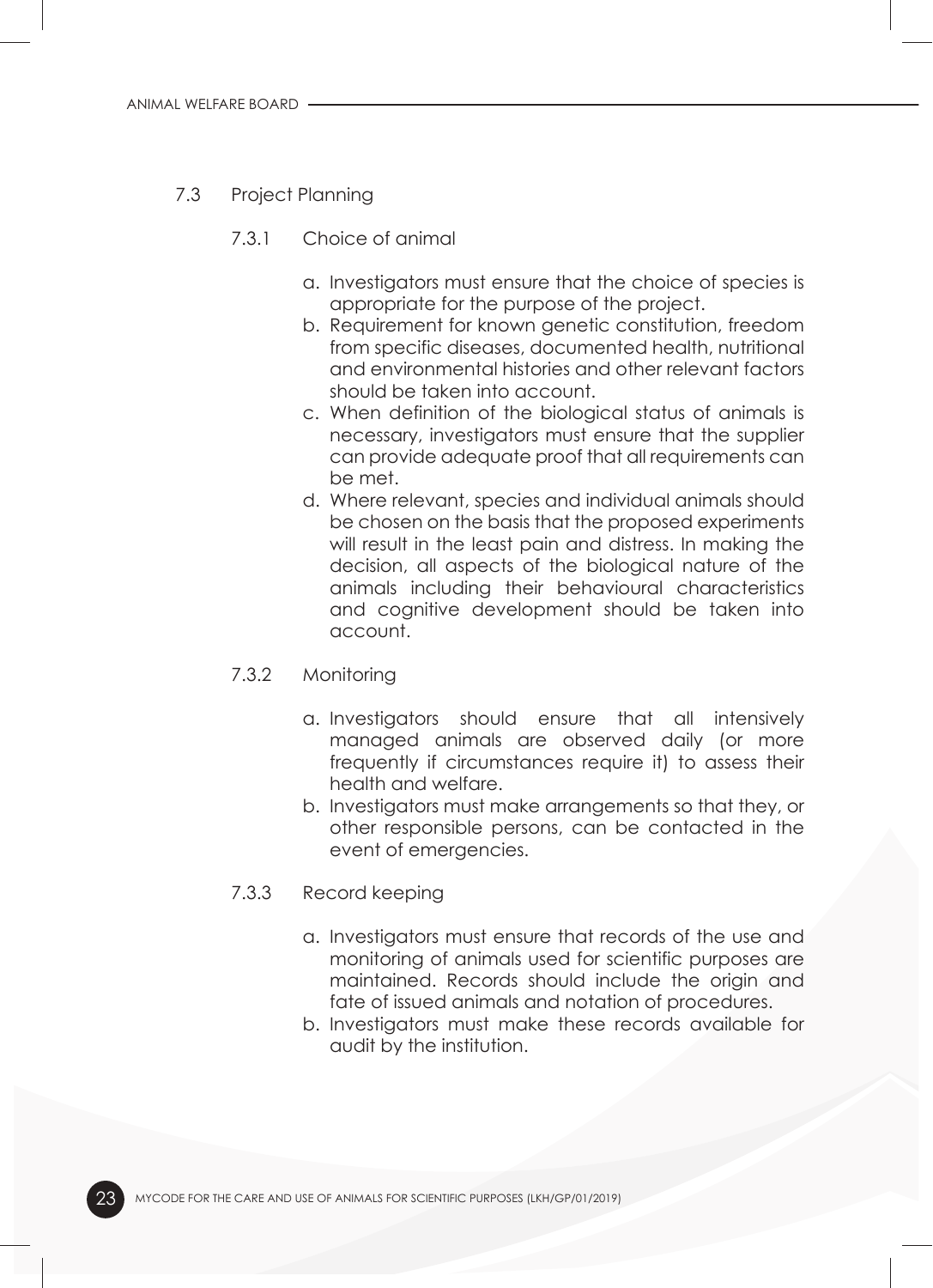### 7.3 Project Planning

#### 7.3.1 Choice of animal

a. Investigators must ensure that the choice of species is appropriate for the purpose of the project.
b. Requirement for known genetic constitution, freedom from specific diseases, documented health, nutritional and environmental histories and other relevant factors should be taken into account.
c. When definition of the biological status of animals is necessary, investigators must ensure that the supplier can provide adequate proof that all requirements can be met.
d. Where relevant, species and individual animals should be chosen on the basis that the proposed experiments will result in the least pain and distress. In making the decision, all aspects of the biological nature of the animals including their behavioural characteristics and cognitive development should be taken into account.

#### 7.3.2 Monitoring

a. Investigators should ensure that all intensively managed animals are observed daily (or more frequently if circumstances require it) to assess their health and welfare.
b. Investigators must make arrangements so that they, or other responsible persons, can be contacted in the event of emergencies.

#### 7.3.3 Record keeping

a. Investigators must ensure that records of the use and monitoring of animals used for scientific purposes are maintained. Records should include the origin and fate of issued animals and notation of procedures.
b. Investigators must make these records available for audit by the institution.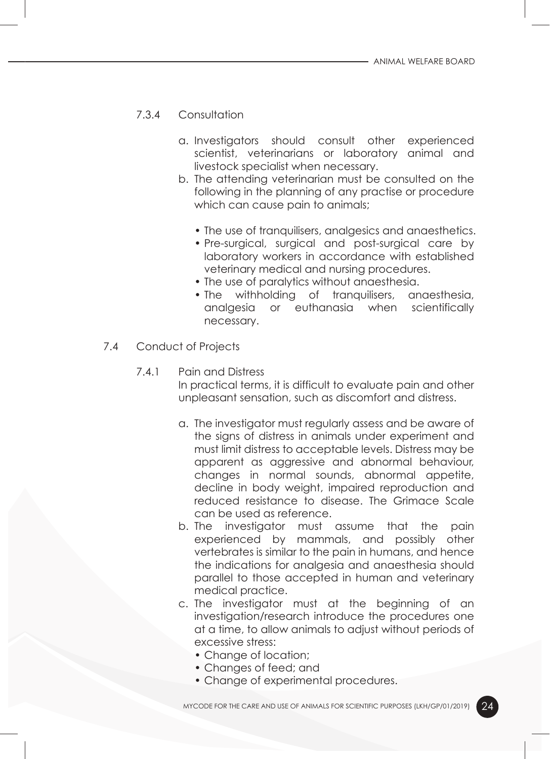#### 7.3.4 Consultation

a. Investigators should consult other experienced scientist, veterinarians or laboratory animal and livestock specialist when necessary.
b. The attending veterinarian must be consulted on the following in the planning of any practise or procedure which can cause pain to animals;

  - The use of tranquilisers, analgesics and anaesthetics.
  - Pre-surgical, surgical and post-surgical care by laboratory workers in accordance with established veterinary medical and nursing procedures.
  - The use of paralytics without anaesthesia.
  - The withholding of tranquilisers, anaesthesia, analgesia or euthanasia when scientifically necessary.

### 7.4 Conduct of Projects

#### 7.4.1 Pain and Distress

In practical terms, it is difficult to evaluate pain and other unpleasant sensation, such as discomfort and distress.

a. The investigator must regularly assess and be aware of the signs of distress in animals under experiment and must limit distress to acceptable levels. Distress may be apparent as aggressive and abnormal behaviour, changes in normal sounds, abnormal appetite, decline in body weight, impaired reproduction and reduced resistance to disease. The Grimace Scale can be used as reference.
b. The investigator must assume that the pain experienced by mammals, and possibly other vertebrates is similar to the pain in humans, and hence the indications for analgesia and anaesthesia should parallel to those accepted in human and veterinary medical practice.
c. The investigator must at the beginning of an investigation/research introduce the procedures one at a time, to allow animals to adjust without periods of excessive stress:
  - Change of location;
  - Changes of feed; and
  - Change of experimental procedures.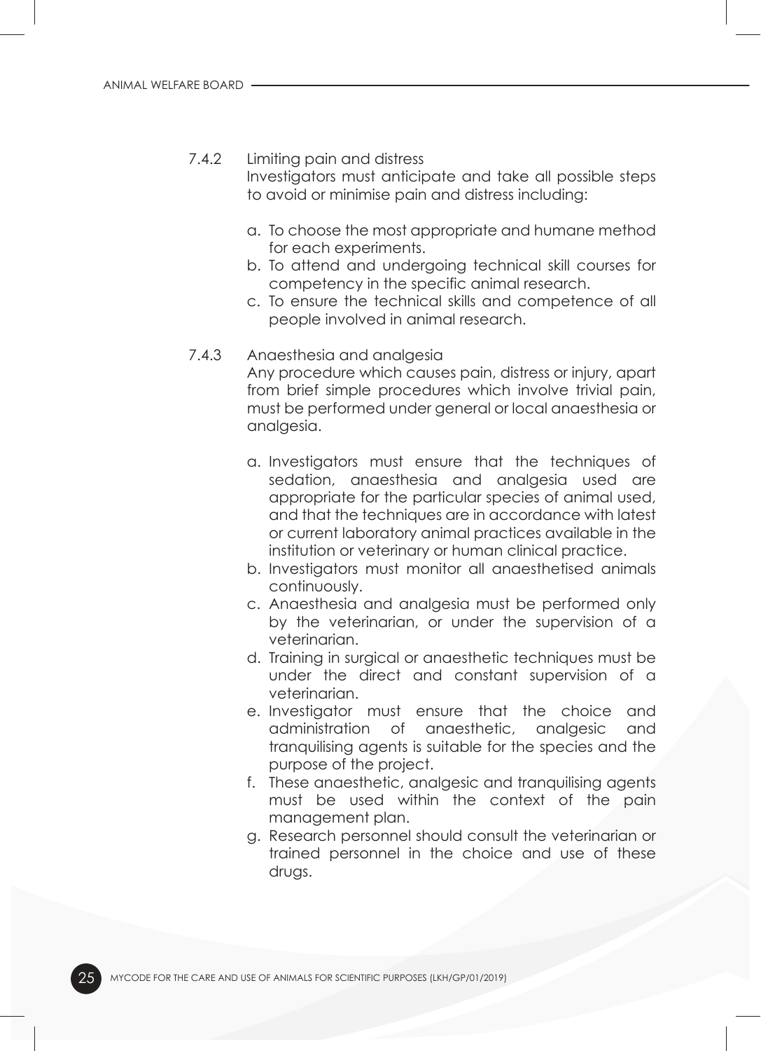7.4.2 Limiting pain and distress

Investigators must anticipate and take all possible steps to avoid or minimise pain and distress including:

a. To choose the most appropriate and humane method for each experiments.
b. To attend and undergoing technical skill courses for competency in the specific animal research.
c. To ensure the technical skills and competence of all people involved in animal research.

7.4.3 Anaesthesia and analgesia

Any procedure which causes pain, distress or injury, apart from brief simple procedures which involve trivial pain, must be performed under general or local anaesthesia or analgesia.

a. Investigators must ensure that the techniques of sedation, anaesthesia and analgesia used are appropriate for the particular species of animal used, and that the techniques are in accordance with latest or current laboratory animal practices available in the institution or veterinary or human clinical practice.
b. Investigators must monitor all anaesthetised animals continuously.
c. Anaesthesia and analgesia must be performed only by the veterinarian, or under the supervision of a veterinarian.
d. Training in surgical or anaesthetic techniques must be under the direct and constant supervision of a veterinarian.
e. Investigator must ensure that the choice and administration of anaesthetic, analgesic and tranquilising agents is suitable for the species and the purpose of the project.
f. These anaesthetic, analgesic and tranquilising agents must be used within the context of the pain management plan.
g. Research personnel should consult the veterinarian or trained personnel in the choice and use of these drugs.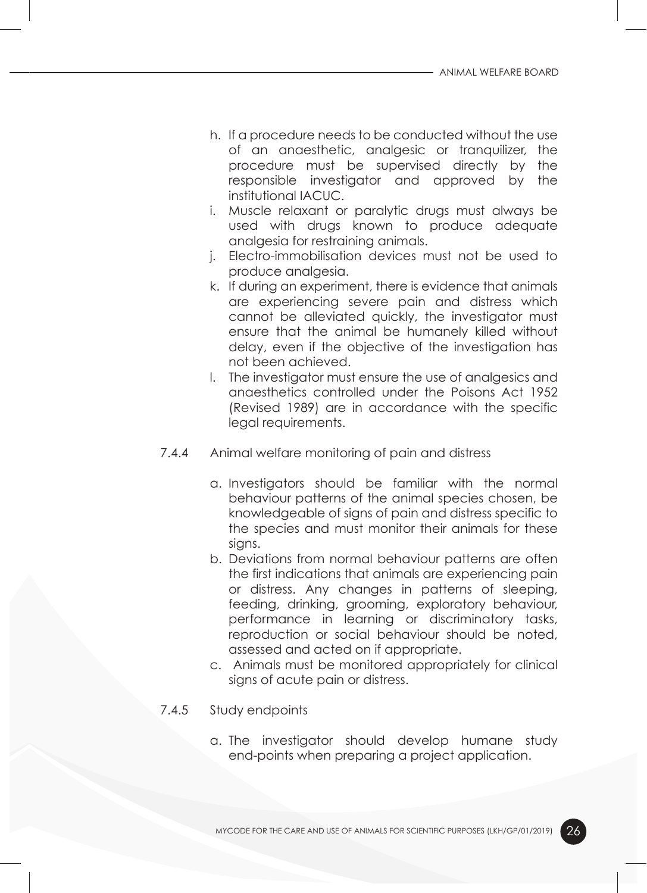h. If a procedure needs to be conducted without the use of an anaesthetic, analgesic or tranquilizer, the procedure must be supervised directly by the responsible investigator and approved by the institutional IACUC.
i. Muscle relaxant or paralytic drugs must always be used with drugs known to produce adequate analgesia for restraining animals.
j. Electro-immobilisation devices must not be used to produce analgesia.
k. If during an experiment, there is evidence that animals are experiencing severe pain and distress which cannot be alleviated quickly, the investigator must ensure that the animal be humanely killed without delay, even if the objective of the investigation has not been achieved.
l. The investigator must ensure the use of analgesics and anaesthetics controlled under the Poisons Act 1952 (Revised 1989) are in accordance with the specific legal requirements.

7.4.4 Animal welfare monitoring of pain and distress

a. Investigators should be familiar with the normal behaviour patterns of the animal species chosen, be knowledgeable of signs of pain and distress specific to the species and must monitor their animals for these signs.
b. Deviations from normal behaviour patterns are often the first indications that animals are experiencing pain or distress. Any changes in patterns of sleeping, feeding, drinking, grooming, exploratory behaviour, performance in learning or discriminatory tasks, reproduction or social behaviour should be noted, assessed and acted on if appropriate.
c. Animals must be monitored appropriately for clinical signs of acute pain or distress.

7.4.5 Study endpoints

a. The investigator should develop humane study end-points when preparing a project application.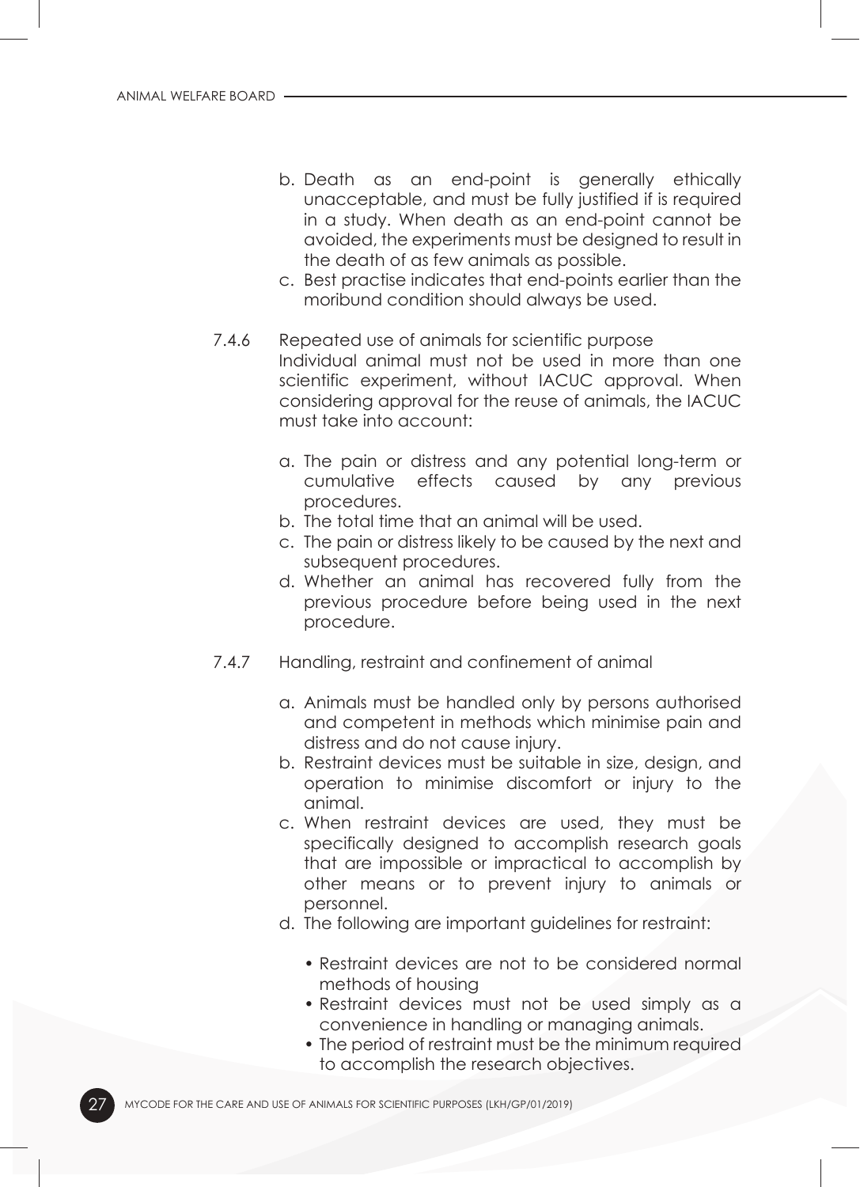b. Death as an end-point is generally ethically unacceptable, and must be fully justified if is required in a study. When death as an end-point cannot be avoided, the experiments must be designed to result in the death of as few animals as possible.
c. Best practise indicates that end-points earlier than the moribund condition should always be used.

7.4.6 Repeated use of animals for scientific purpose

Individual animal must not be used in more than one scientific experiment, without IACUC approval. When considering approval for the reuse of animals, the IACUC must take into account:

a. The pain or distress and any potential long-term or cumulative effects caused by any previous procedures.
b. The total time that an animal will be used.
c. The pain or distress likely to be caused by the next and subsequent procedures.
d. Whether an animal has recovered fully from the previous procedure before being used in the next procedure.

7.4.7 Handling, restraint and confinement of animal

a. Animals must be handled only by persons authorised and competent in methods which minimise pain and distress and do not cause injury.
b. Restraint devices must be suitable in size, design, and operation to minimise discomfort or injury to the animal.
c. When restraint devices are used, they must be specifically designed to accomplish research goals that are impossible or impractical to accomplish by other means or to prevent injury to animals or personnel.
d. The following are important guidelines for restraint:
    - Restraint devices are not to be considered normal methods of housing
    - Restraint devices must not be used simply as a convenience in handling or managing animals.
    - The period of restraint must be the minimum required to accomplish the research objectives.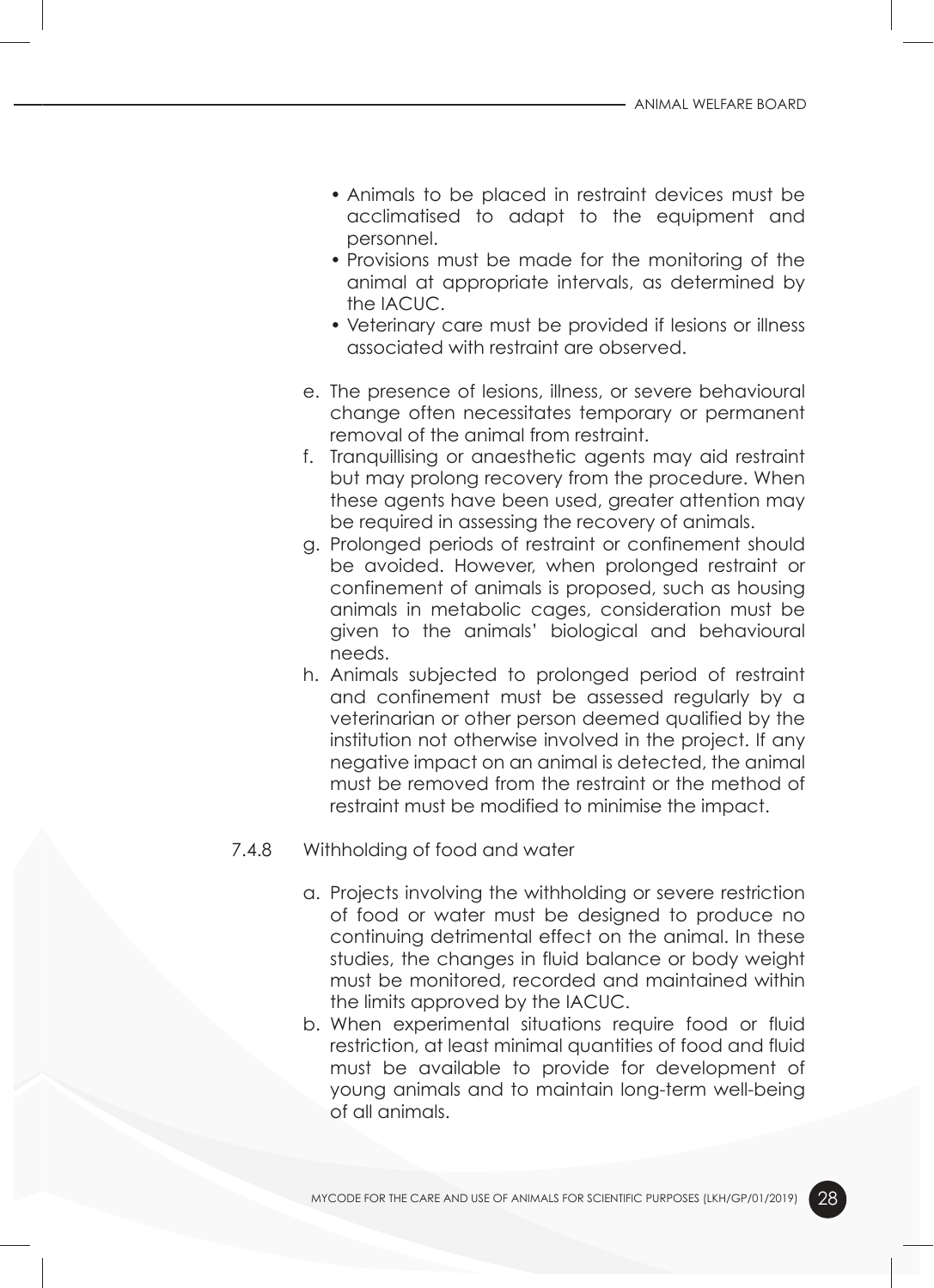- Animals to be placed in restraint devices must be acclimatised to adapt to the equipment and personnel.
- Provisions must be made for the monitoring of the animal at appropriate intervals, as determined by the IACUC.
- Veterinary care must be provided if lesions or illness associated with restraint are observed.

e. The presence of lesions, illness, or severe behavioural change often necessitates temporary or permanent removal of the animal from restraint.

f. Tranquillising or anaesthetic agents may aid restraint but may prolong recovery from the procedure. When these agents have been used, greater attention may be required in assessing the recovery of animals.

g. Prolonged periods of restraint or confinement should be avoided. However, when prolonged restraint or confinement of animals is proposed, such as housing animals in metabolic cages, consideration must be given to the animals' biological and behavioural needs.

h. Animals subjected to prolonged period of restraint and confinement must be assessed regularly by a veterinarian or other person deemed qualified by the institution not otherwise involved in the project. If any negative impact on an animal is detected, the animal must be removed from the restraint or the method of restraint must be modified to minimise the impact.

#### 7.4.8 Withholding of food and water

a. Projects involving the withholding or severe restriction of food or water must be designed to produce no continuing detrimental effect on the animal. In these studies, the changes in fluid balance or body weight must be monitored, recorded and maintained within the limits approved by the IACUC.

b. When experimental situations require food or fluid restriction, at least minimal quantities of food and fluid must be available to provide for development of young animals and to maintain long-term well-being of all animals.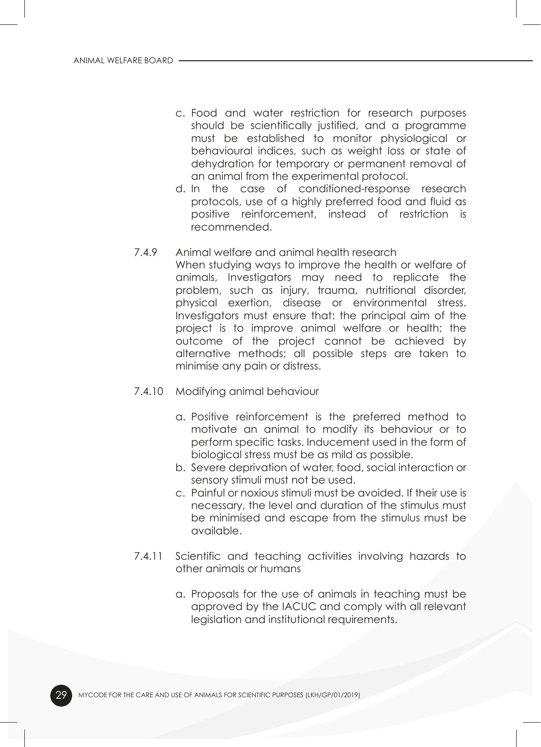c. Food and water restriction for research purposes should be scientifically justified, and a programme must be established to monitor physiological or behavioural indices, such as weight loss or state of dehydration for temporary or permanent removal of an animal from the experimental protocol.

d. In the case of conditioned-response research protocols, use of a highly preferred food and fluid as positive reinforcement, instead of restriction is recommended.

7.4.9 Animal welfare and animal health research

When studying ways to improve the health or welfare of animals, Investigators may need to replicate the problem, such as injury, trauma, nutritional disorder, physical exertion, disease or environmental stress. Investigators must ensure that: the principal aim of the project is to improve animal welfare or health; the outcome of the project cannot be achieved by alternative methods; all possible steps are taken to minimise any pain or distress.

7.4.10 Modifying animal behaviour

a. Positive reinforcement is the preferred method to motivate an animal to modify its behaviour or to perform specific tasks. Inducement used in the form of biological stress must be as mild as possible.

b. Severe deprivation of water, food, social interaction or sensory stimuli must not be used.

c. Painful or noxious stimuli must be avoided. If their use is necessary, the level and duration of the stimulus must be minimised and escape from the stimulus must be available.

7.4.11 Scientific and teaching activities involving hazards to other animals or humans

a. Proposals for the use of animals in teaching must be approved by the IACUC and comply with all relevant legislation and institutional requirements.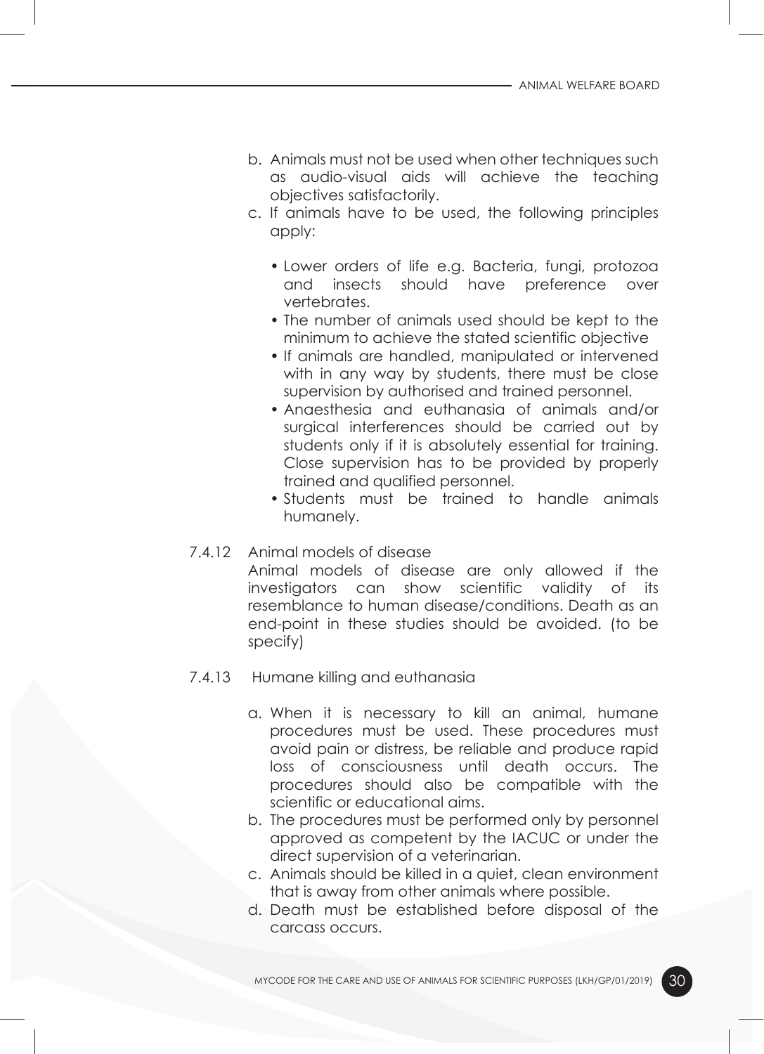b. Animals must not be used when other techniques such as audio-visual aids will achieve the teaching objectives satisfactorily.

c. If animals have to be used, the following principles apply:

   - Lower orders of life e.g. Bacteria, fungi, protozoa and insects should have preference over vertebrates.
   - The number of animals used should be kept to the minimum to achieve the stated scientific objective
   - If animals are handled, manipulated or intervened with in any way by students, there must be close supervision by authorised and trained personnel.
   - Anaesthesia and euthanasia of animals and/or surgical interferences should be carried out by students only if it is absolutely essential for training. Close supervision has to be provided by properly trained and qualified personnel.
   - Students must be trained to handle animals humanely.

7.4.12 Animal models of disease

Animal models of disease are only allowed if the investigators can show scientific validity of its resemblance to human disease/conditions. Death as an end-point in these studies should be avoided. (to be specify)

7.4.13 Humane killing and euthanasia

a. When it is necessary to kill an animal, humane procedures must be used. These procedures must avoid pain or distress, be reliable and produce rapid loss of consciousness until death occurs. The procedures should also be compatible with the scientific or educational aims.

b. The procedures must be performed only by personnel approved as competent by the IACUC or under the direct supervision of a veterinarian.

c. Animals should be killed in a quiet, clean environment that is away from other animals where possible.

d. Death must be established before disposal of the carcass occurs.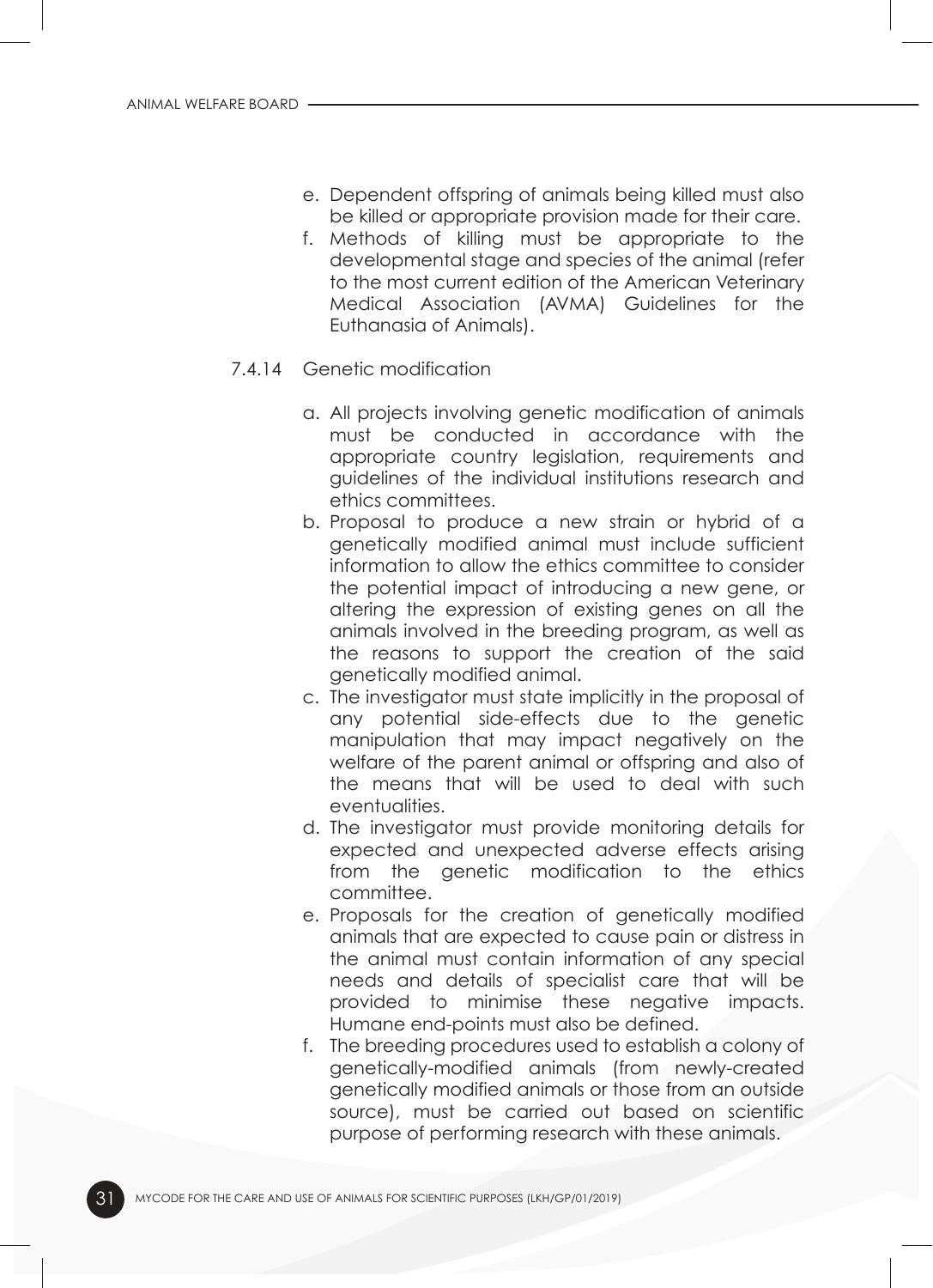e. Dependent offspring of animals being killed must also be killed or appropriate provision made for their care.
f. Methods of killing must be appropriate to the developmental stage and species of the animal (refer to the most current edition of the American Veterinary Medical Association (AVMA) Guidelines for the Euthanasia of Animals).

7.4.14 Genetic modification

a. All projects involving genetic modification of animals must be conducted in accordance with the appropriate country legislation, requirements and guidelines of the individual institutions research and ethics committees.
b. Proposal to produce a new strain or hybrid of a genetically modified animal must include sufficient information to allow the ethics committee to consider the potential impact of introducing a new gene, or altering the expression of existing genes on all the animals involved in the breeding program, as well as the reasons to support the creation of the said genetically modified animal.
c. The investigator must state implicitly in the proposal of any potential side-effects due to the genetic manipulation that may impact negatively on the welfare of the parent animal or offspring and also of the means that will be used to deal with such eventualities.
d. The investigator must provide monitoring details for expected and unexpected adverse effects arising from the genetic modification to the ethics committee.
e. Proposals for the creation of genetically modified animals that are expected to cause pain or distress in the animal must contain information of any special needs and details of specialist care that will be provided to minimise these negative impacts. Humane end-points must also be defined.
f. The breeding procedures used to establish a colony of genetically-modified animals (from newly-created genetically modified animals or those from an outside source), must be carried out based on scientific purpose of performing research with these animals.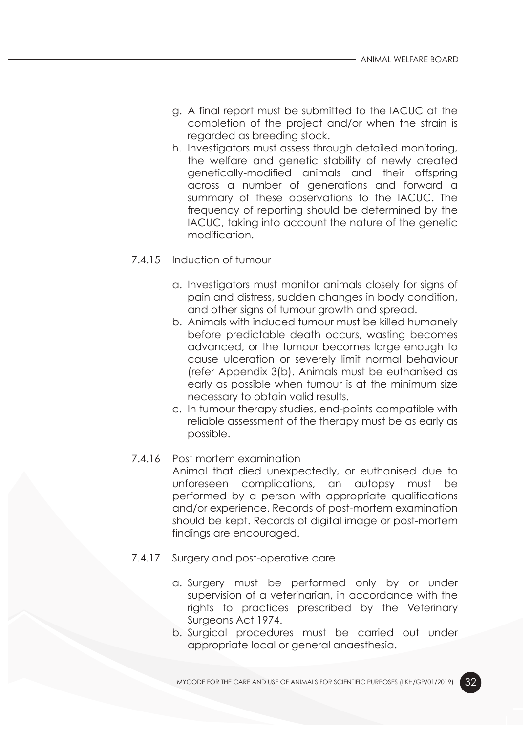g. A final report must be submitted to the IACUC at the completion of the project and/or when the strain is regarded as breeding stock.
h. Investigators must assess through detailed monitoring, the welfare and genetic stability of newly created genetically-modified animals and their offspring across a number of generations and forward a summary of these observations to the IACUC. The frequency of reporting should be determined by the IACUC, taking into account the nature of the genetic modification.

7.4.15 Induction of tumour

a. Investigators must monitor animals closely for signs of pain and distress, sudden changes in body condition, and other signs of tumour growth and spread.
b. Animals with induced tumour must be killed humanely before predictable death occurs, wasting becomes advanced, or the tumour becomes large enough to cause ulceration or severely limit normal behaviour (refer Appendix 3(b). Animals must be euthanised as early as possible when tumour is at the minimum size necessary to obtain valid results.
c. In tumour therapy studies, end-points compatible with reliable assessment of the therapy must be as early as possible.

7.4.16 Post mortem examination

Animal that died unexpectedly, or euthanised due to unforeseen complications, an autopsy must be performed by a person with appropriate qualifications and/or experience. Records of post-mortem examination should be kept. Records of digital image or post-mortem findings are encouraged.

7.4.17 Surgery and post-operative care

a. Surgery must be performed only by or under supervision of a veterinarian, in accordance with the rights to practices prescribed by the Veterinary Surgeons Act 1974.
b. Surgical procedures must be carried out under appropriate local or general anaesthesia.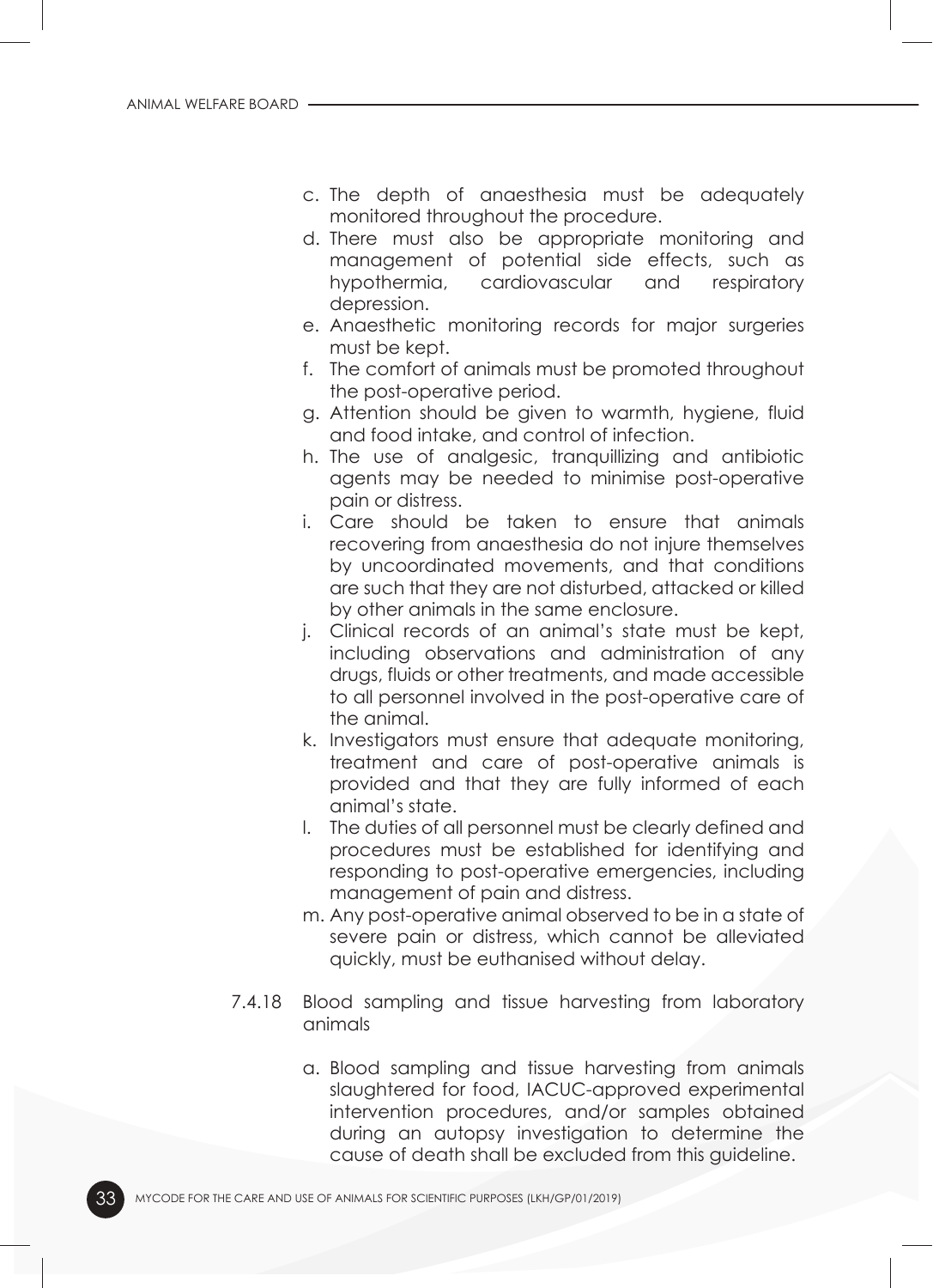c. The depth of anaesthesia must be adequately monitored throughout the procedure.
d. There must also be appropriate monitoring and management of potential side effects, such as hypothermia, cardiovascular and respiratory depression.
e. Anaesthetic monitoring records for major surgeries must be kept.
f. The comfort of animals must be promoted throughout the post-operative period.
g. Attention should be given to warmth, hygiene, fluid and food intake, and control of infection.
h. The use of analgesic, tranquillizing and antibiotic agents may be needed to minimise post-operative pain or distress.
i. Care should be taken to ensure that animals recovering from anaesthesia do not injure themselves by uncoordinated movements, and that conditions are such that they are not disturbed, attacked or killed by other animals in the same enclosure.
j. Clinical records of an animal's state must be kept, including observations and administration of any drugs, fluids or other treatments, and made accessible to all personnel involved in the post-operative care of the animal.
k. Investigators must ensure that adequate monitoring, treatment and care of post-operative animals is provided and that they are fully informed of each animal's state.
l. The duties of all personnel must be clearly defined and procedures must be established for identifying and responding to post-operative emergencies, including management of pain and distress.
m. Any post-operative animal observed to be in a state of severe pain or distress, which cannot be alleviated quickly, must be euthanised without delay.

7.4.18 Blood sampling and tissue harvesting from laboratory animals

a. Blood sampling and tissue harvesting from animals slaughtered for food, IACUC-approved experimental intervention procedures, and/or samples obtained during an autopsy investigation to determine the cause of death shall be excluded from this guideline.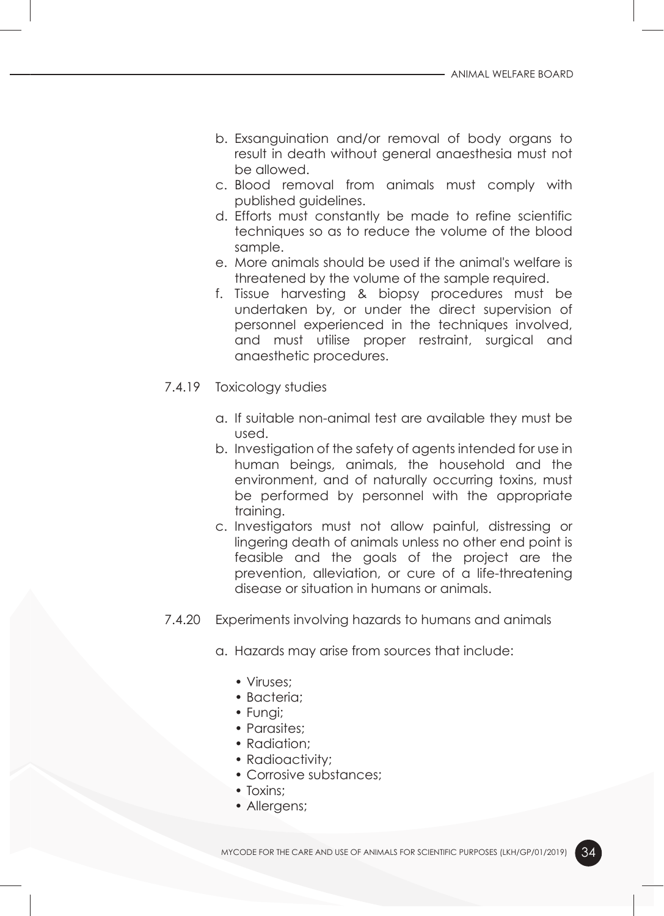b. Exsanguination and/or removal of body organs to result in death without general anaesthesia must not be allowed.
c. Blood removal from animals must comply with published guidelines.
d. Efforts must constantly be made to refine scientific techniques so as to reduce the volume of the blood sample.
e. More animals should be used if the animal's welfare is threatened by the volume of the sample required.
f. Tissue harvesting & biopsy procedures must be undertaken by, or under the direct supervision of personnel experienced in the techniques involved, and must utilise proper restraint, surgical and anaesthetic procedures.

7.4.19 Toxicology studies

a. If suitable non-animal test are available they must be used.
b. Investigation of the safety of agents intended for use in human beings, animals, the household and the environment, and of naturally occurring toxins, must be performed by personnel with the appropriate training.
c. Investigators must not allow painful, distressing or lingering death of animals unless no other end point is feasible and the goals of the project are the prevention, alleviation, or cure of a life-threatening disease or situation in humans or animals.

7.4.20 Experiments involving hazards to humans and animals

a. Hazards may arise from sources that include:

- Viruses;
- Bacteria;
- Fungi;
- Parasites;
- Radiation;
- Radioactivity;
- Corrosive substances;
- Toxins;
- Allergens;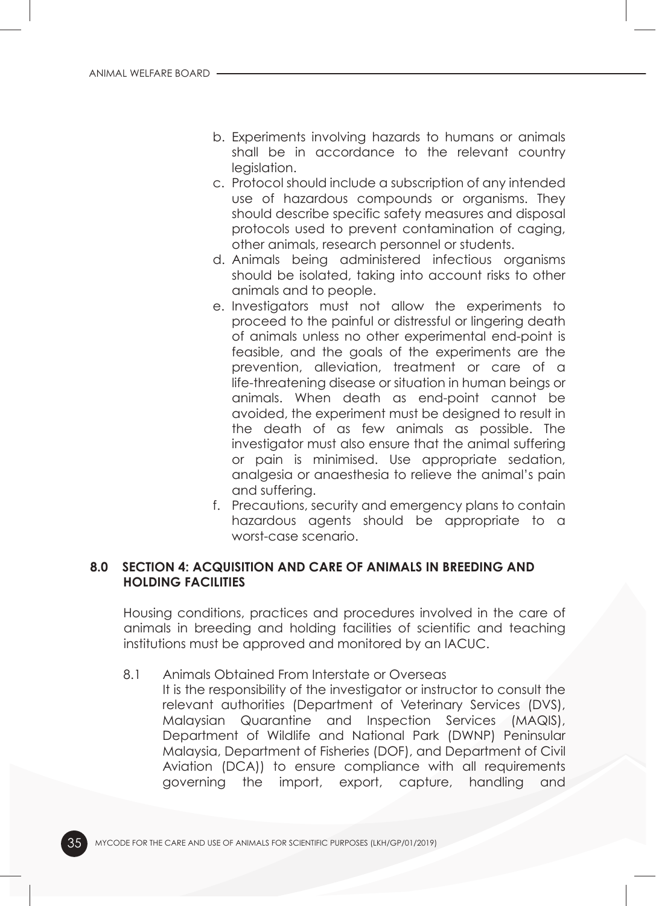b. Experiments involving hazards to humans or animals shall be in accordance to the relevant country legislation.
c. Protocol should include a subscription of any intended use of hazardous compounds or organisms. They should describe specific safety measures and disposal protocols used to prevent contamination of caging, other animals, research personnel or students.
d. Animals being administered infectious organisms should be isolated, taking into account risks to other animals and to people.
e. Investigators must not allow the experiments to proceed to the painful or distressful or lingering death of animals unless no other experimental end-point is feasible, and the goals of the experiments are the prevention, alleviation, treatment or care of a life-threatening disease or situation in human beings or animals. When death as end-point cannot be avoided, the experiment must be designed to result in the death of as few animals as possible. The investigator must also ensure that the animal suffering or pain is minimised. Use appropriate sedation, analgesia or anaesthesia to relieve the animal's pain and suffering.
f. Precautions, security and emergency plans to contain hazardous agents should be appropriate to a worst-case scenario.

## 8.0 SECTION 4: ACQUISITION AND CARE OF ANIMALS IN BREEDING AND HOLDING FACILITIES

Housing conditions, practices and procedures involved in the care of animals in breeding and holding facilities of scientific and teaching institutions must be approved and monitored by an IACUC.

8.1 Animals Obtained From Interstate or Overseas

It is the responsibility of the investigator or instructor to consult the relevant authorities (Department of Veterinary Services (DVS), Malaysian Quarantine and Inspection Services (MAQIS), Department of Wildlife and National Park (DWNP) Peninsular Malaysia, Department of Fisheries (DOF), and Department of Civil Aviation (DCA)) to ensure compliance with all requirements governing the import, export, capture, handling and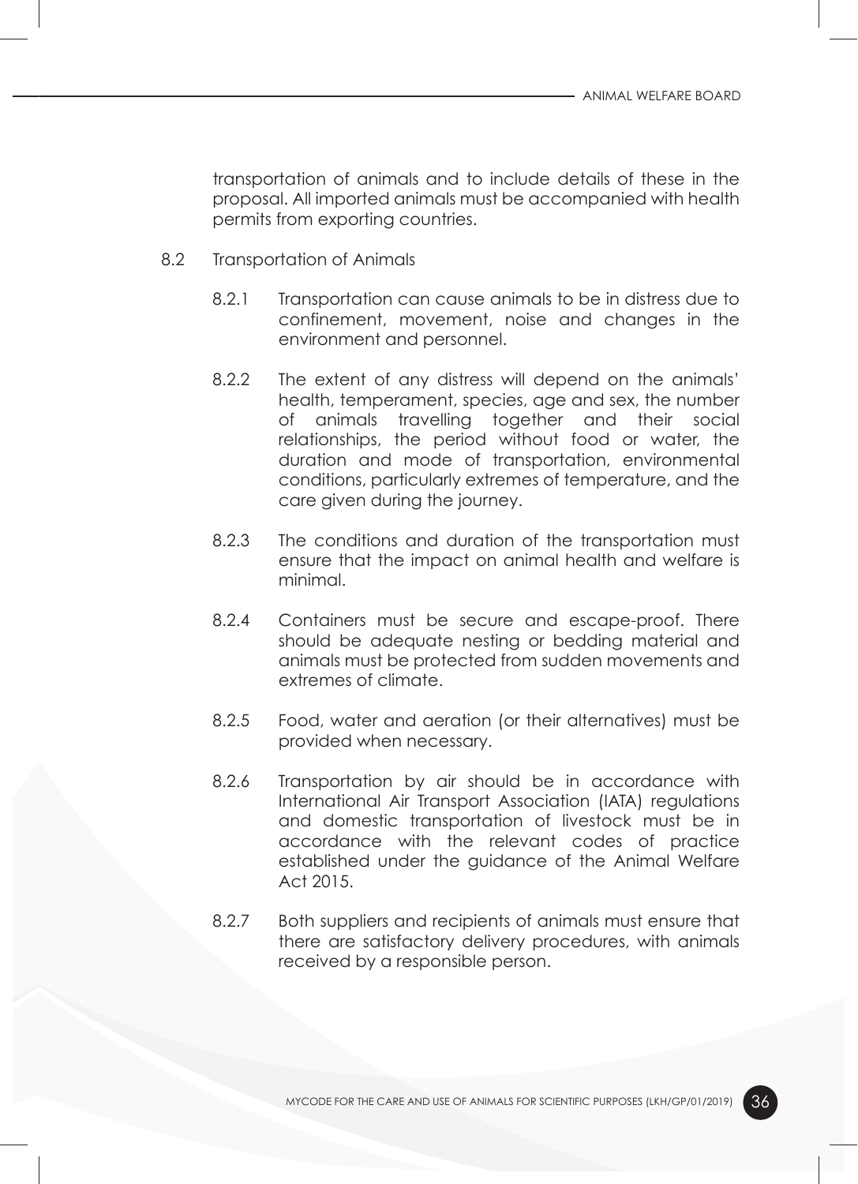transportation of animals and to include details of these in the proposal. All imported animals must be accompanied with health permits from exporting countries.

8.2 Transportation of Animals

8.2.1 Transportation can cause animals to be in distress due to confinement, movement, noise and changes in the environment and personnel.

8.2.2 The extent of any distress will depend on the animals' health, temperament, species, age and sex, the number of animals travelling together and their social relationships, the period without food or water, the duration and mode of transportation, environmental conditions, particularly extremes of temperature, and the care given during the journey.

8.2.3 The conditions and duration of the transportation must ensure that the impact on animal health and welfare is minimal.

8.2.4 Containers must be secure and escape-proof. There should be adequate nesting or bedding material and animals must be protected from sudden movements and extremes of climate.

8.2.5 Food, water and aeration (or their alternatives) must be provided when necessary.

8.2.6 Transportation by air should be in accordance with International Air Transport Association (IATA) regulations and domestic transportation of livestock must be in accordance with the relevant codes of practice established under the guidance of the Animal Welfare Act 2015.

8.2.7 Both suppliers and recipients of animals must ensure that there are satisfactory delivery procedures, with animals received by a responsible person.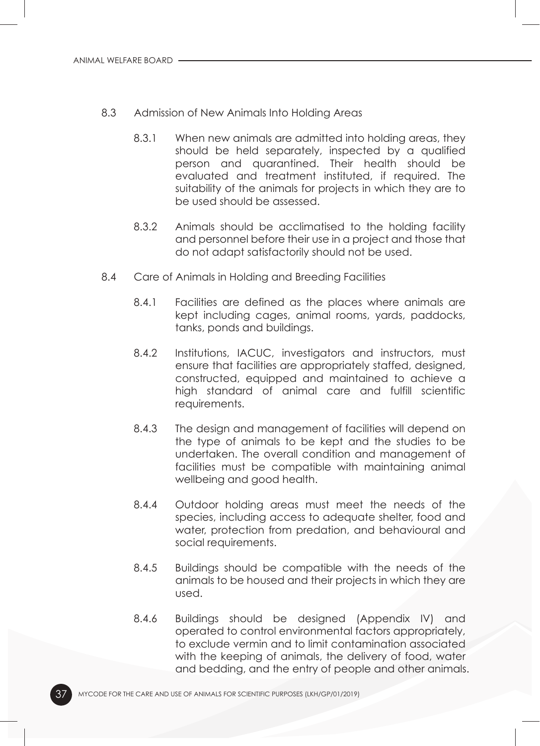## 8.3 Admission of New Animals Into Holding Areas

8.3.1 When new animals are admitted into holding areas, they should be held separately, inspected by a qualified person and quarantined. Their health should be evaluated and treatment instituted, if required. The suitability of the animals for projects in which they are to be used should be assessed.

8.3.2 Animals should be acclimatised to the holding facility and personnel before their use in a project and those that do not adapt satisfactorily should not be used.

## 8.4 Care of Animals in Holding and Breeding Facilities

8.4.1 Facilities are defined as the places where animals are kept including cages, animal rooms, yards, paddocks, tanks, ponds and buildings.

8.4.2 Institutions, IACUC, investigators and instructors, must ensure that facilities are appropriately staffed, designed, constructed, equipped and maintained to achieve a high standard of animal care and fulfill scientific requirements.

8.4.3 The design and management of facilities will depend on the type of animals to be kept and the studies to be undertaken. The overall condition and management of facilities must be compatible with maintaining animal wellbeing and good health.

8.4.4 Outdoor holding areas must meet the needs of the species, including access to adequate shelter, food and water, protection from predation, and behavioural and social requirements.

8.4.5 Buildings should be compatible with the needs of the animals to be housed and their projects in which they are used.

8.4.6 Buildings should be designed (Appendix IV) and operated to control environmental factors appropriately, to exclude vermin and to limit contamination associated with the keeping of animals, the delivery of food, water and bedding, and the entry of people and other animals.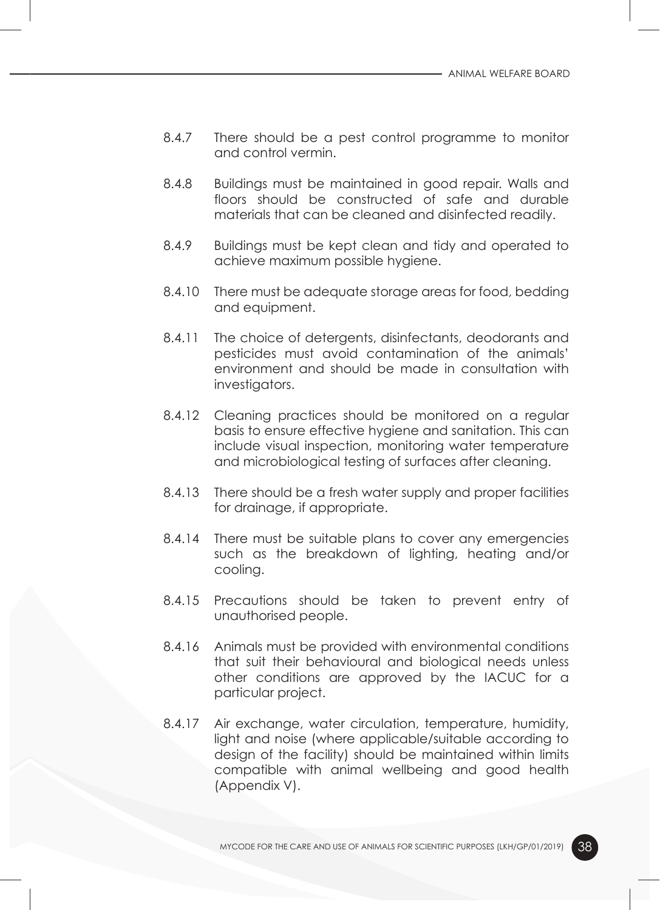8.4.7 There should be a pest control programme to monitor and control vermin.

8.4.8 Buildings must be maintained in good repair. Walls and floors should be constructed of safe and durable materials that can be cleaned and disinfected readily.

8.4.9 Buildings must be kept clean and tidy and operated to achieve maximum possible hygiene.

8.4.10 There must be adequate storage areas for food, bedding and equipment.

8.4.11 The choice of detergents, disinfectants, deodorants and pesticides must avoid contamination of the animals' environment and should be made in consultation with investigators.

8.4.12 Cleaning practices should be monitored on a regular basis to ensure effective hygiene and sanitation. This can include visual inspection, monitoring water temperature and microbiological testing of surfaces after cleaning.

8.4.13 There should be a fresh water supply and proper facilities for drainage, if appropriate.

8.4.14 There must be suitable plans to cover any emergencies such as the breakdown of lighting, heating and/or cooling.

8.4.15 Precautions should be taken to prevent entry of unauthorised people.

8.4.16 Animals must be provided with environmental conditions that suit their behavioural and biological needs unless other conditions are approved by the IACUC for a particular project.

8.4.17 Air exchange, water circulation, temperature, humidity, light and noise (where applicable/suitable according to design of the facility) should be maintained within limits compatible with animal wellbeing and good health (Appendix V).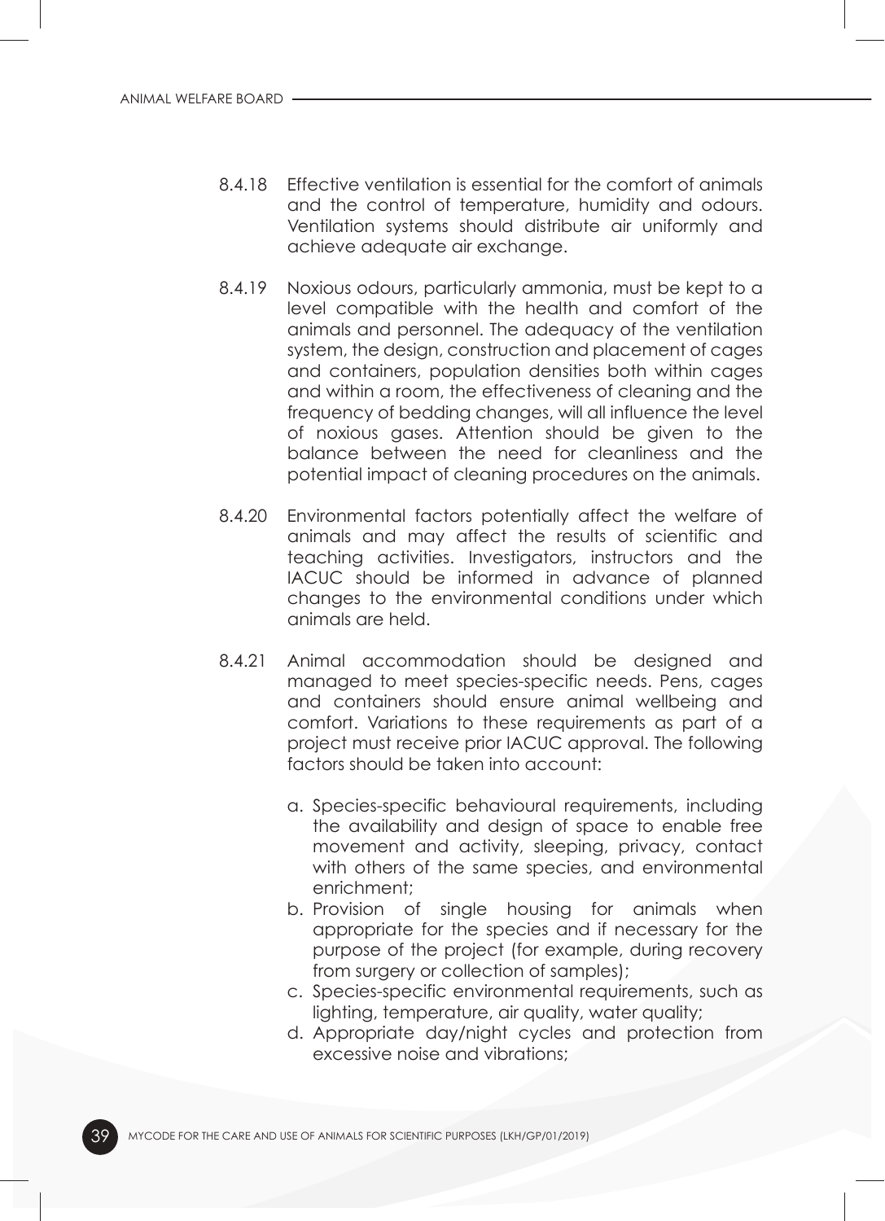8.4.18 Effective ventilation is essential for the comfort of animals and the control of temperature, humidity and odours. Ventilation systems should distribute air uniformly and achieve adequate air exchange.

8.4.19 Noxious odours, particularly ammonia, must be kept to a level compatible with the health and comfort of the animals and personnel. The adequacy of the ventilation system, the design, construction and placement of cages and containers, population densities both within cages and within a room, the effectiveness of cleaning and the frequency of bedding changes, will all influence the level of noxious gases. Attention should be given to the balance between the need for cleanliness and the potential impact of cleaning procedures on the animals.

8.4.20 Environmental factors potentially affect the welfare of animals and may affect the results of scientific and teaching activities. Investigators, instructors and the IACUC should be informed in advance of planned changes to the environmental conditions under which animals are held.

8.4.21 Animal accommodation should be designed and managed to meet species-specific needs. Pens, cages and containers should ensure animal wellbeing and comfort. Variations to these requirements as part of a project must receive prior IACUC approval. The following factors should be taken into account:

a. Species-specific behavioural requirements, including the availability and design of space to enable free movement and activity, sleeping, privacy, contact with others of the same species, and environmental enrichment;
b. Provision of single housing for animals when appropriate for the species and if necessary for the purpose of the project (for example, during recovery from surgery or collection of samples);
c. Species-specific environmental requirements, such as lighting, temperature, air quality, water quality;
d. Appropriate day/night cycles and protection from excessive noise and vibrations;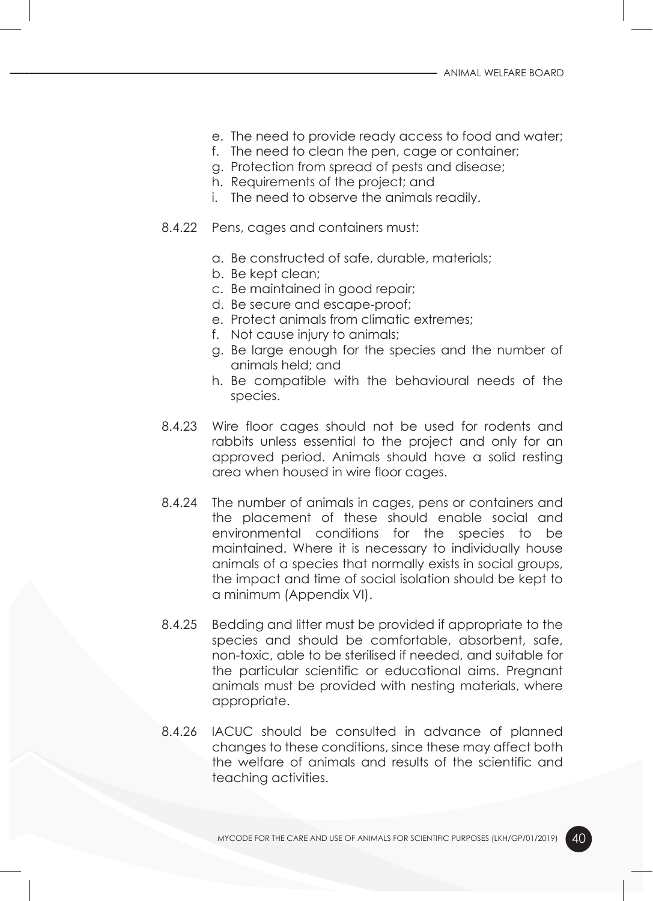e. The need to provide ready access to food and water;
f. The need to clean the pen, cage or container;
g. Protection from spread of pests and disease;
h. Requirements of the project; and
i. The need to observe the animals readily.

8.4.22 Pens, cages and containers must:

a. Be constructed of safe, durable, materials;
b. Be kept clean;
c. Be maintained in good repair;
d. Be secure and escape-proof;
e. Protect animals from climatic extremes;
f. Not cause injury to animals;
g. Be large enough for the species and the number of animals held; and
h. Be compatible with the behavioural needs of the species.

8.4.23 Wire floor cages should not be used for rodents and rabbits unless essential to the project and only for an approved period. Animals should have a solid resting area when housed in wire floor cages.

8.4.24 The number of animals in cages, pens or containers and the placement of these should enable social and environmental conditions for the species to be maintained. Where it is necessary to individually house animals of a species that normally exists in social groups, the impact and time of social isolation should be kept to a minimum (Appendix VI).

8.4.25 Bedding and litter must be provided if appropriate to the species and should be comfortable, absorbent, safe, non-toxic, able to be sterilised if needed, and suitable for the particular scientific or educational aims. Pregnant animals must be provided with nesting materials, where appropriate.

8.4.26 IACUC should be consulted in advance of planned changes to these conditions, since these may affect both the welfare of animals and results of the scientific and teaching activities.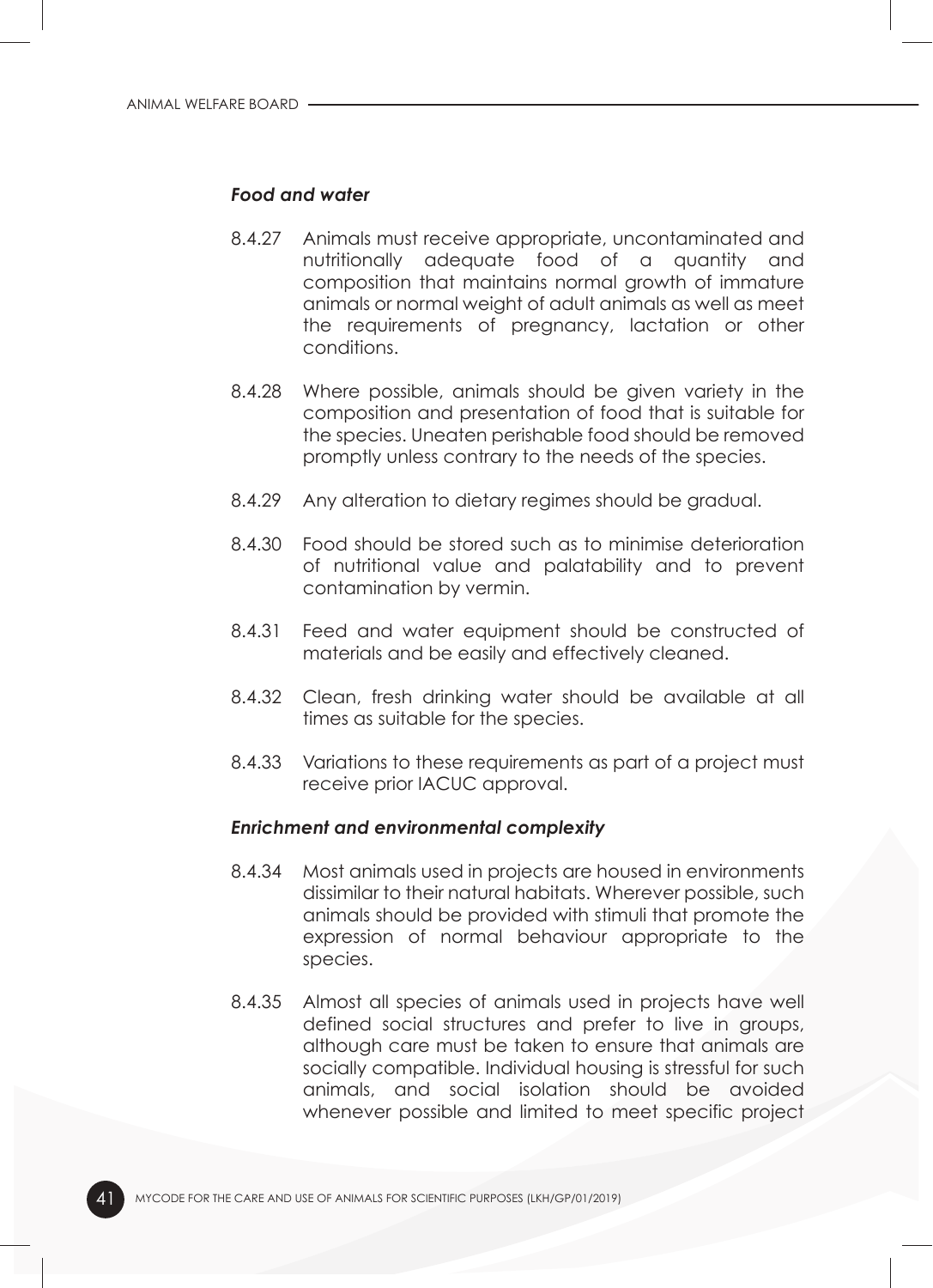***Food and water***

8.4.27 Animals must receive appropriate, uncontaminated and nutritionally adequate food of a quantity and composition that maintains normal growth of immature animals or normal weight of adult animals as well as meet the requirements of pregnancy, lactation or other conditions.

8.4.28 Where possible, animals should be given variety in the composition and presentation of food that is suitable for the species. Uneaten perishable food should be removed promptly unless contrary to the needs of the species.

8.4.29 Any alteration to dietary regimes should be gradual.

8.4.30 Food should be stored such as to minimise deterioration of nutritional value and palatability and to prevent contamination by vermin.

8.4.31 Feed and water equipment should be constructed of materials and be easily and effectively cleaned.

8.4.32 Clean, fresh drinking water should be available at all times as suitable for the species.

8.4.33 Variations to these requirements as part of a project must receive prior IACUC approval.

***Enrichment and environmental complexity***

8.4.34 Most animals used in projects are housed in environments dissimilar to their natural habitats. Wherever possible, such animals should be provided with stimuli that promote the expression of normal behaviour appropriate to the species.

8.4.35 Almost all species of animals used in projects have well defined social structures and prefer to live in groups, although care must be taken to ensure that animals are socially compatible. Individual housing is stressful for such animals, and social isolation should be avoided whenever possible and limited to meet specific project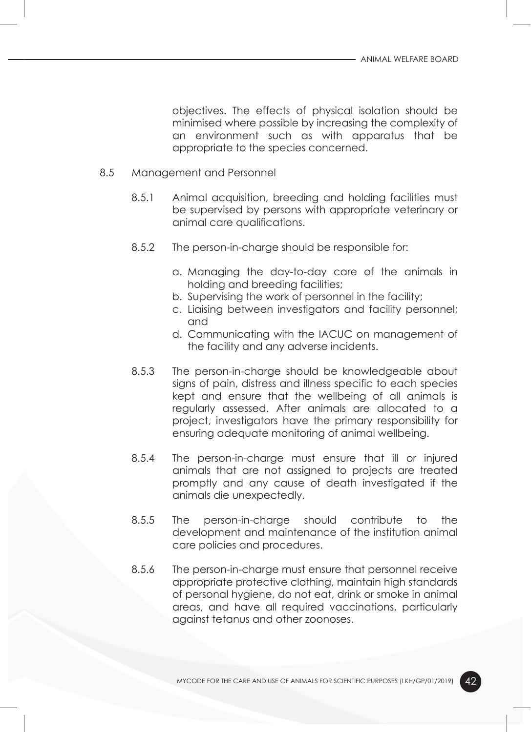objectives. The effects of physical isolation should be minimised where possible by increasing the complexity of an environment such as with apparatus that be appropriate to the species concerned.

## 8.5 Management and Personnel

8.5.1 Animal acquisition, breeding and holding facilities must be supervised by persons with appropriate veterinary or animal care qualifications.

8.5.2 The person-in-charge should be responsible for:

a. Managing the day-to-day care of the animals in holding and breeding facilities;
b. Supervising the work of personnel in the facility;
c. Liaising between investigators and facility personnel; and
d. Communicating with the IACUC on management of the facility and any adverse incidents.

8.5.3 The person-in-charge should be knowledgeable about signs of pain, distress and illness specific to each species kept and ensure that the wellbeing of all animals is regularly assessed. After animals are allocated to a project, investigators have the primary responsibility for ensuring adequate monitoring of animal wellbeing.

8.5.4 The person-in-charge must ensure that ill or injured animals that are not assigned to projects are treated promptly and any cause of death investigated if the animals die unexpectedly.

8.5.5 The person-in-charge should contribute to the development and maintenance of the institution animal care policies and procedures.

8.5.6 The person-in-charge must ensure that personnel receive appropriate protective clothing, maintain high standards of personal hygiene, do not eat, drink or smoke in animal areas, and have all required vaccinations, particularly against tetanus and other zoonoses.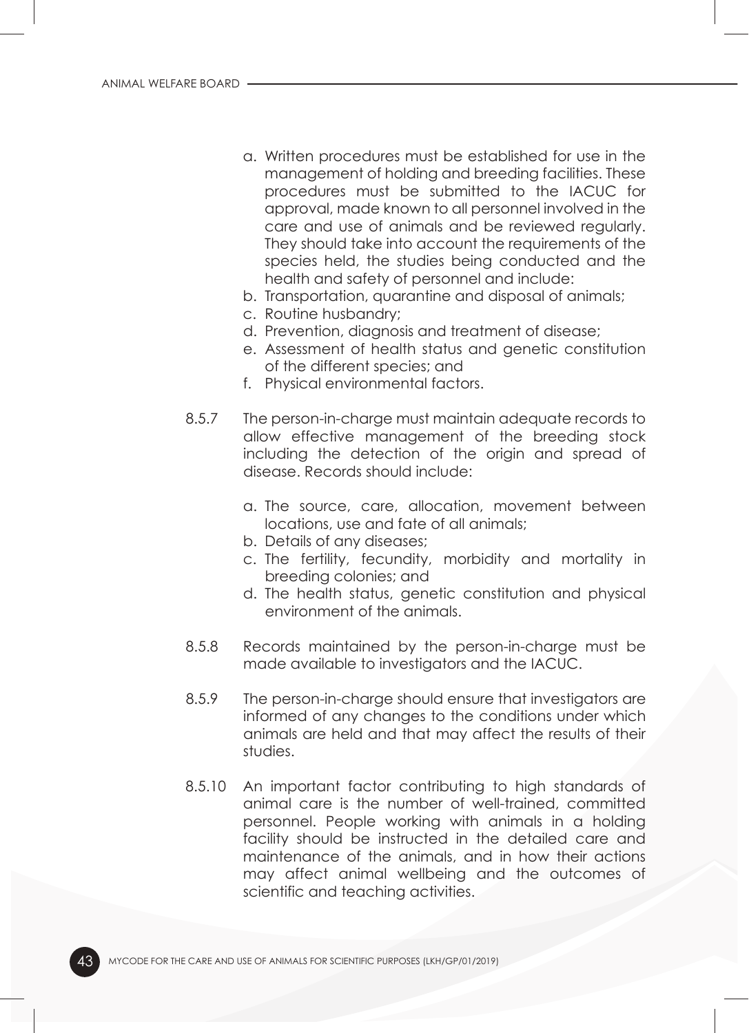a. Written procedures must be established for use in the management of holding and breeding facilities. These procedures must be submitted to the IACUC for approval, made known to all personnel involved in the care and use of animals and be reviewed regularly. They should take into account the requirements of the species held, the studies being conducted and the health and safety of personnel and include:
b. Transportation, quarantine and disposal of animals;
c. Routine husbandry;
d. Prevention, diagnosis and treatment of disease;
e. Assessment of health status and genetic constitution of the different species; and
f. Physical environmental factors.

8.5.7 The person-in-charge must maintain adequate records to allow effective management of the breeding stock including the detection of the origin and spread of disease. Records should include:

a. The source, care, allocation, movement between locations, use and fate of all animals;
b. Details of any diseases;
c. The fertility, fecundity, morbidity and mortality in breeding colonies; and
d. The health status, genetic constitution and physical environment of the animals.

8.5.8 Records maintained by the person-in-charge must be made available to investigators and the IACUC.

8.5.9 The person-in-charge should ensure that investigators are informed of any changes to the conditions under which animals are held and that may affect the results of their studies.

8.5.10 An important factor contributing to high standards of animal care is the number of well-trained, committed personnel. People working with animals in a holding facility should be instructed in the detailed care and maintenance of the animals, and in how their actions may affect animal wellbeing and the outcomes of scientific and teaching activities.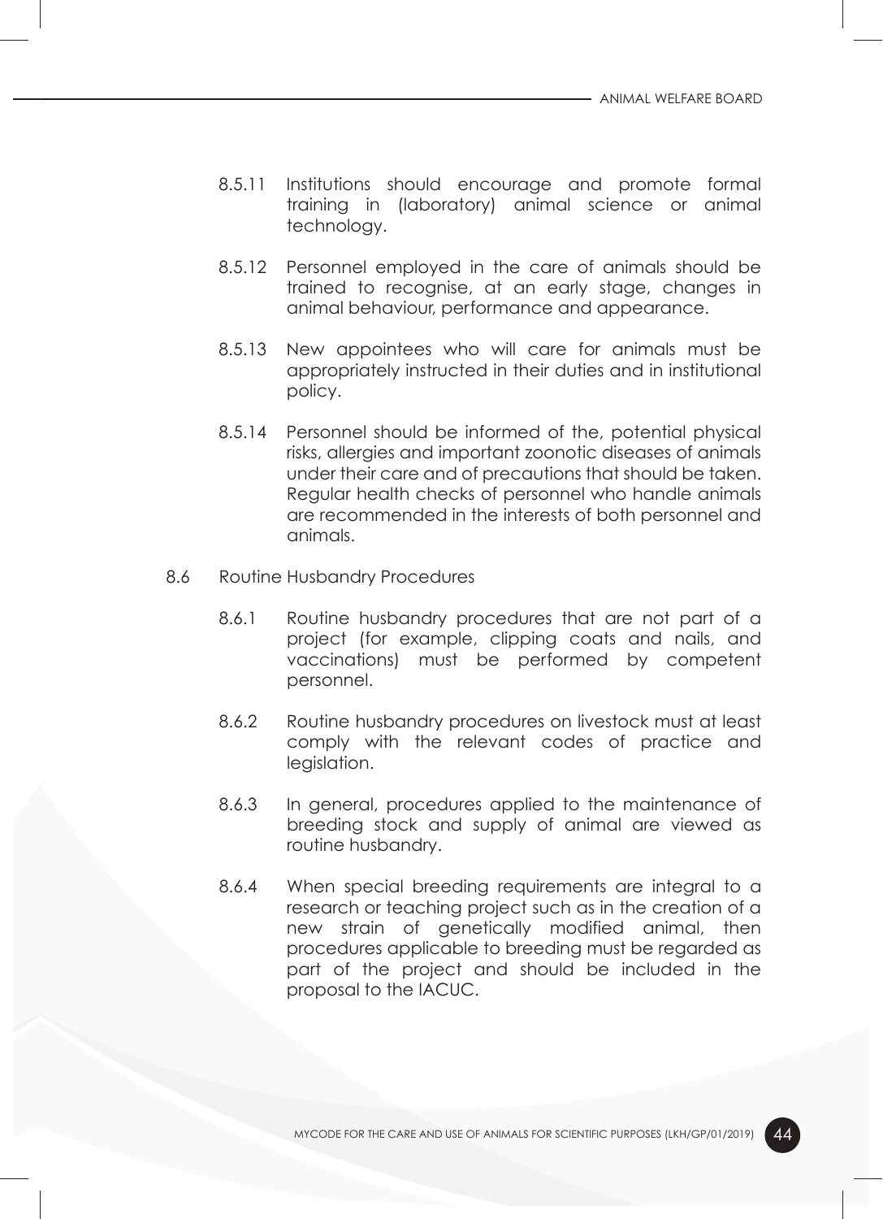8.5.11 Institutions should encourage and promote formal training in (laboratory) animal science or animal technology.

8.5.12 Personnel employed in the care of animals should be trained to recognise, at an early stage, changes in animal behaviour, performance and appearance.

8.5.13 New appointees who will care for animals must be appropriately instructed in their duties and in institutional policy.

8.5.14 Personnel should be informed of the, potential physical risks, allergies and important zoonotic diseases of animals under their care and of precautions that should be taken. Regular health checks of personnel who handle animals are recommended in the interests of both personnel and animals.

8.6 Routine Husbandry Procedures

8.6.1 Routine husbandry procedures that are not part of a project (for example, clipping coats and nails, and vaccinations) must be performed by competent personnel.

8.6.2 Routine husbandry procedures on livestock must at least comply with the relevant codes of practice and legislation.

8.6.3 In general, procedures applied to the maintenance of breeding stock and supply of animal are viewed as routine husbandry.

8.6.4 When special breeding requirements are integral to a research or teaching project such as in the creation of a new strain of genetically modified animal, then procedures applicable to breeding must be regarded as part of the project and should be included in the proposal to the IACUC.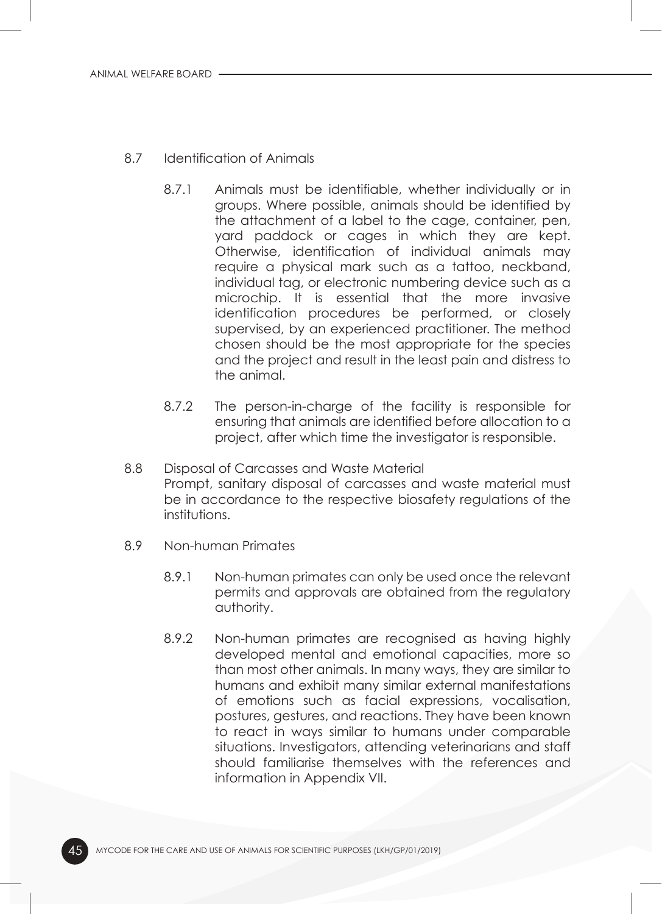8.7 Identification of Animals

8.7.1 Animals must be identifiable, whether individually or in groups. Where possible, animals should be identified by the attachment of a label to the cage, container, pen, yard paddock or cages in which they are kept. Otherwise, identification of individual animals may require a physical mark such as a tattoo, neckband, individual tag, or electronic numbering device such as a microchip. It is essential that the more invasive identification procedures be performed, or closely supervised, by an experienced practitioner. The method chosen should be the most appropriate for the species and the project and result in the least pain and distress to the animal.

8.7.2 The person-in-charge of the facility is responsible for ensuring that animals are identified before allocation to a project, after which time the investigator is responsible.

8.8 Disposal of Carcasses and Waste Material
Prompt, sanitary disposal of carcasses and waste material must be in accordance to the respective biosafety regulations of the institutions.

8.9 Non-human Primates

8.9.1 Non-human primates can only be used once the relevant permits and approvals are obtained from the regulatory authority.

8.9.2 Non-human primates are recognised as having highly developed mental and emotional capacities, more so than most other animals. In many ways, they are similar to humans and exhibit many similar external manifestations of emotions such as facial expressions, vocalisation, postures, gestures, and reactions. They have been known to react in ways similar to humans under comparable situations. Investigators, attending veterinarians and staff should familiarise themselves with the references and information in Appendix VII.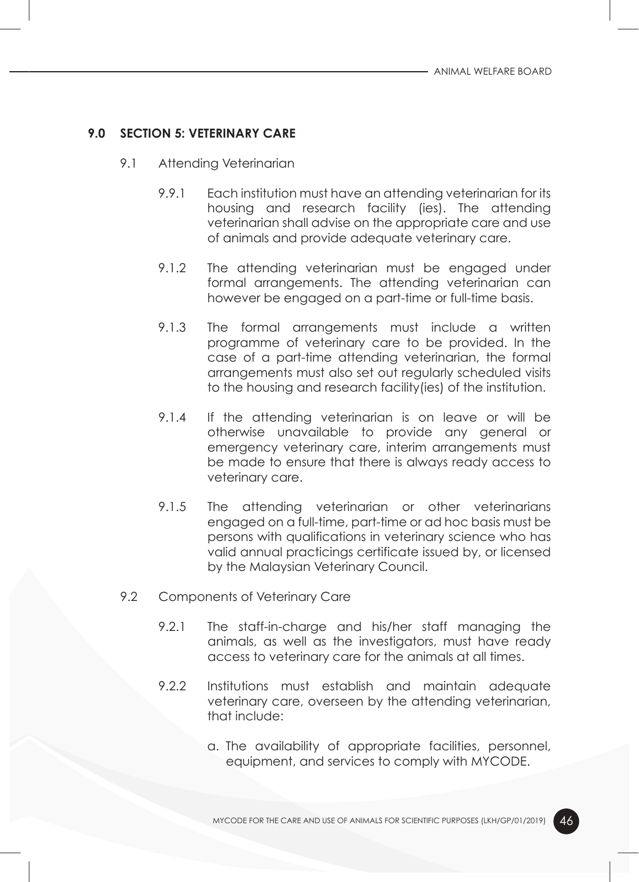## 9.0 SECTION 5: VETERINARY CARE

9.1 Attending Veterinarian

9.9.1 Each institution must have an attending veterinarian for its housing and research facility (ies). The attending veterinarian shall advise on the appropriate care and use of animals and provide adequate veterinary care.

9.1.2 The attending veterinarian must be engaged under formal arrangements. The attending veterinarian can however be engaged on a part-time or full-time basis.

9.1.3 The formal arrangements must include a written programme of veterinary care to be provided. In the case of a part-time attending veterinarian, the formal arrangements must also set out regularly scheduled visits to the housing and research facility(ies) of the institution.

9.1.4 If the attending veterinarian is on leave or will be otherwise unavailable to provide any general or emergency veterinary care, interim arrangements must be made to ensure that there is always ready access to veterinary care.

9.1.5 The attending veterinarian or other veterinarians engaged on a full-time, part-time or ad hoc basis must be persons with qualifications in veterinary science who has valid annual practicings certificate issued by, or licensed by the Malaysian Veterinary Council.

9.2 Components of Veterinary Care

9.2.1 The staff-in-charge and his/her staff managing the animals, as well as the investigators, must have ready access to veterinary care for the animals at all times.

9.2.2 Institutions must establish and maintain adequate veterinary care, overseen by the attending veterinarian, that include:

a. The availability of appropriate facilities, personnel, equipment, and services to comply with MYCODE.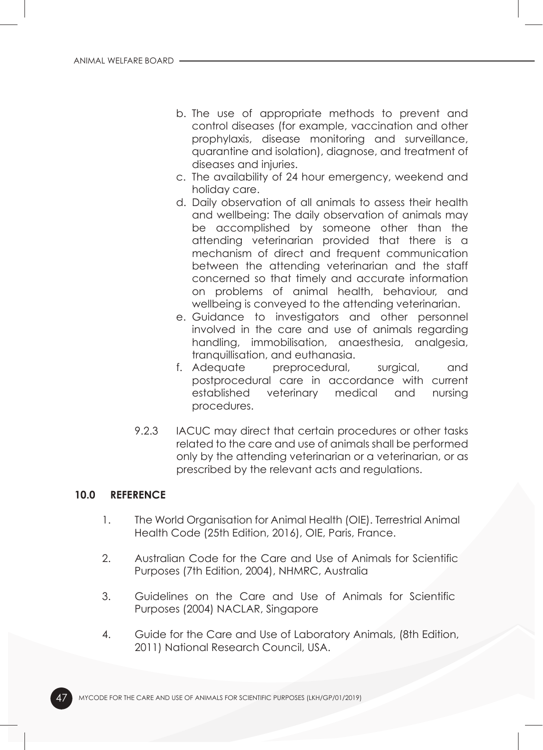b. The use of appropriate methods to prevent and control diseases (for example, vaccination and other prophylaxis, disease monitoring and surveillance, quarantine and isolation), diagnose, and treatment of diseases and injuries.
c. The availability of 24 hour emergency, weekend and holiday care.
d. Daily observation of all animals to assess their health and wellbeing: The daily observation of animals may be accomplished by someone other than the attending veterinarian provided that there is a mechanism of direct and frequent communication between the attending veterinarian and the staff concerned so that timely and accurate information on problems of animal health, behaviour, and wellbeing is conveyed to the attending veterinarian.
e. Guidance to investigators and other personnel involved in the care and use of animals regarding handling, immobilisation, anaesthesia, analgesia, tranquillisation, and euthanasia.
f. Adequate preprocedural, surgical, and postprocedural care in accordance with current established veterinary medical and nursing procedures.

9.2.3 IACUC may direct that certain procedures or other tasks related to the care and use of animals shall be performed only by the attending veterinarian or a veterinarian, or as prescribed by the relevant acts and regulations.

## 10.0 REFERENCE

1. The World Organisation for Animal Health (OIE). Terrestrial Animal Health Code (25th Edition, 2016), OIE, Paris, France.

2. Australian Code for the Care and Use of Animals for Scientific Purposes (7th Edition, 2004), NHMRC, Australia

3. Guidelines on the Care and Use of Animals for Scientific Purposes (2004) NACLAR, Singapore

4. Guide for the Care and Use of Laboratory Animals, (8th Edition, 2011) National Research Council, USA.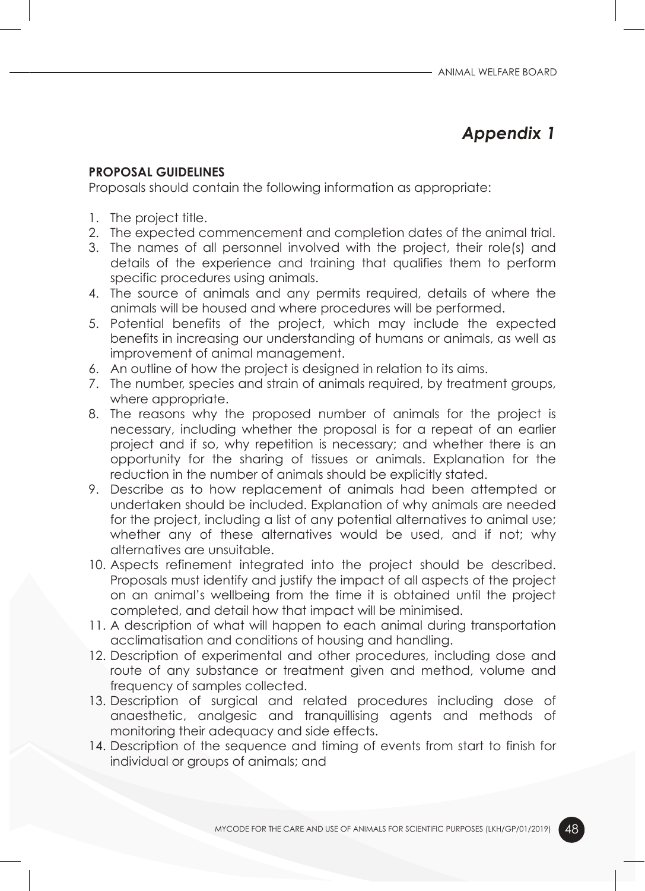# *Appendix 1*

**PROPOSAL GUIDELINES**

Proposals should contain the following information as appropriate:

1. The project title.
2. The expected commencement and completion dates of the animal trial.
3. The names of all personnel involved with the project, their role(s) and details of the experience and training that qualifies them to perform specific procedures using animals.
4. The source of animals and any permits required, details of where the animals will be housed and where procedures will be performed.
5. Potential benefits of the project, which may include the expected benefits in increasing our understanding of humans or animals, as well as improvement of animal management.
6. An outline of how the project is designed in relation to its aims.
7. The number, species and strain of animals required, by treatment groups, where appropriate.
8. The reasons why the proposed number of animals for the project is necessary, including whether the proposal is for a repeat of an earlier project and if so, why repetition is necessary; and whether there is an opportunity for the sharing of tissues or animals. Explanation for the reduction in the number of animals should be explicitly stated.
9. Describe as to how replacement of animals had been attempted or undertaken should be included. Explanation of why animals are needed for the project, including a list of any potential alternatives to animal use; whether any of these alternatives would be used, and if not; why alternatives are unsuitable.
10. Aspects refinement integrated into the project should be described. Proposals must identify and justify the impact of all aspects of the project on an animal's wellbeing from the time it is obtained until the project completed, and detail how that impact will be minimised.
11. A description of what will happen to each animal during transportation acclimatisation and conditions of housing and handling.
12. Description of experimental and other procedures, including dose and route of any substance or treatment given and method, volume and frequency of samples collected.
13. Description of surgical and related procedures including dose of anaesthetic, analgesic and tranquillising agents and methods of monitoring their adequacy and side effects.
14. Description of the sequence and timing of events from start to finish for individual or groups of animals; and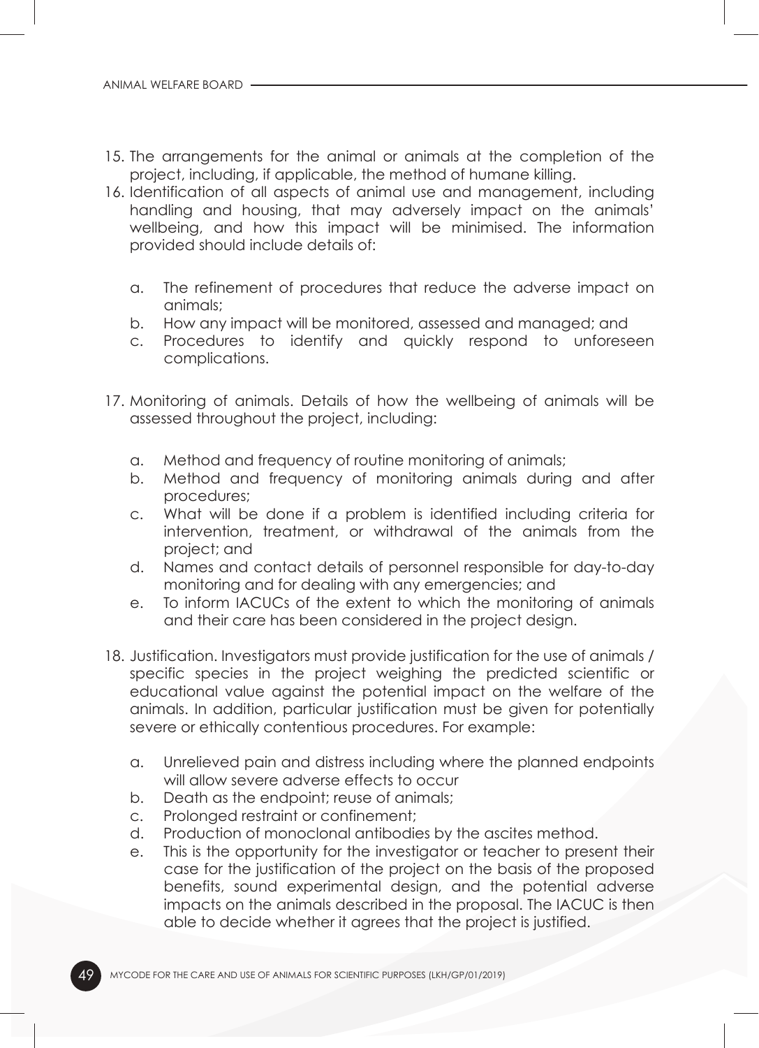15. The arrangements for the animal or animals at the completion of the project, including, if applicable, the method of humane killing.
16. Identification of all aspects of animal use and management, including handling and housing, that may adversely impact on the animals' wellbeing, and how this impact will be minimised. The information provided should include details of:

    a. The refinement of procedures that reduce the adverse impact on animals;
    b. How any impact will be monitored, assessed and managed; and
    c. Procedures to identify and quickly respond to unforeseen complications.

17. Monitoring of animals. Details of how the wellbeing of animals will be assessed throughout the project, including:

    a. Method and frequency of routine monitoring of animals;
    b. Method and frequency of monitoring animals during and after procedures;
    c. What will be done if a problem is identified including criteria for intervention, treatment, or withdrawal of the animals from the project; and
    d. Names and contact details of personnel responsible for day-to-day monitoring and for dealing with any emergencies; and
    e. To inform IACUCs of the extent to which the monitoring of animals and their care has been considered in the project design.

18. Justification. Investigators must provide justification for the use of animals / specific species in the project weighing the predicted scientific or educational value against the potential impact on the welfare of the animals. In addition, particular justification must be given for potentially severe or ethically contentious procedures. For example:

    a. Unrelieved pain and distress including where the planned endpoints will allow severe adverse effects to occur
    b. Death as the endpoint; reuse of animals;
    c. Prolonged restraint or confinement;
    d. Production of monoclonal antibodies by the ascites method.
    e. This is the opportunity for the investigator or teacher to present their case for the justification of the project on the basis of the proposed benefits, sound experimental design, and the potential adverse impacts on the animals described in the proposal. The IACUC is then able to decide whether it agrees that the project is justified.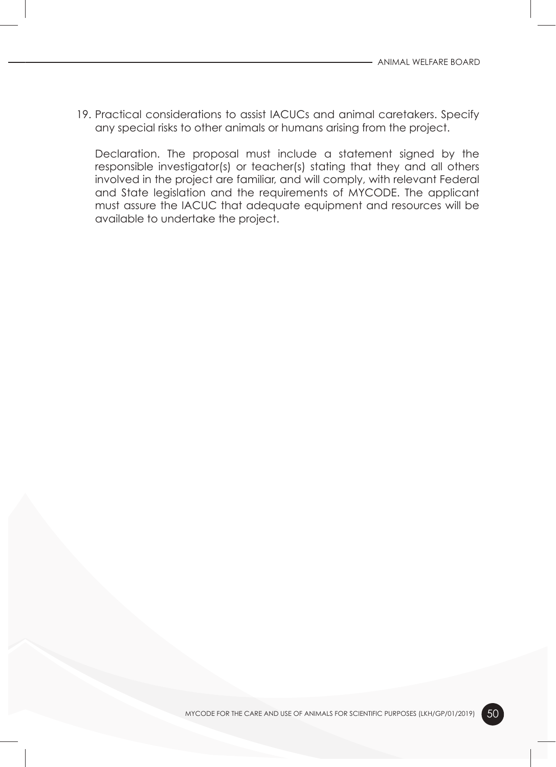19. Practical considerations to assist IACUCs and animal caretakers. Specify any special risks to other animals or humans arising from the project.

    Declaration. The proposal must include a statement signed by the responsible investigator(s) or teacher(s) stating that they and all others involved in the project are familiar, and will comply, with relevant Federal and State legislation and the requirements of MYCODE. The applicant must assure the IACUC that adequate equipment and resources will be available to undertake the project.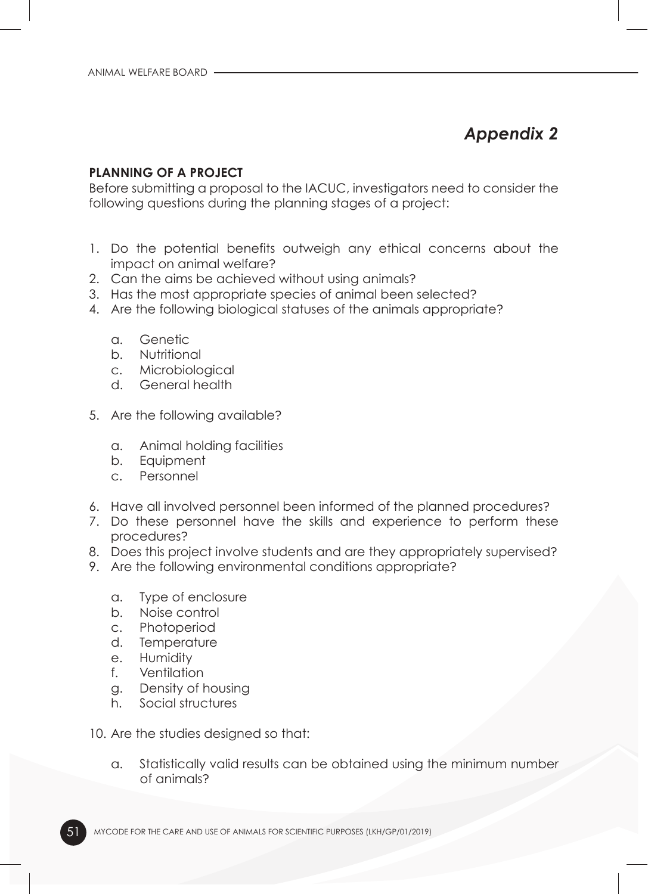# *Appendix 2*

**PLANNING OF A PROJECT**

Before submitting a proposal to the IACUC, investigators need to consider the following questions during the planning stages of a project:

1. Do the potential benefits outweigh any ethical concerns about the impact on animal welfare?
2. Can the aims be achieved without using animals?
3. Has the most appropriate species of animal been selected?
4. Are the following biological statuses of the animals appropriate?

    a. Genetic
    b. Nutritional
    c. Microbiological
    d. General health

5. Are the following available?

    a. Animal holding facilities
    b. Equipment
    c. Personnel

6. Have all involved personnel been informed of the planned procedures?
7. Do these personnel have the skills and experience to perform these procedures?
8. Does this project involve students and are they appropriately supervised?
9. Are the following environmental conditions appropriate?

    a. Type of enclosure
    b. Noise control
    c. Photoperiod
    d. Temperature
    e. Humidity
    f. Ventilation
    g. Density of housing
    h. Social structures

10. Are the studies designed so that:

    a. Statistically valid results can be obtained using the minimum number of animals?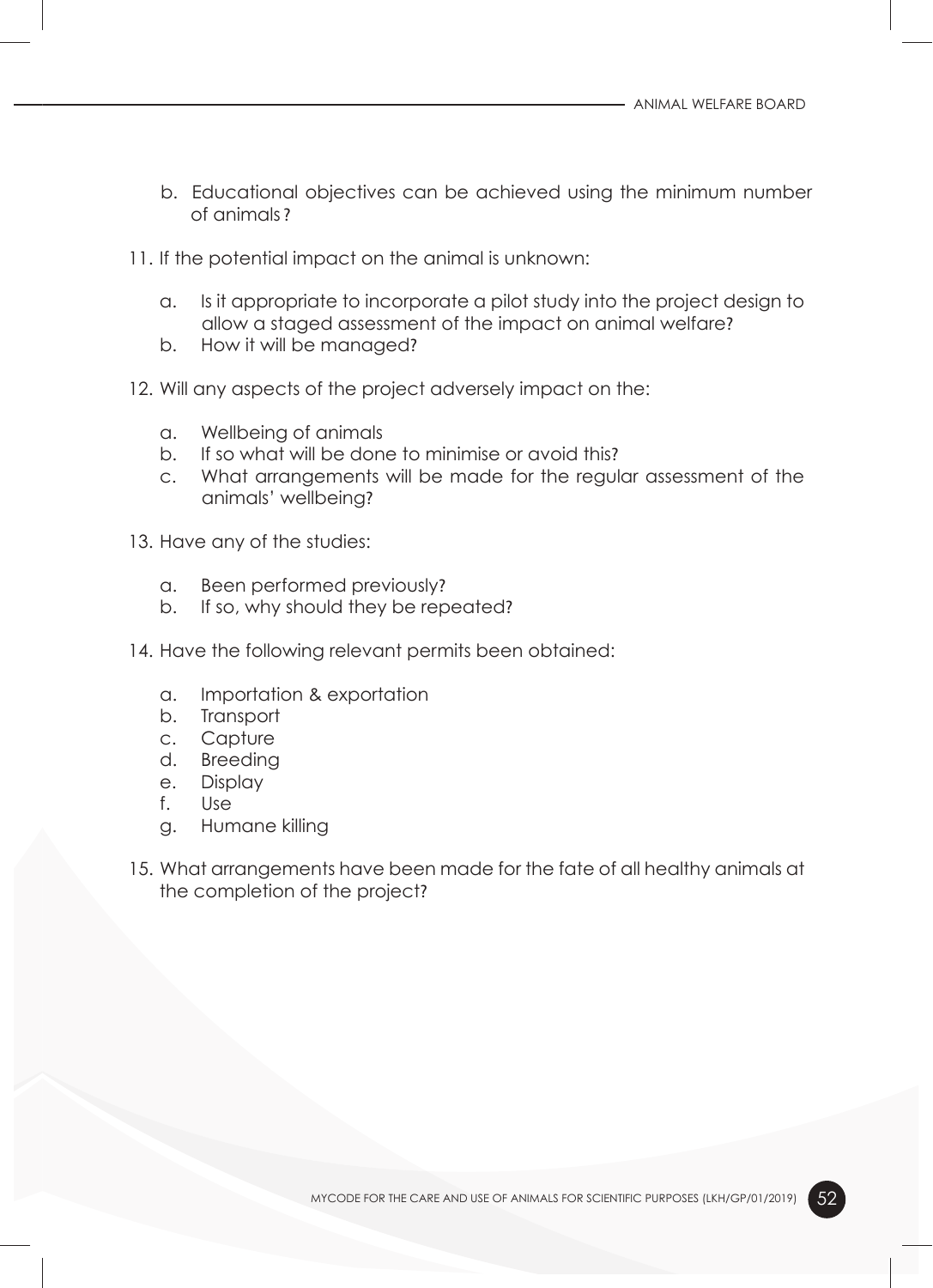b. Educational objectives can be achieved using the minimum number of animals?

11. If the potential impact on the animal is unknown:

    a. Is it appropriate to incorporate a pilot study into the project design to allow a staged assessment of the impact on animal welfare?
    b. How it will be managed?

12. Will any aspects of the project adversely impact on the:

    a. Wellbeing of animals
    b. If so what will be done to minimise or avoid this?
    c. What arrangements will be made for the regular assessment of the animals' wellbeing?

13. Have any of the studies:

    a. Been performed previously?
    b. If so, why should they be repeated?

14. Have the following relevant permits been obtained:

    a. Importation & exportation
    b. Transport
    c. Capture
    d. Breeding
    e. Display
    f. Use
    g. Humane killing

15. What arrangements have been made for the fate of all healthy animals at the completion of the project?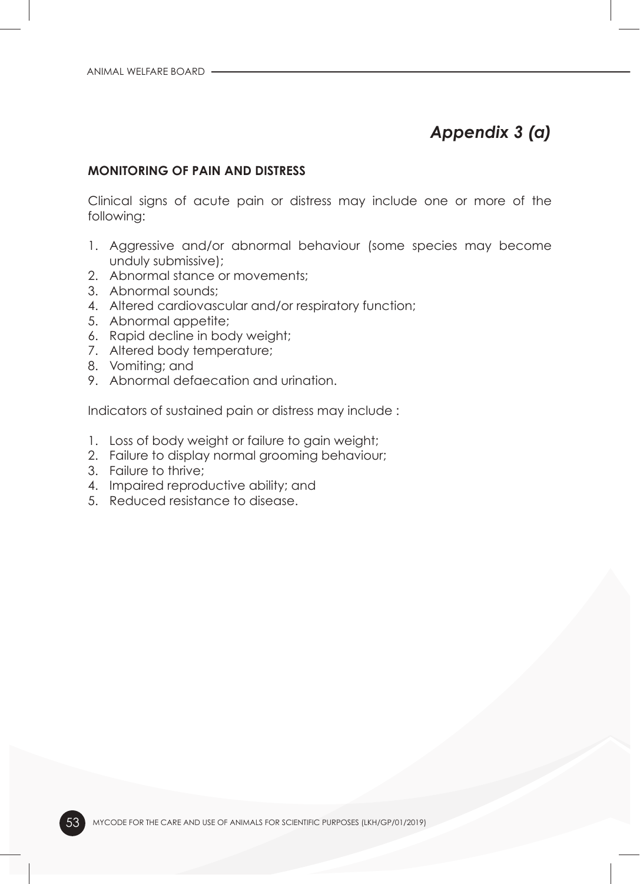# *Appendix 3 (a)*

**MONITORING OF PAIN AND DISTRESS**

Clinical signs of acute pain or distress may include one or more of the following:

1. Aggressive and/or abnormal behaviour (some species may become unduly submissive);
2. Abnormal stance or movements;
3. Abnormal sounds;
4. Altered cardiovascular and/or respiratory function;
5. Abnormal appetite;
6. Rapid decline in body weight;
7. Altered body temperature;
8. Vomiting; and
9. Abnormal defaecation and urination.

Indicators of sustained pain or distress may include :

1. Loss of body weight or failure to gain weight;
2. Failure to display normal grooming behaviour;
3. Failure to thrive;
4. Impaired reproductive ability; and
5. Reduced resistance to disease.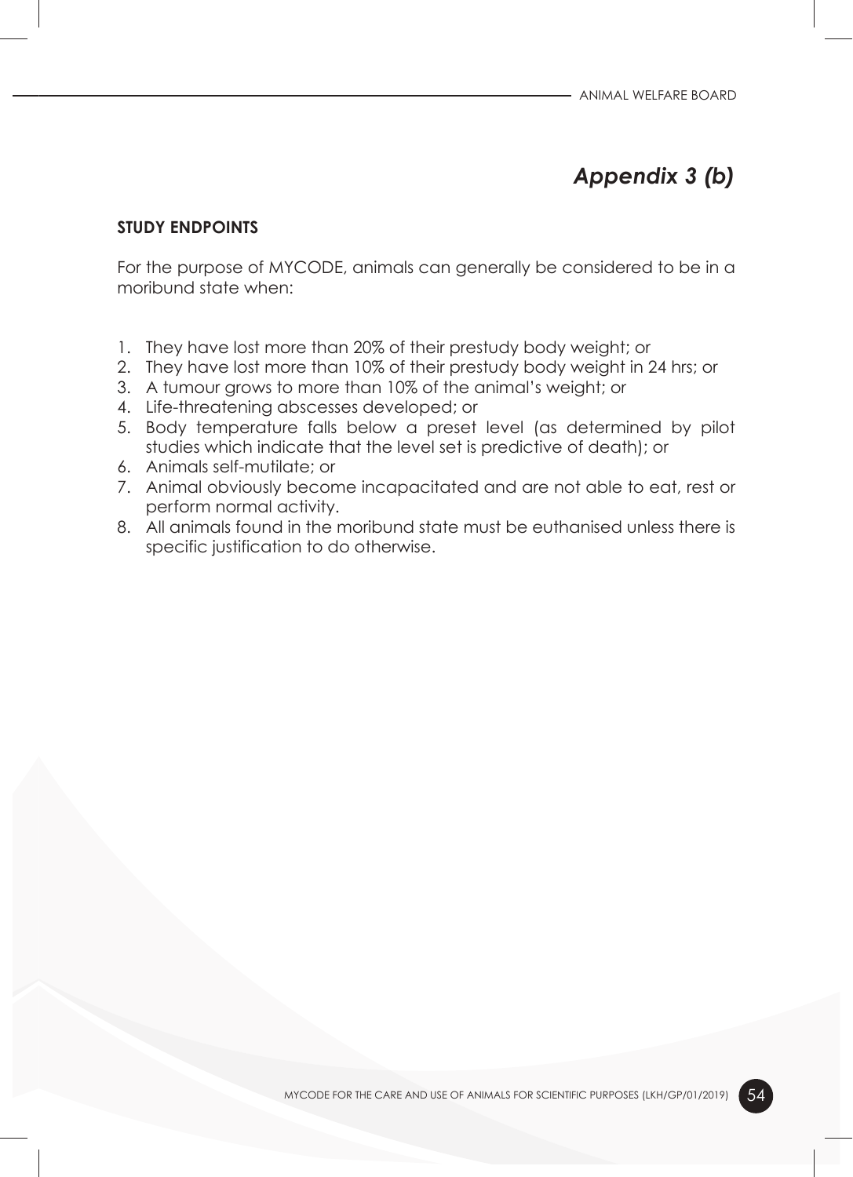# *Appendix 3 (b)*

**STUDY ENDPOINTS**

For the purpose of MYCODE, animals can generally be considered to be in a moribund state when:

1. They have lost more than 20% of their prestudy body weight; or
2. They have lost more than 10% of their prestudy body weight in 24 hrs; or
3. A tumour grows to more than 10% of the animal's weight; or
4. Life-threatening abscesses developed; or
5. Body temperature falls below a preset level (as determined by pilot studies which indicate that the level set is predictive of death); or
6. Animals self-mutilate; or
7. Animal obviously become incapacitated and are not able to eat, rest or perform normal activity.
8. All animals found in the moribund state must be euthanised unless there is specific justification to do otherwise.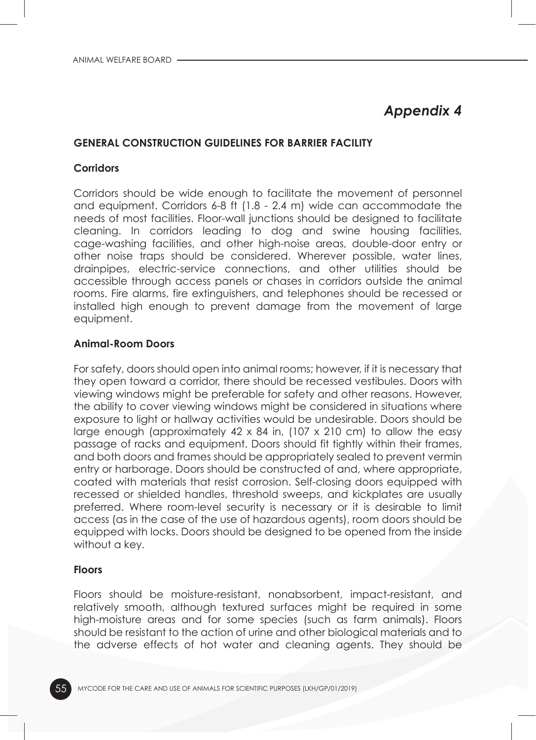# *Appendix 4*

## GENERAL CONSTRUCTION GUIDELINES FOR BARRIER FACILITY

### Corridors

Corridors should be wide enough to facilitate the movement of personnel and equipment. Corridors 6-8 ft (1.8 - 2.4 m) wide can accommodate the needs of most facilities. Floor-wall junctions should be designed to facilitate cleaning. In corridors leading to dog and swine housing facilities, cage-washing facilities, and other high-noise areas, double-door entry or other noise traps should be considered. Wherever possible, water lines, drainpipes, electric-service connections, and other utilities should be accessible through access panels or chases in corridors outside the animal rooms. Fire alarms, fire extinguishers, and telephones should be recessed or installed high enough to prevent damage from the movement of large equipment.

### Animal-Room Doors

For safety, doors should open into animal rooms; however, if it is necessary that they open toward a corridor, there should be recessed vestibules. Doors with viewing windows might be preferable for safety and other reasons. However, the ability to cover viewing windows might be considered in situations where exposure to light or hallway activities would be undesirable. Doors should be large enough (approximately 42 x 84 in, (107 x 210 cm) to allow the easy passage of racks and equipment. Doors should fit tightly within their frames, and both doors and frames should be appropriately sealed to prevent vermin entry or harborage. Doors should be constructed of and, where appropriate, coated with materials that resist corrosion. Self-closing doors equipped with recessed or shielded handles, threshold sweeps, and kickplates are usually preferred. Where room-level security is necessary or it is desirable to limit access (as in the case of the use of hazardous agents), room doors should be equipped with locks. Doors should be designed to be opened from the inside without a key.

### Floors

Floors should be moisture-resistant, nonabsorbent, impact-resistant, and relatively smooth, although textured surfaces might be required in some high-moisture areas and for some species (such as farm animals). Floors should be resistant to the action of urine and other biological materials and to the adverse effects of hot water and cleaning agents. They should be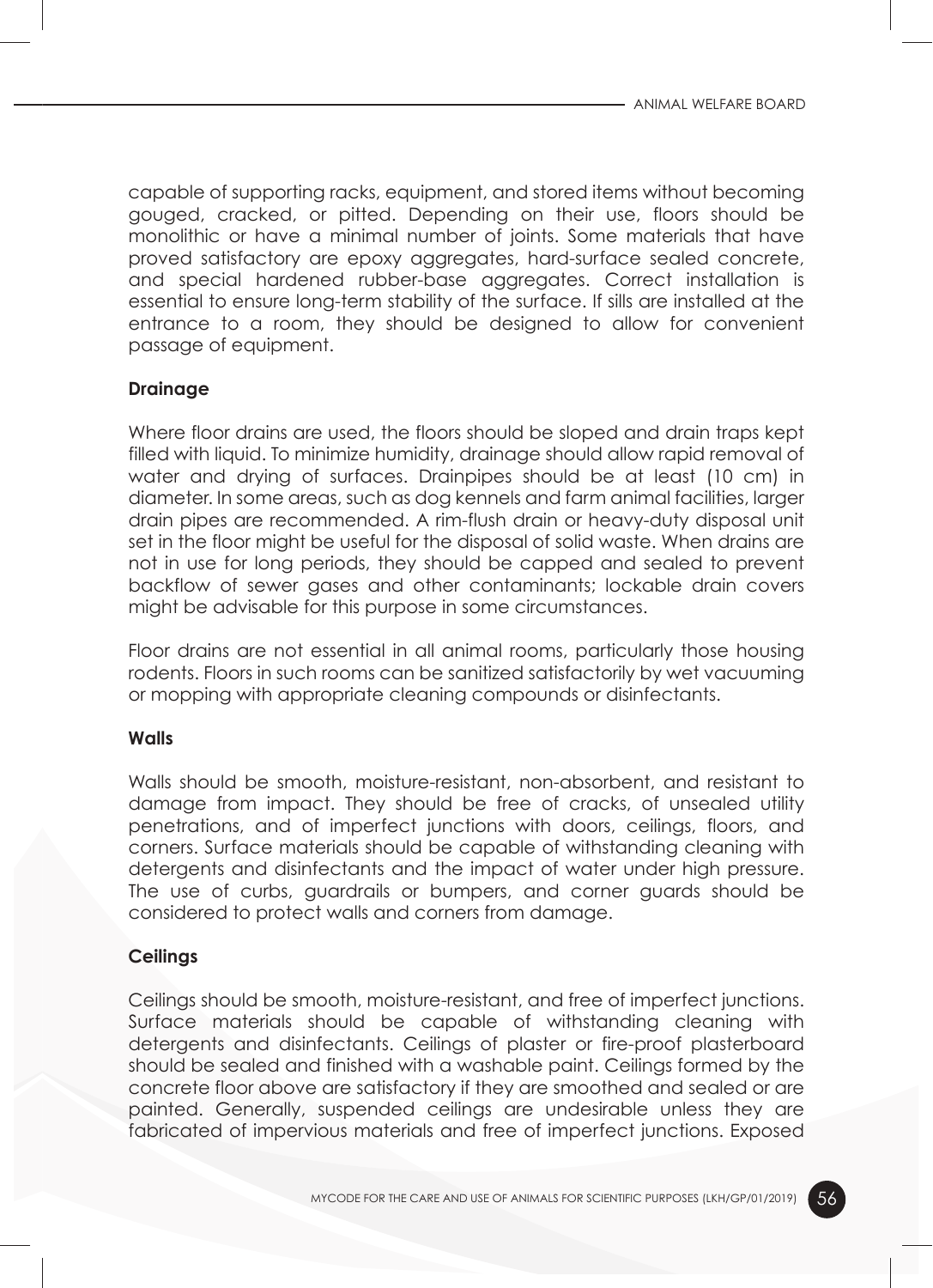capable of supporting racks, equipment, and stored items without becoming gouged, cracked, or pitted. Depending on their use, floors should be monolithic or have a minimal number of joints. Some materials that have proved satisfactory are epoxy aggregates, hard-surface sealed concrete, and special hardened rubber-base aggregates. Correct installation is essential to ensure long-term stability of the surface. If sills are installed at the entrance to a room, they should be designed to allow for convenient passage of equipment.

**Drainage**

Where floor drains are used, the floors should be sloped and drain traps kept filled with liquid. To minimize humidity, drainage should allow rapid removal of water and drying of surfaces. Drainpipes should be at least (10 cm) in diameter. In some areas, such as dog kennels and farm animal facilities, larger drain pipes are recommended. A rim-flush drain or heavy-duty disposal unit set in the floor might be useful for the disposal of solid waste. When drains are not in use for long periods, they should be capped and sealed to prevent backflow of sewer gases and other contaminants; lockable drain covers might be advisable for this purpose in some circumstances.

Floor drains are not essential in all animal rooms, particularly those housing rodents. Floors in such rooms can be sanitized satisfactorily by wet vacuuming or mopping with appropriate cleaning compounds or disinfectants.

**Walls**

Walls should be smooth, moisture-resistant, non-absorbent, and resistant to damage from impact. They should be free of cracks, of unsealed utility penetrations, and of imperfect junctions with doors, ceilings, floors, and corners. Surface materials should be capable of withstanding cleaning with detergents and disinfectants and the impact of water under high pressure. The use of curbs, guardrails or bumpers, and corner guards should be considered to protect walls and corners from damage.

**Ceilings**

Ceilings should be smooth, moisture-resistant, and free of imperfect junctions. Surface materials should be capable of withstanding cleaning with detergents and disinfectants. Ceilings of plaster or fire-proof plasterboard should be sealed and finished with a washable paint. Ceilings formed by the concrete floor above are satisfactory if they are smoothed and sealed or are painted. Generally, suspended ceilings are undesirable unless they are fabricated of impervious materials and free of imperfect junctions. Exposed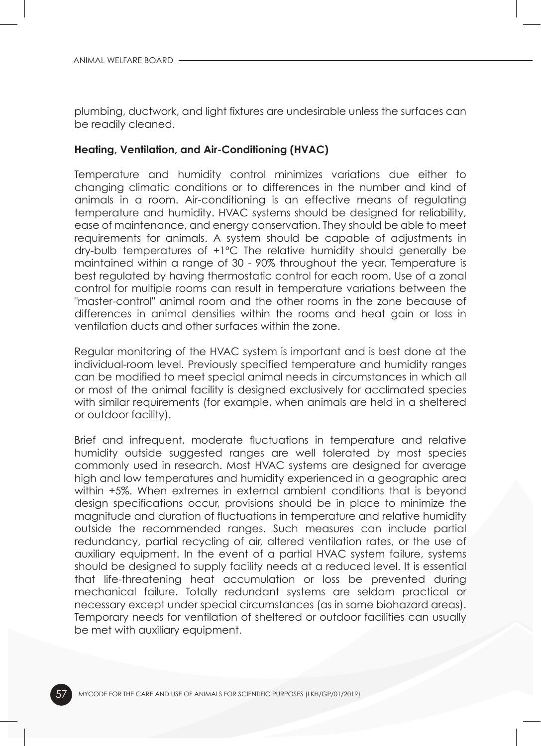plumbing, ductwork, and light fixtures are undesirable unless the surfaces can be readily cleaned.

**Heating, Ventilation, and Air-Conditioning (HVAC)**

Temperature and humidity control minimizes variations due either to changing climatic conditions or to differences in the number and kind of animals in a room. Air-conditioning is an effective means of regulating temperature and humidity. HVAC systems should be designed for reliability, ease of maintenance, and energy conservation. They should be able to meet requirements for animals. A system should be capable of adjustments in dry-bulb temperatures of +1°C The relative humidity should generally be maintained within a range of 30 - 90% throughout the year. Temperature is best regulated by having thermostatic control for each room. Use of a zonal control for multiple rooms can result in temperature variations between the "master-control" animal room and the other rooms in the zone because of differences in animal densities within the rooms and heat gain or loss in ventilation ducts and other surfaces within the zone.

Regular monitoring of the HVAC system is important and is best done at the individual-room level. Previously specified temperature and humidity ranges can be modified to meet special animal needs in circumstances in which all or most of the animal facility is designed exclusively for acclimated species with similar requirements (for example, when animals are held in a sheltered or outdoor facility).

Brief and infrequent, moderate fluctuations in temperature and relative humidity outside suggested ranges are well tolerated by most species commonly used in research. Most HVAC systems are designed for average high and low temperatures and humidity experienced in a geographic area within +5%. When extremes in external ambient conditions that is beyond design specifications occur, provisions should be in place to minimize the magnitude and duration of fluctuations in temperature and relative humidity outside the recommended ranges. Such measures can include partial redundancy, partial recycling of air, altered ventilation rates, or the use of auxiliary equipment. In the event of a partial HVAC system failure, systems should be designed to supply facility needs at a reduced level. It is essential that life-threatening heat accumulation or loss be prevented during mechanical failure. Totally redundant systems are seldom practical or necessary except under special circumstances (as in some biohazard areas). Temporary needs for ventilation of sheltered or outdoor facilities can usually be met with auxiliary equipment.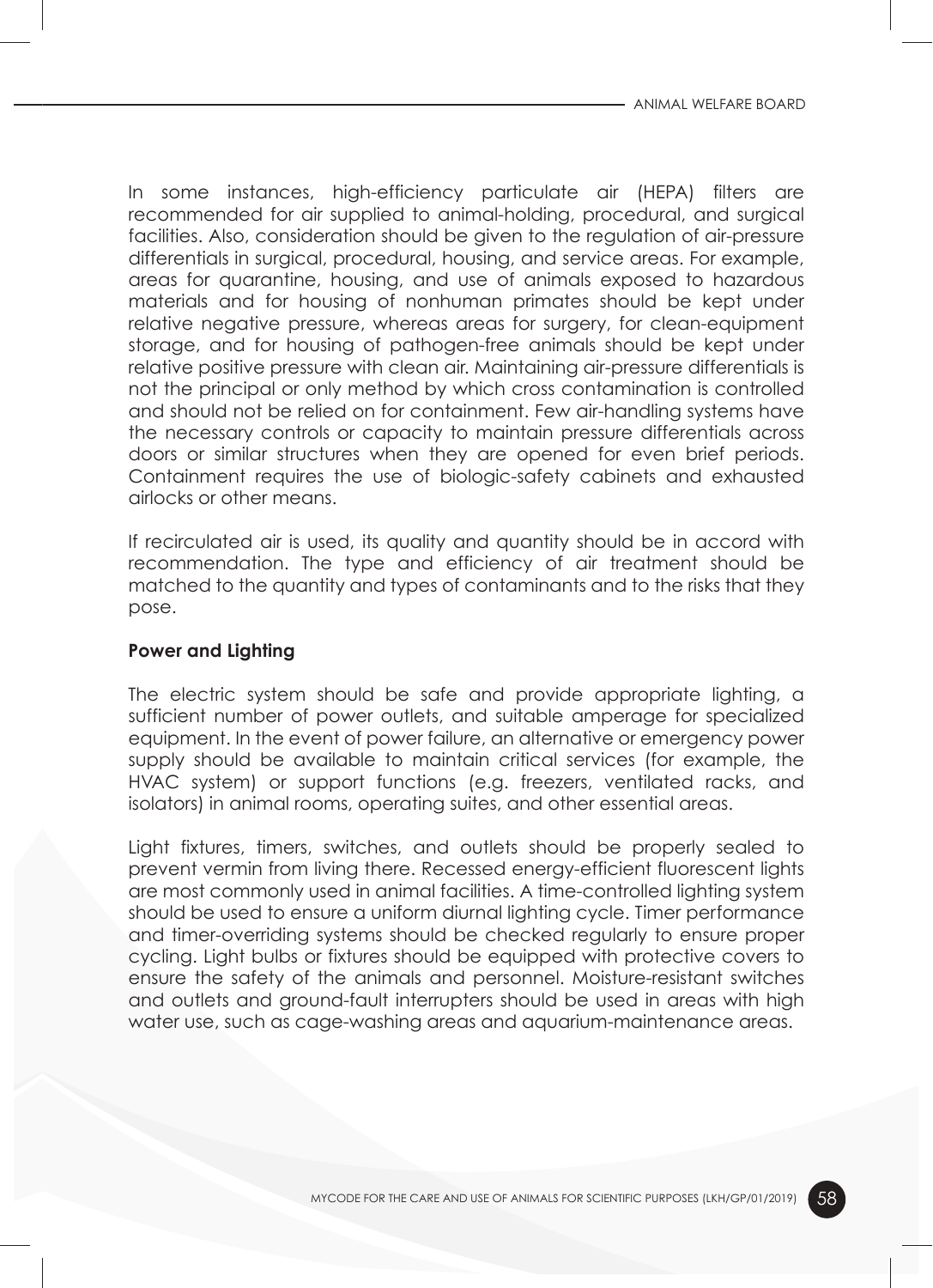In some instances, high-efficiency particulate air (HEPA) filters are recommended for air supplied to animal-holding, procedural, and surgical facilities. Also, consideration should be given to the regulation of air-pressure differentials in surgical, procedural, housing, and service areas. For example, areas for quarantine, housing, and use of animals exposed to hazardous materials and for housing of nonhuman primates should be kept under relative negative pressure, whereas areas for surgery, for clean-equipment storage, and for housing of pathogen-free animals should be kept under relative positive pressure with clean air. Maintaining air-pressure differentials is not the principal or only method by which cross contamination is controlled and should not be relied on for containment. Few air-handling systems have the necessary controls or capacity to maintain pressure differentials across doors or similar structures when they are opened for even brief periods. Containment requires the use of biologic-safety cabinets and exhausted airlocks or other means.

If recirculated air is used, its quality and quantity should be in accord with recommendation. The type and efficiency of air treatment should be matched to the quantity and types of contaminants and to the risks that they pose.

**Power and Lighting**

The electric system should be safe and provide appropriate lighting, a sufficient number of power outlets, and suitable amperage for specialized equipment. In the event of power failure, an alternative or emergency power supply should be available to maintain critical services (for example, the HVAC system) or support functions (e.g. freezers, ventilated racks, and isolators) in animal rooms, operating suites, and other essential areas.

Light fixtures, timers, switches, and outlets should be properly sealed to prevent vermin from living there. Recessed energy-efficient fluorescent lights are most commonly used in animal facilities. A time-controlled lighting system should be used to ensure a uniform diurnal lighting cycle. Timer performance and timer-overriding systems should be checked regularly to ensure proper cycling. Light bulbs or fixtures should be equipped with protective covers to ensure the safety of the animals and personnel. Moisture-resistant switches and outlets and ground-fault interrupters should be used in areas with high water use, such as cage-washing areas and aquarium-maintenance areas.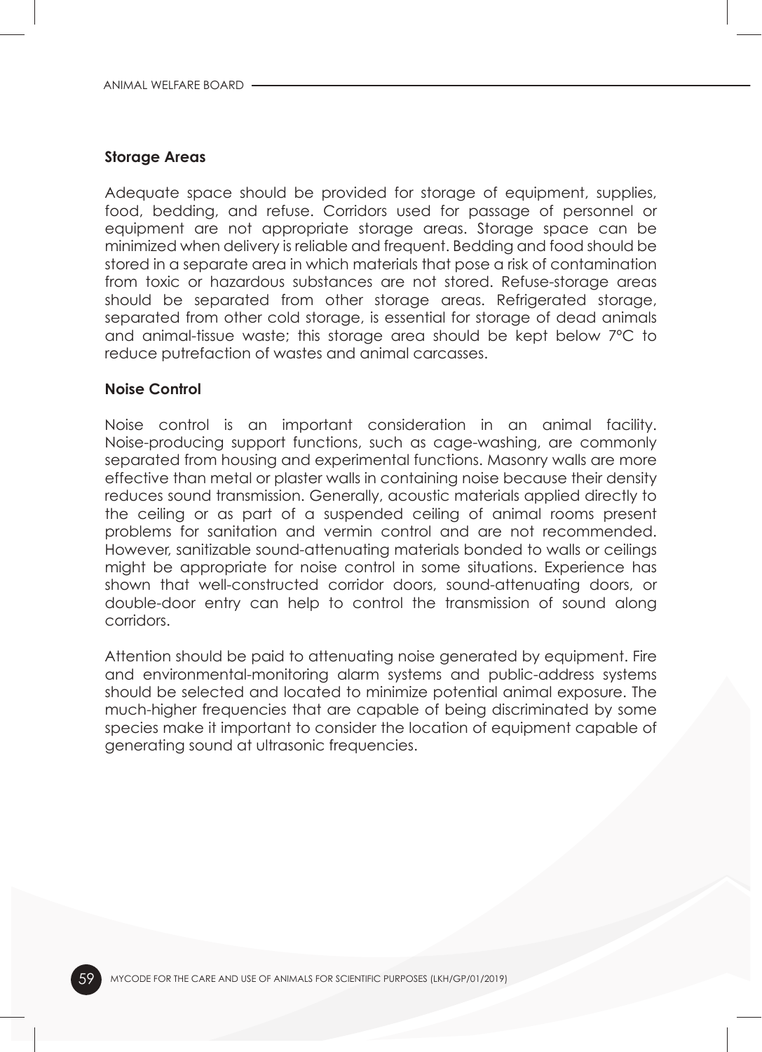#### Storage Areas

Adequate space should be provided for storage of equipment, supplies, food, bedding, and refuse. Corridors used for passage of personnel or equipment are not appropriate storage areas. Storage space can be minimized when delivery is reliable and frequent. Bedding and food should be stored in a separate area in which materials that pose a risk of contamination from toxic or hazardous substances are not stored. Refuse-storage areas should be separated from other storage areas. Refrigerated storage, separated from other cold storage, is essential for storage of dead animals and animal-tissue waste; this storage area should be kept below 7°C to reduce putrefaction of wastes and animal carcasses.

#### Noise Control

Noise control is an important consideration in an animal facility. Noise-producing support functions, such as cage-washing, are commonly separated from housing and experimental functions. Masonry walls are more effective than metal or plaster walls in containing noise because their density reduces sound transmission. Generally, acoustic materials applied directly to the ceiling or as part of a suspended ceiling of animal rooms present problems for sanitation and vermin control and are not recommended. However, sanitizable sound-attenuating materials bonded to walls or ceilings might be appropriate for noise control in some situations. Experience has shown that well-constructed corridor doors, sound-attenuating doors, or double-door entry can help to control the transmission of sound along corridors.

Attention should be paid to attenuating noise generated by equipment. Fire and environmental-monitoring alarm systems and public-address systems should be selected and located to minimize potential animal exposure. The much-higher frequencies that are capable of being discriminated by some species make it important to consider the location of equipment capable of generating sound at ultrasonic frequencies.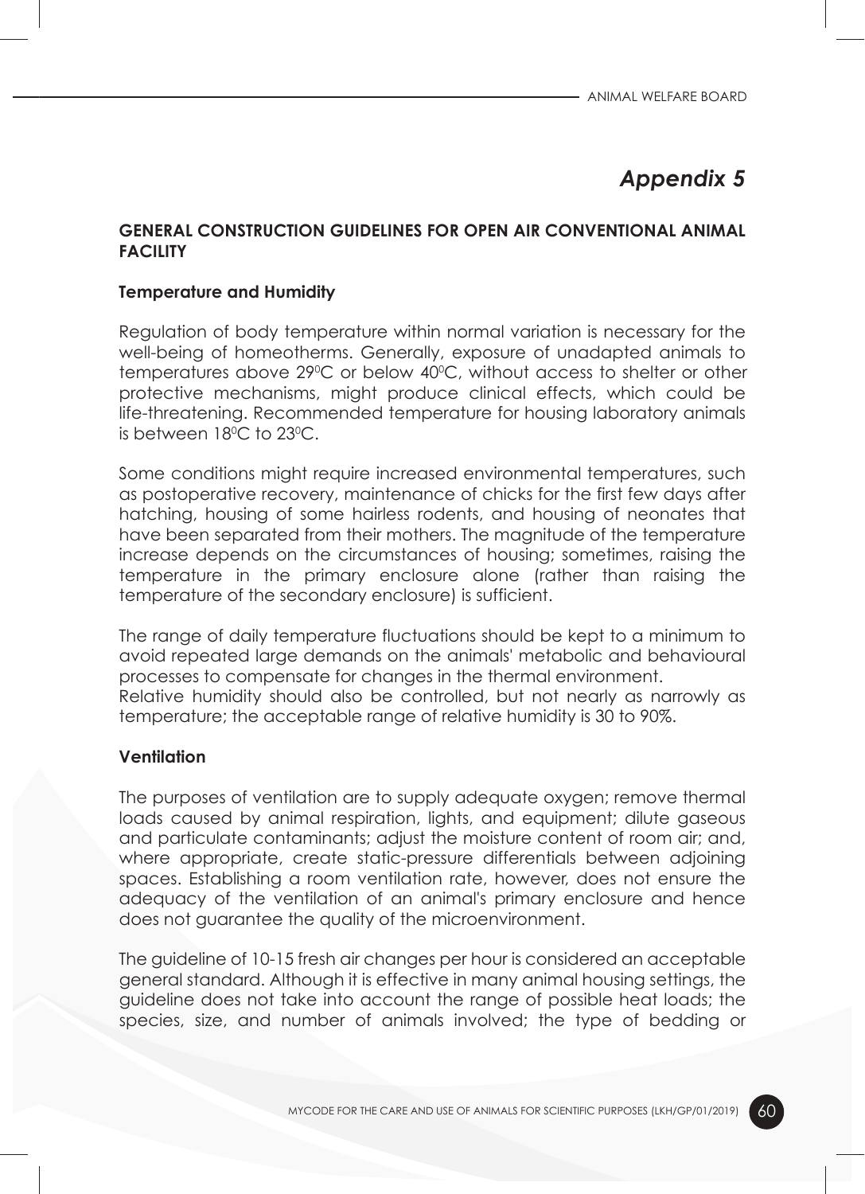# *Appendix 5*

## GENERAL CONSTRUCTION GUIDELINES FOR OPEN AIR CONVENTIONAL ANIMAL FACILITY

### Temperature and Humidity

Regulation of body temperature within normal variation is necessary for the well-being of homeotherms. Generally, exposure of unadapted animals to temperatures above 29⁰C or below 40⁰C, without access to shelter or other protective mechanisms, might produce clinical effects, which could be life-threatening. Recommended temperature for housing laboratory animals is between 18⁰C to 23⁰C.

Some conditions might require increased environmental temperatures, such as postoperative recovery, maintenance of chicks for the first few days after hatching, housing of some hairless rodents, and housing of neonates that have been separated from their mothers. The magnitude of the temperature increase depends on the circumstances of housing; sometimes, raising the temperature in the primary enclosure alone (rather than raising the temperature of the secondary enclosure) is sufficient.

The range of daily temperature fluctuations should be kept to a minimum to avoid repeated large demands on the animals' metabolic and behavioural processes to compensate for changes in the thermal environment.
Relative humidity should also be controlled, but not nearly as narrowly as temperature; the acceptable range of relative humidity is 30 to 90%.

### Ventilation

The purposes of ventilation are to supply adequate oxygen; remove thermal loads caused by animal respiration, lights, and equipment; dilute gaseous and particulate contaminants; adjust the moisture content of room air; and, where appropriate, create static-pressure differentials between adjoining spaces. Establishing a room ventilation rate, however, does not ensure the adequacy of the ventilation of an animal's primary enclosure and hence does not guarantee the quality of the microenvironment.

The guideline of 10-15 fresh air changes per hour is considered an acceptable general standard. Although it is effective in many animal housing settings, the guideline does not take into account the range of possible heat loads; the species, size, and number of animals involved; the type of bedding or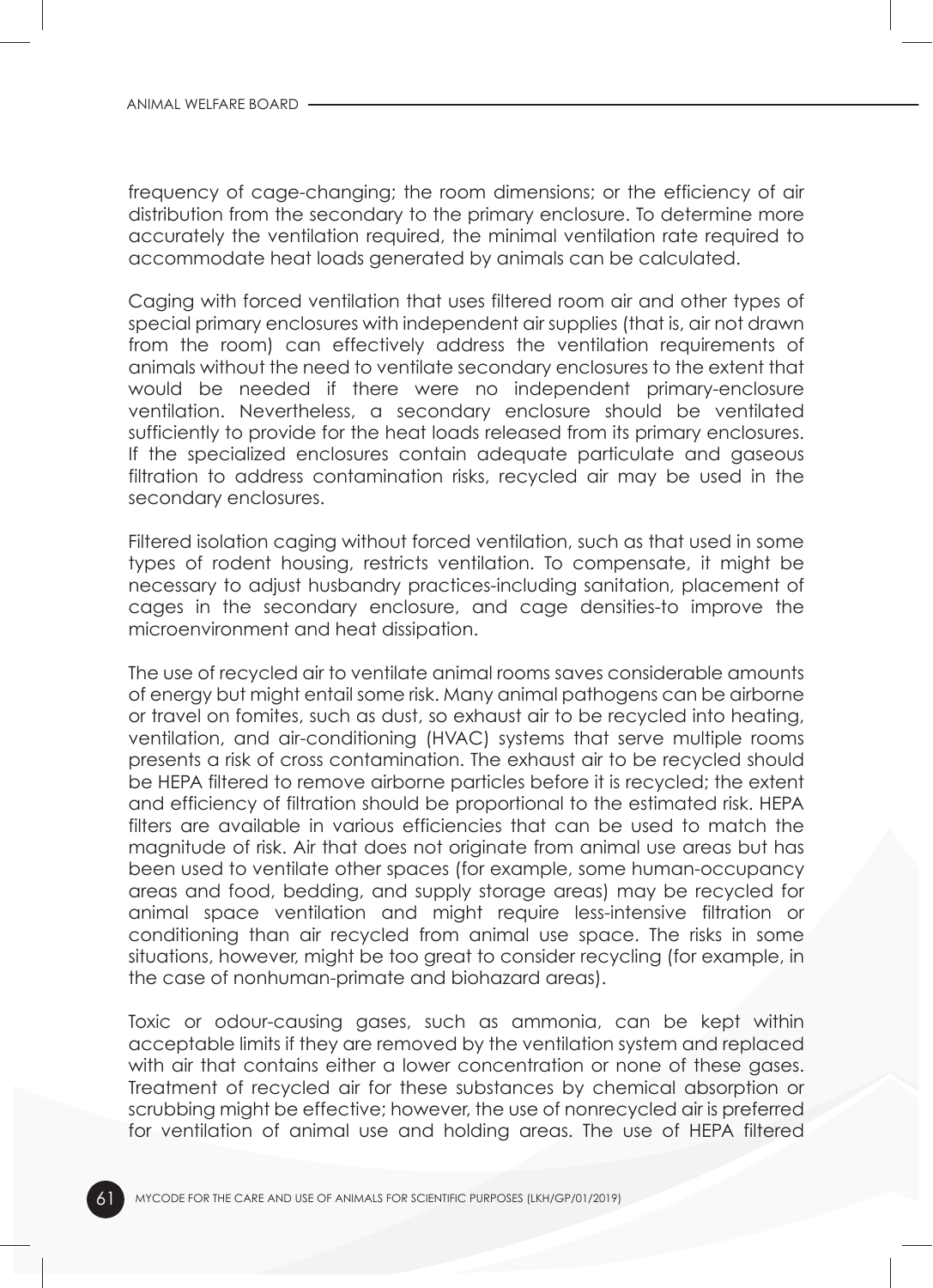frequency of cage-changing; the room dimensions; or the efficiency of air distribution from the secondary to the primary enclosure. To determine more accurately the ventilation required, the minimal ventilation rate required to accommodate heat loads generated by animals can be calculated.

Caging with forced ventilation that uses filtered room air and other types of special primary enclosures with independent air supplies (that is, air not drawn from the room) can effectively address the ventilation requirements of animals without the need to ventilate secondary enclosures to the extent that would be needed if there were no independent primary-enclosure ventilation. Nevertheless, a secondary enclosure should be ventilated sufficiently to provide for the heat loads released from its primary enclosures. If the specialized enclosures contain adequate particulate and gaseous filtration to address contamination risks, recycled air may be used in the secondary enclosures.

Filtered isolation caging without forced ventilation, such as that used in some types of rodent housing, restricts ventilation. To compensate, it might be necessary to adjust husbandry practices-including sanitation, placement of cages in the secondary enclosure, and cage densities-to improve the microenvironment and heat dissipation.

The use of recycled air to ventilate animal rooms saves considerable amounts of energy but might entail some risk. Many animal pathogens can be airborne or travel on fomites, such as dust, so exhaust air to be recycled into heating, ventilation, and air-conditioning (HVAC) systems that serve multiple rooms presents a risk of cross contamination. The exhaust air to be recycled should be HEPA filtered to remove airborne particles before it is recycled; the extent and efficiency of filtration should be proportional to the estimated risk. HEPA filters are available in various efficiencies that can be used to match the magnitude of risk. Air that does not originate from animal use areas but has been used to ventilate other spaces (for example, some human-occupancy areas and food, bedding, and supply storage areas) may be recycled for animal space ventilation and might require less-intensive filtration or conditioning than air recycled from animal use space. The risks in some situations, however, might be too great to consider recycling (for example, in the case of nonhuman-primate and biohazard areas).

Toxic or odour-causing gases, such as ammonia, can be kept within acceptable limits if they are removed by the ventilation system and replaced with air that contains either a lower concentration or none of these gases. Treatment of recycled air for these substances by chemical absorption or scrubbing might be effective; however, the use of nonrecycled air is preferred for ventilation of animal use and holding areas. The use of HEPA filtered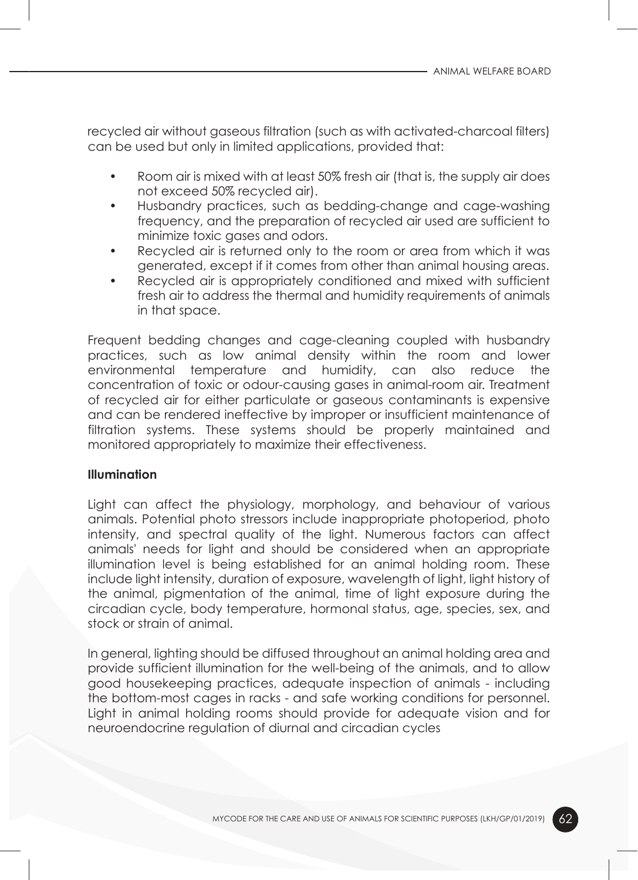recycled air without gaseous filtration (such as with activated-charcoal filters) can be used but only in limited applications, provided that:

- Room air is mixed with at least 50% fresh air (that is, the supply air does not exceed 50% recycled air).
- Husbandry practices, such as bedding-change and cage-washing frequency, and the preparation of recycled air used are sufficient to minimize toxic gases and odors.
- Recycled air is returned only to the room or area from which it was generated, except if it comes from other than animal housing areas.
- Recycled air is appropriately conditioned and mixed with sufficient fresh air to address the thermal and humidity requirements of animals in that space.

Frequent bedding changes and cage-cleaning coupled with husbandry practices, such as low animal density within the room and lower environmental temperature and humidity, can also reduce the concentration of toxic or odour-causing gases in animal-room air. Treatment of recycled air for either particulate or gaseous contaminants is expensive and can be rendered ineffective by improper or insufficient maintenance of filtration systems. These systems should be properly maintained and monitored appropriately to maximize their effectiveness.

**Illumination**

Light can affect the physiology, morphology, and behaviour of various animals. Potential photo stressors include inappropriate photoperiod, photo intensity, and spectral quality of the light. Numerous factors can affect animals' needs for light and should be considered when an appropriate illumination level is being established for an animal holding room. These include light intensity, duration of exposure, wavelength of light, light history of the animal, pigmentation of the animal, time of light exposure during the circadian cycle, body temperature, hormonal status, age, species, sex, and stock or strain of animal.

In general, lighting should be diffused throughout an animal holding area and provide sufficient illumination for the well-being of the animals, and to allow good housekeeping practices, adequate inspection of animals - including the bottom-most cages in racks - and safe working conditions for personnel. Light in animal holding rooms should provide for adequate vision and for neuroendocrine regulation of diurnal and circadian cycles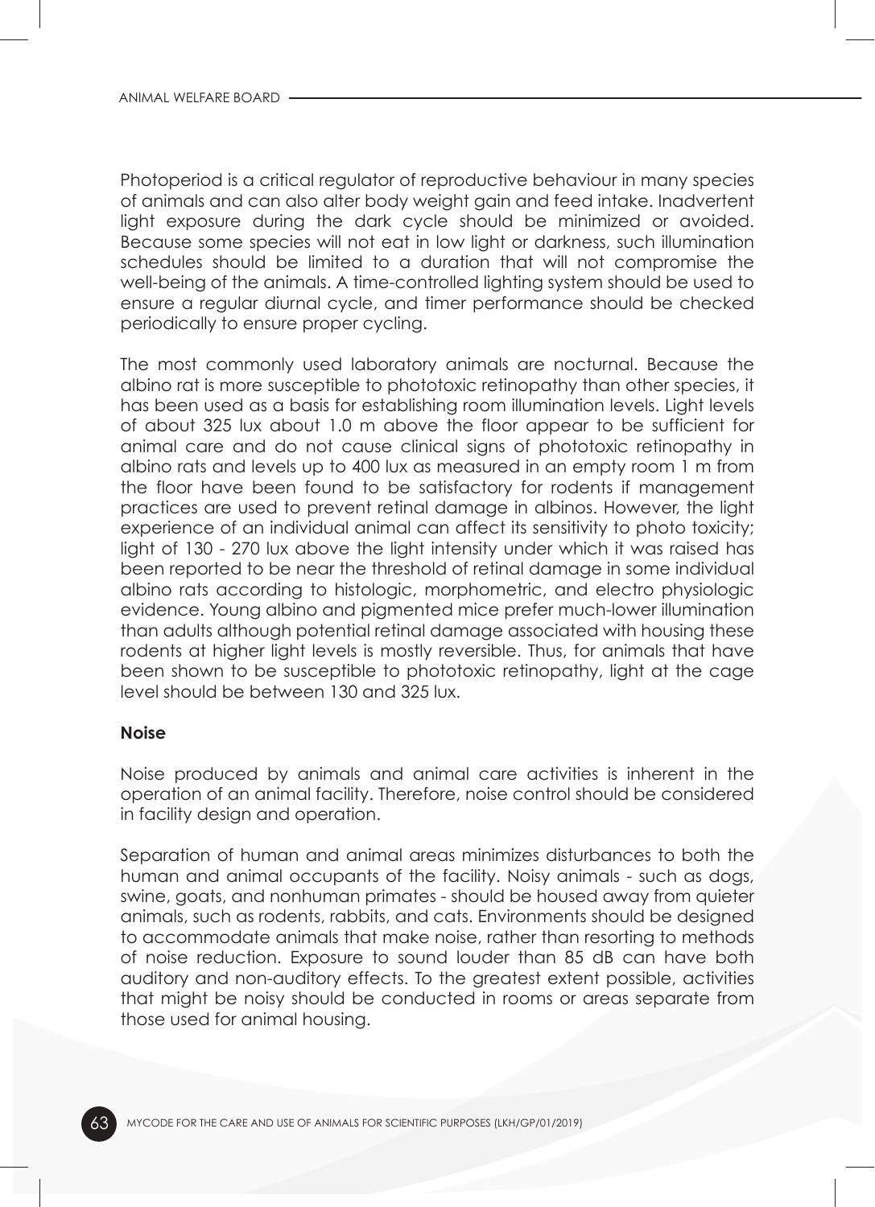Photoperiod is a critical regulator of reproductive behaviour in many species of animals and can also alter body weight gain and feed intake. Inadvertent light exposure during the dark cycle should be minimized or avoided. Because some species will not eat in low light or darkness, such illumination schedules should be limited to a duration that will not compromise the well-being of the animals. A time-controlled lighting system should be used to ensure a regular diurnal cycle, and timer performance should be checked periodically to ensure proper cycling.

The most commonly used laboratory animals are nocturnal. Because the albino rat is more susceptible to phototoxic retinopathy than other species, it has been used as a basis for establishing room illumination levels. Light levels of about 325 lux about 1.0 m above the floor appear to be sufficient for animal care and do not cause clinical signs of phototoxic retinopathy in albino rats and levels up to 400 lux as measured in an empty room 1 m from the floor have been found to be satisfactory for rodents if management practices are used to prevent retinal damage in albinos. However, the light experience of an individual animal can affect its sensitivity to photo toxicity; light of 130 - 270 lux above the light intensity under which it was raised has been reported to be near the threshold of retinal damage in some individual albino rats according to histologic, morphometric, and electro physiologic evidence. Young albino and pigmented mice prefer much-lower illumination than adults although potential retinal damage associated with housing these rodents at higher light levels is mostly reversible. Thus, for animals that have been shown to be susceptible to phototoxic retinopathy, light at the cage level should be between 130 and 325 lux.

**Noise**

Noise produced by animals and animal care activities is inherent in the operation of an animal facility. Therefore, noise control should be considered in facility design and operation.

Separation of human and animal areas minimizes disturbances to both the human and animal occupants of the facility. Noisy animals - such as dogs, swine, goats, and nonhuman primates - should be housed away from quieter animals, such as rodents, rabbits, and cats. Environments should be designed to accommodate animals that make noise, rather than resorting to methods of noise reduction. Exposure to sound louder than 85 dB can have both auditory and non-auditory effects. To the greatest extent possible, activities that might be noisy should be conducted in rooms or areas separate from those used for animal housing.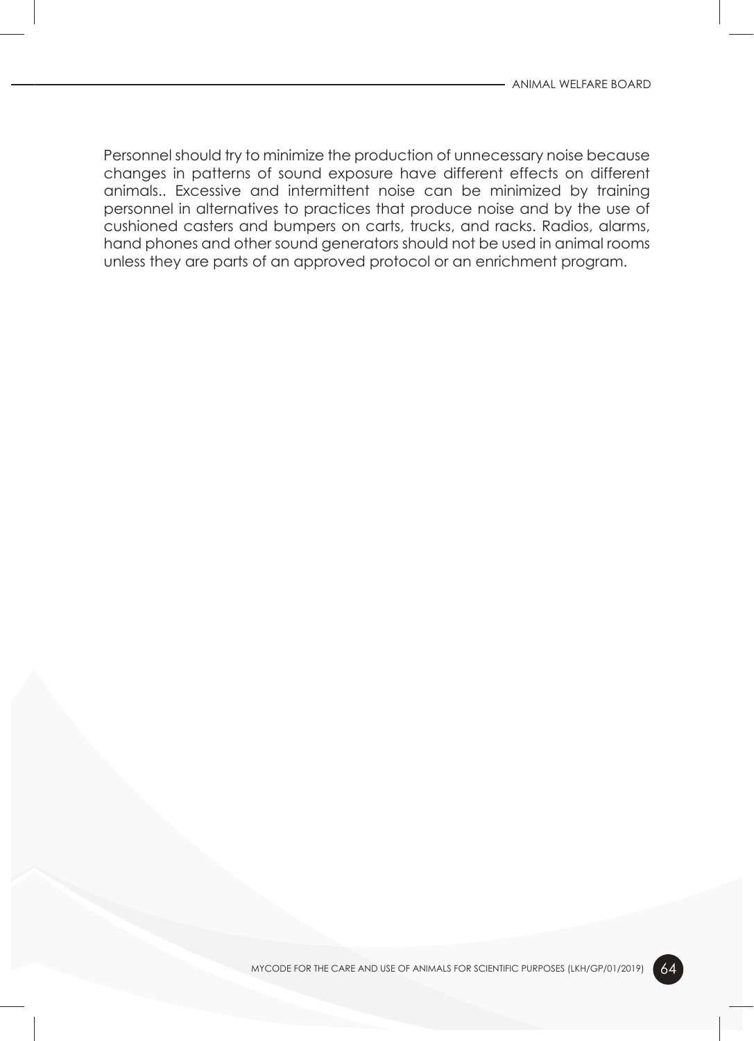Personnel should try to minimize the production of unnecessary noise because changes in patterns of sound exposure have different effects on different animals.. Excessive and intermittent noise can be minimized by training personnel in alternatives to practices that produce noise and by the use of cushioned casters and bumpers on carts, trucks, and racks. Radios, alarms, hand phones and other sound generators should not be used in animal rooms unless they are parts of an approved protocol or an enrichment program.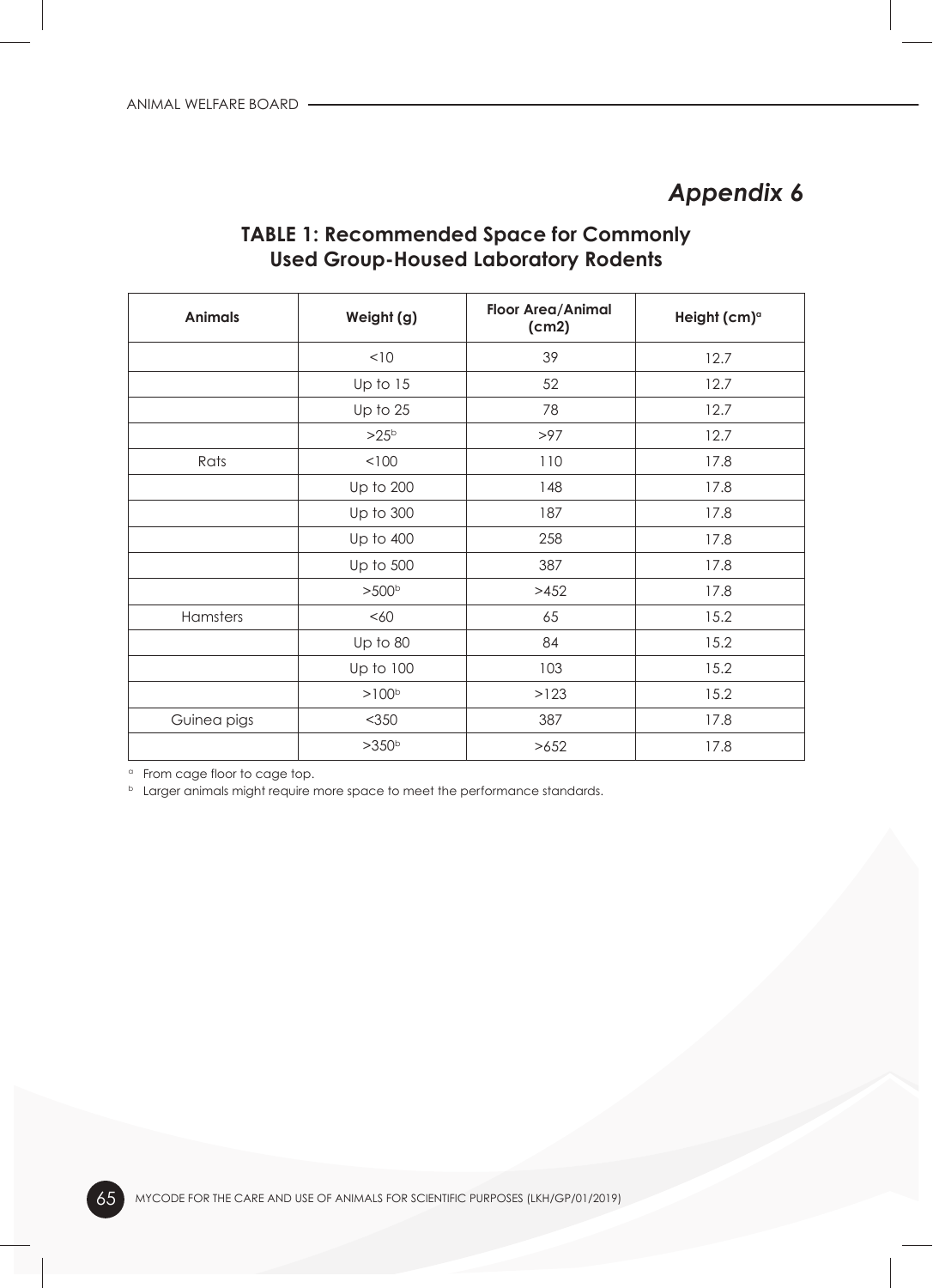# *Appendix 6*

## TABLE 1: Recommended Space for Commonly Used Group-Housed Laboratory Rodents

| Animals | Weight (g) | Floor Area/Animal (cm2) | Height (cm)[a] |
|---|---|---|---|
| | <10 | 39 | 12.7 |
| | Up to 15 | 52 | 12.7 |
| | Up to 25 | 78 | 12.7 |
| | >25[b] | >97 | 12.7 |
| Rats | <100 | 110 | 17.8 |
| | Up to 200 | 148 | 17.8 |
| | Up to 300 | 187 | 17.8 |
| | Up to 400 | 258 | 17.8 |
| | Up to 500 | 387 | 17.8 |
| | >500[b] | >452 | 17.8 |
| Hamsters | <60 | 65 | 15.2 |
| | Up to 80 | 84 | 15.2 |
| | Up to 100 | 103 | 15.2 |
| | >100[b] | >123 | 15.2 |
| Guinea pigs | <350 | 387 | 17.8 |
| | >350[b] | >652 | 17.8 |

[a] From cage floor to cage top.

[b] Larger animals might require more space to meet the performance standards.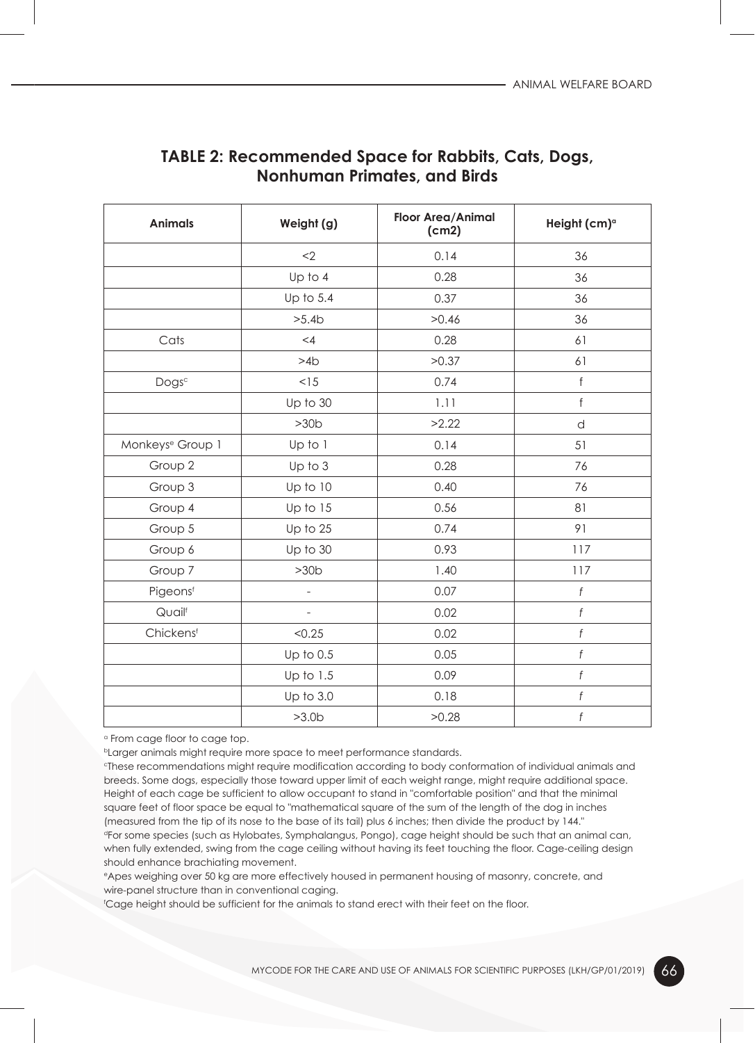## TABLE 2: Recommended Space for Rabbits, Cats, Dogs, Nonhuman Primates, and Birds

| Animals | Weight (g) | Floor Area/Animal (cm2) | Height (cm)[a] |
|---|---|---|---|
| | <2 | 0.14 | 36 |
| | Up to 4 | 0.28 | 36 |
| | Up to 5.4 | 0.37 | 36 |
| | >5.4b | >0.46 | 36 |
| Cats | <4 | 0.28 | 61 |
| | >4b | >0.37 | 61 |
| Dogs[c] | <15 | 0.74 | f |
| | Up to 30 | 1.11 | f |
| | >30b | >2.22 | d |
| Monkeys[e] Group 1 | Up to 1 | 0.14 | 51 |
| Group 2 | Up to 3 | 0.28 | 76 |
| Group 3 | Up to 10 | 0.40 | 76 |
| Group 4 | Up to 15 | 0.56 | 81 |
| Group 5 | Up to 25 | 0.74 | 91 |
| Group 6 | Up to 30 | 0.93 | 117 |
| Group 7 | >30b | 1.40 | 117 |
| Pigeons[f] | - | 0.07 | *f* |
| Quail[f] | - | 0.02 | *f* |
| Chickens[f] | <0.25 | 0.02 | *f* |
| | Up to 0.5 | 0.05 | *f* |
| | Up to 1.5 | 0.09 | *f* |
| | Up to 3.0 | 0.18 | *f* |
| | >3.0b | >0.28 | *f* |

[a] From cage floor to cage top.

[b] Larger animals might require more space to meet performance standards.

[c] These recommendations might require modification according to body conformation of individual animals and breeds. Some dogs, especially those toward upper limit of each weight range, might require additional space. Height of each cage be sufficient to allow occupant to stand in "comfortable position" and that the minimal square feet of floor space be equal to "mathematical square of the sum of the length of the dog in inches (measured from the tip of its nose to the base of its tail) plus 6 inches; then divide the product by 144."

[d] For some species (such as Hylobates, Symphalangus, Pongo), cage height should be such that an animal can, when fully extended, swing from the cage ceiling without having its feet touching the floor. Cage-ceiling design should enhance brachiating movement.

[e] Apes weighing over 50 kg are more effectively housed in permanent housing of masonry, concrete, and wire-panel structure than in conventional caging.

[f] Cage height should be sufficient for the animals to stand erect with their feet on the floor.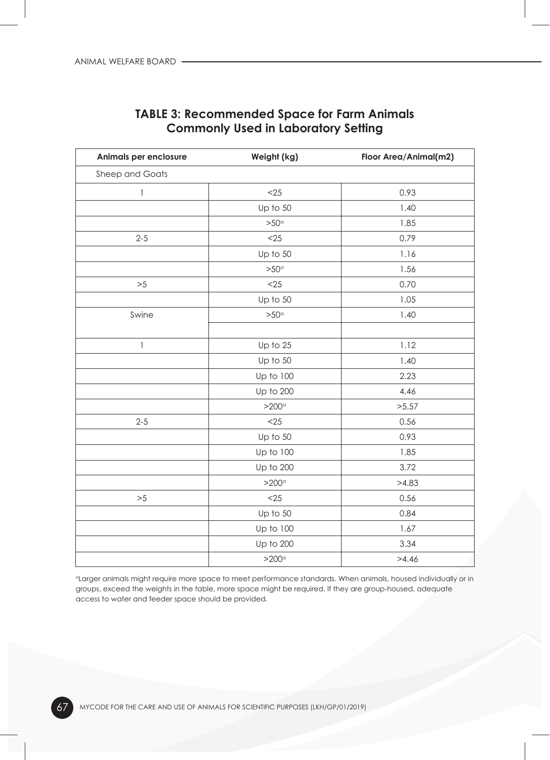## TABLE 3: Recommended Space for Farm Animals Commonly Used in Laboratory Setting

| Animals per enclosure | Weight (kg) | Floor Area/Animal(m2) |
|---|---|---|
| Sheep and Goats | | |
| 1 | <25 | 0.93 |
| | Up to 50 | 1.40 |
| | >50[a] | 1.85 |
| 2-5 | <25 | 0.79 |
| | Up to 50 | 1.16 |
| | >50[a] | 1.56 |
| >5 | <25 | 0.70 |
| | Up to 50 | 1.05 |
| Swine | >50[a] | 1.40 |
| | | |
| 1 | Up to 25 | 1.12 |
| | Up to 50 | 1.40 |
| | Up to 100 | 2.23 |
| | Up to 200 | 4.46 |
| | >200[a] | >5.57 |
| 2-5 | <25 | 0.56 |
| | Up to 50 | 0.93 |
| | Up to 100 | 1.85 |
| | Up to 200 | 3.72 |
| | >200[a] | >4.83 |
| >5 | <25 | 0.56 |
| | Up to 50 | 0.84 |
| | Up to 100 | 1.67 |
| | Up to 200 | 3.34 |
| | >200[a] | >4.46 |

[a]Larger animals might require more space to meet performance standards. When animals, housed individually or in groups, exceed the weights in the table, more space might be required. If they are group-housed, adequate access to water and feeder space should be provided.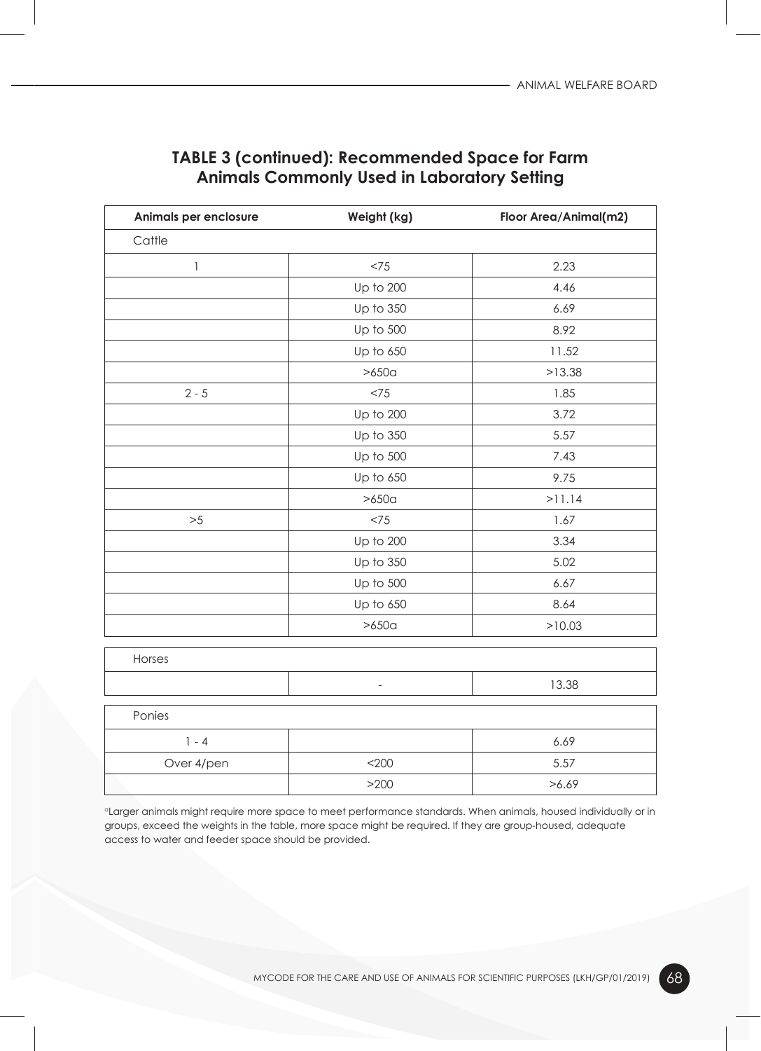## TABLE 3 (continued): Recommended Space for Farm Animals Commonly Used in Laboratory Setting

| Animals per enclosure | Weight (kg) | Floor Area/Animal(m2) |
|---|---|---|
| Cattle | | |
| 1 | <75 | 2.23 |
| | Up to 200 | 4.46 |
| | Up to 350 | 6.69 |
| | Up to 500 | 8.92 |
| | Up to 650 | 11.52 |
| | >650a | >13.38 |
| 2 - 5 | <75 | 1.85 |
| | Up to 200 | 3.72 |
| | Up to 350 | 5.57 |
| | Up to 500 | 7.43 |
| | Up to 650 | 9.75 |
| | >650a | >11.14 |
| >5 | <75 | 1.67 |
| | Up to 200 | 3.34 |
| | Up to 350 | 5.02 |
| | Up to 500 | 6.67 |
| | Up to 650 | 8.64 |
| | >650a | >10.03 |
| Horses | | |
| | - | 13.38 |
| Ponies | | |
| 1 - 4 | | 6.69 |
| Over 4/pen | <200 | 5.57 |
| | >200 | >6.69 |

[a]Larger animals might require more space to meet performance standards. When animals, housed individually or in groups, exceed the weights in the table, more space might be required. If they are group-housed, adequate access to water and feeder space should be provided.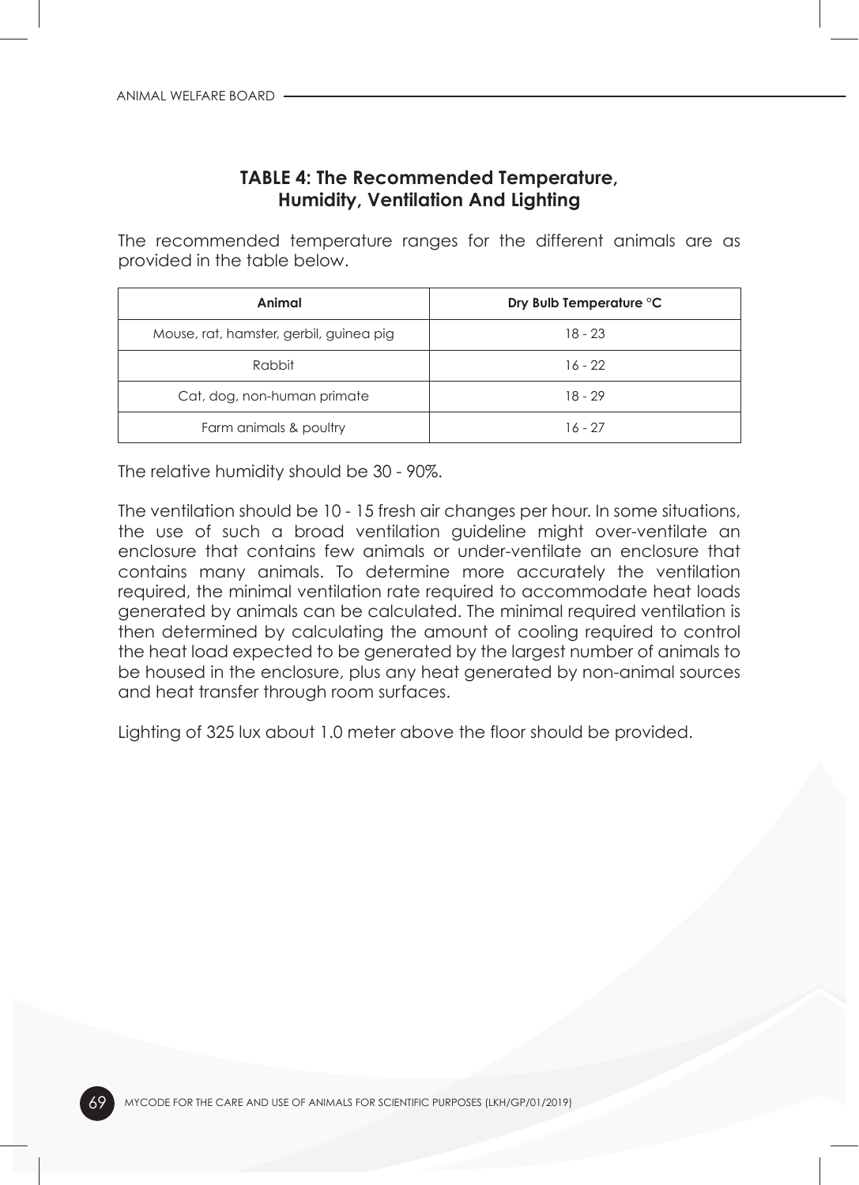## TABLE 4: The Recommended Temperature, Humidity, Ventilation And Lighting

The recommended temperature ranges for the different animals are as provided in the table below.

| Animal | Dry Bulb Temperature °C |
|---|---|
| Mouse, rat, hamster, gerbil, guinea pig | 18 - 23 |
| Rabbit | 16 - 22 |
| Cat, dog, non-human primate | 18 - 29 |
| Farm animals & poultry | 16 - 27 |

The relative humidity should be 30 - 90%.

The ventilation should be 10 - 15 fresh air changes per hour. In some situations, the use of such a broad ventilation guideline might over-ventilate an enclosure that contains few animals or under-ventilate an enclosure that contains many animals. To determine more accurately the ventilation required, the minimal ventilation rate required to accommodate heat loads generated by animals can be calculated. The minimal required ventilation is then determined by calculating the amount of cooling required to control the heat load expected to be generated by the largest number of animals to be housed in the enclosure, plus any heat generated by non-animal sources and heat transfer through room surfaces.

Lighting of 325 lux about 1.0 meter above the floor should be provided.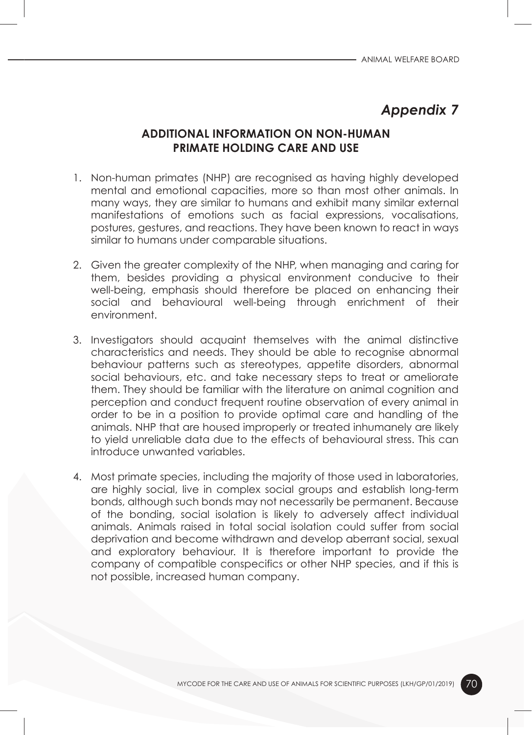# *Appendix 7*

## ADDITIONAL INFORMATION ON NON-HUMAN PRIMATE HOLDING CARE AND USE

1. Non-human primates (NHP) are recognised as having highly developed mental and emotional capacities, more so than most other animals. In many ways, they are similar to humans and exhibit many similar external manifestations of emotions such as facial expressions, vocalisations, postures, gestures, and reactions. They have been known to react in ways similar to humans under comparable situations.

2. Given the greater complexity of the NHP, when managing and caring for them, besides providing a physical environment conducive to their well-being, emphasis should therefore be placed on enhancing their social and behavioural well-being through enrichment of their environment.

3. Investigators should acquaint themselves with the animal distinctive characteristics and needs. They should be able to recognise abnormal behaviour patterns such as stereotypes, appetite disorders, abnormal social behaviours, etc. and take necessary steps to treat or ameliorate them. They should be familiar with the literature on animal cognition and perception and conduct frequent routine observation of every animal in order to be in a position to provide optimal care and handling of the animals. NHP that are housed improperly or treated inhumanely are likely to yield unreliable data due to the effects of behavioural stress. This can introduce unwanted variables.

4. Most primate species, including the majority of those used in laboratories, are highly social, live in complex social groups and establish long-term bonds, although such bonds may not necessarily be permanent. Because of the bonding, social isolation is likely to adversely affect individual animals. Animals raised in total social isolation could suffer from social deprivation and become withdrawn and develop aberrant social, sexual and exploratory behaviour. It is therefore important to provide the company of compatible conspecifics or other NHP species, and if this is not possible, increased human company.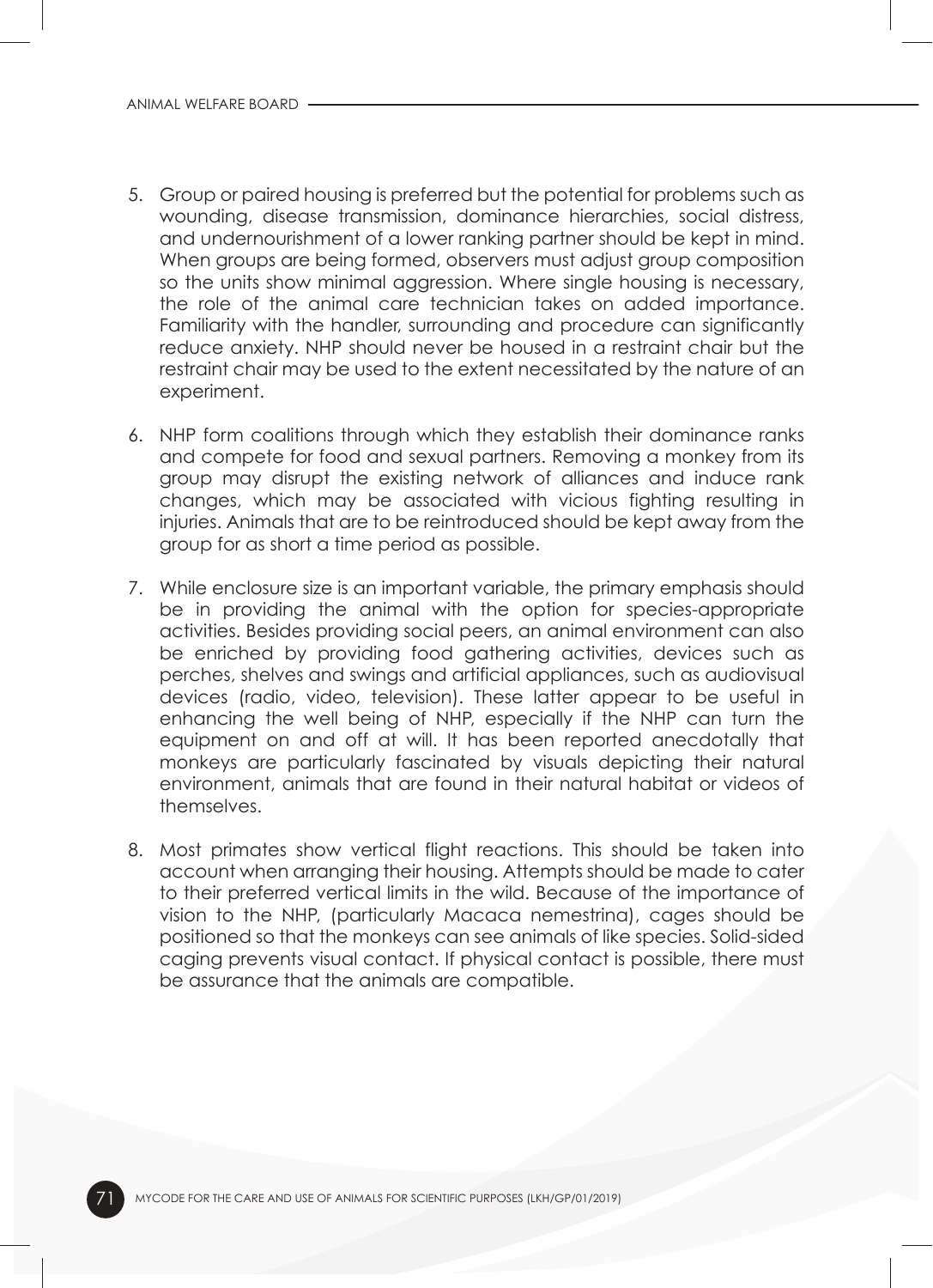5. Group or paired housing is preferred but the potential for problems such as wounding, disease transmission, dominance hierarchies, social distress, and undernourishment of a lower ranking partner should be kept in mind. When groups are being formed, observers must adjust group composition so the units show minimal aggression. Where single housing is necessary, the role of the animal care technician takes on added importance. Familiarity with the handler, surrounding and procedure can significantly reduce anxiety. NHP should never be housed in a restraint chair but the restraint chair may be used to the extent necessitated by the nature of an experiment.

6. NHP form coalitions through which they establish their dominance ranks and compete for food and sexual partners. Removing a monkey from its group may disrupt the existing network of alliances and induce rank changes, which may be associated with vicious fighting resulting in injuries. Animals that are to be reintroduced should be kept away from the group for as short a time period as possible.

7. While enclosure size is an important variable, the primary emphasis should be in providing the animal with the option for species-appropriate activities. Besides providing social peers, an animal environment can also be enriched by providing food gathering activities, devices such as perches, shelves and swings and artificial appliances, such as audiovisual devices (radio, video, television). These latter appear to be useful in enhancing the well being of NHP, especially if the NHP can turn the equipment on and off at will. It has been reported anecdotally that monkeys are particularly fascinated by visuals depicting their natural environment, animals that are found in their natural habitat or videos of themselves.

8. Most primates show vertical flight reactions. This should be taken into account when arranging their housing. Attempts should be made to cater to their preferred vertical limits in the wild. Because of the importance of vision to the NHP, (particularly Macaca nemestrina), cages should be positioned so that the monkeys can see animals of like species. Solid-sided caging prevents visual contact. If physical contact is possible, there must be assurance that the animals are compatible.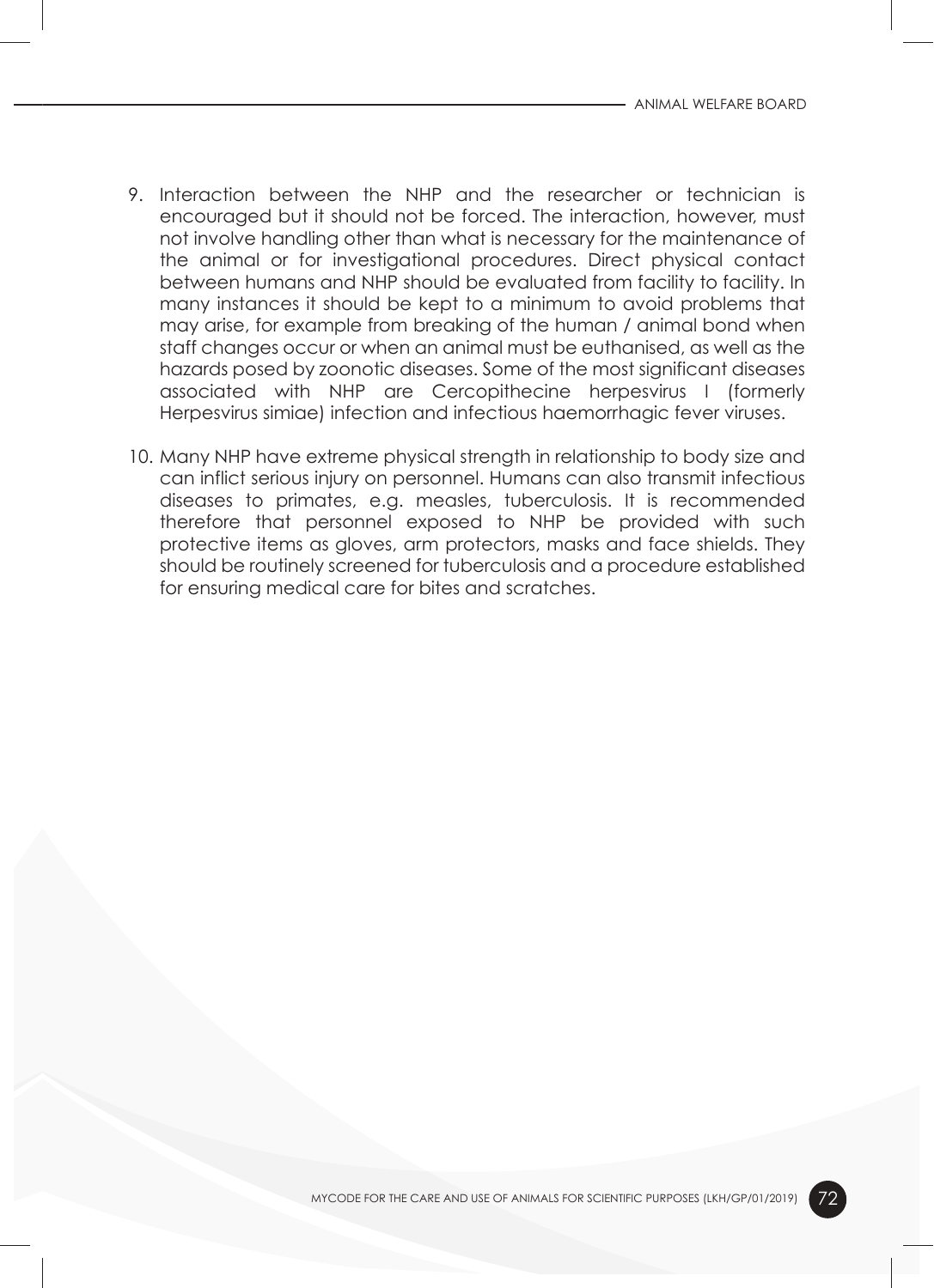9. Interaction between the NHP and the researcher or technician is encouraged but it should not be forced. The interaction, however, must not involve handling other than what is necessary for the maintenance of the animal or for investigational procedures. Direct physical contact between humans and NHP should be evaluated from facility to facility. In many instances it should be kept to a minimum to avoid problems that may arise, for example from breaking of the human / animal bond when staff changes occur or when an animal must be euthanised, as well as the hazards posed by zoonotic diseases. Some of the most significant diseases associated with NHP are Cercopithecine herpesvirus I (formerly Herpesvirus simiae) infection and infectious haemorrhagic fever viruses.

10. Many NHP have extreme physical strength in relationship to body size and can inflict serious injury on personnel. Humans can also transmit infectious diseases to primates, e.g. measles, tuberculosis. It is recommended therefore that personnel exposed to NHP be provided with such protective items as gloves, arm protectors, masks and face shields. They should be routinely screened for tuberculosis and a procedure established for ensuring medical care for bites and scratches.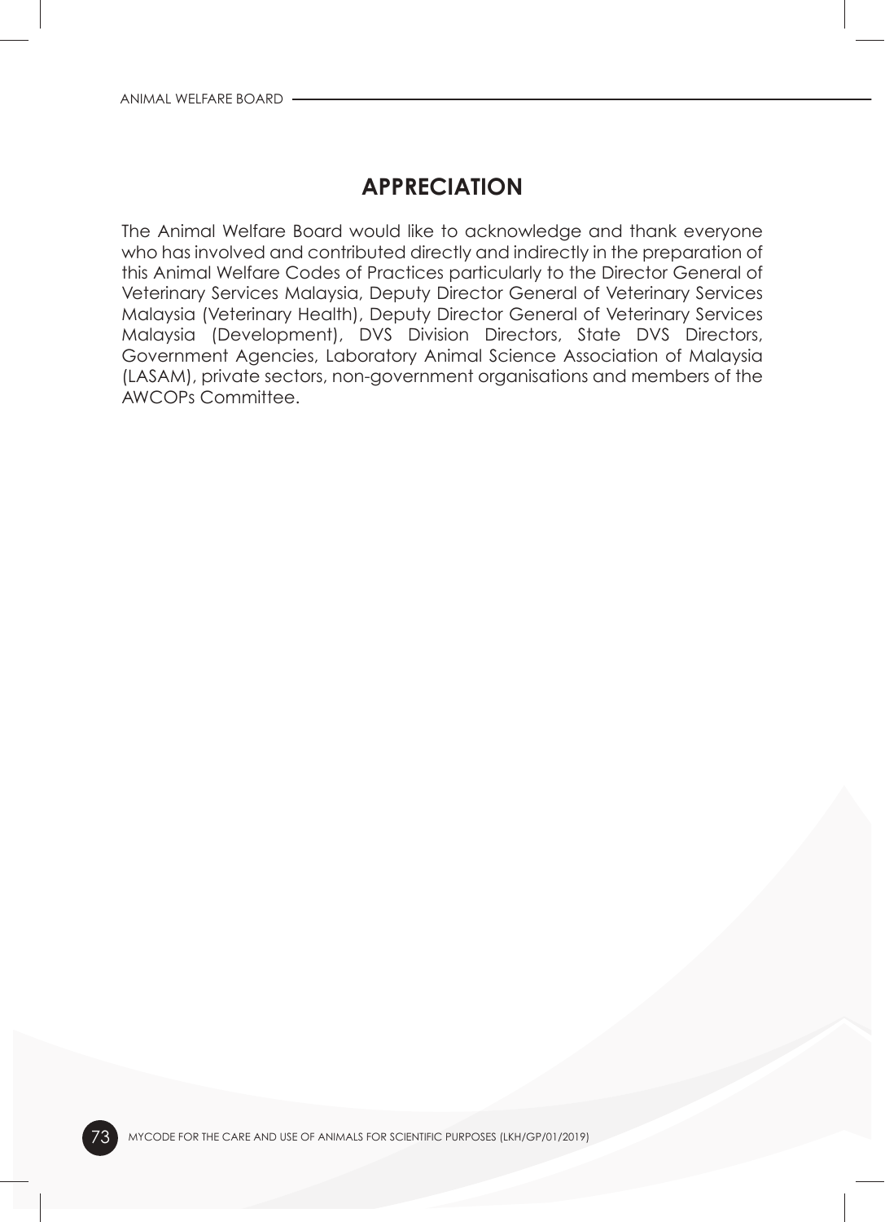# APPRECIATION

The Animal Welfare Board would like to acknowledge and thank everyone who has involved and contributed directly and indirectly in the preparation of this Animal Welfare Codes of Practices particularly to the Director General of Veterinary Services Malaysia, Deputy Director General of Veterinary Services Malaysia (Veterinary Health), Deputy Director General of Veterinary Services Malaysia (Development), DVS Division Directors, State DVS Directors, Government Agencies, Laboratory Animal Science Association of Malaysia (LASAM), private sectors, non-government organisations and members of the AWCOPs Committee.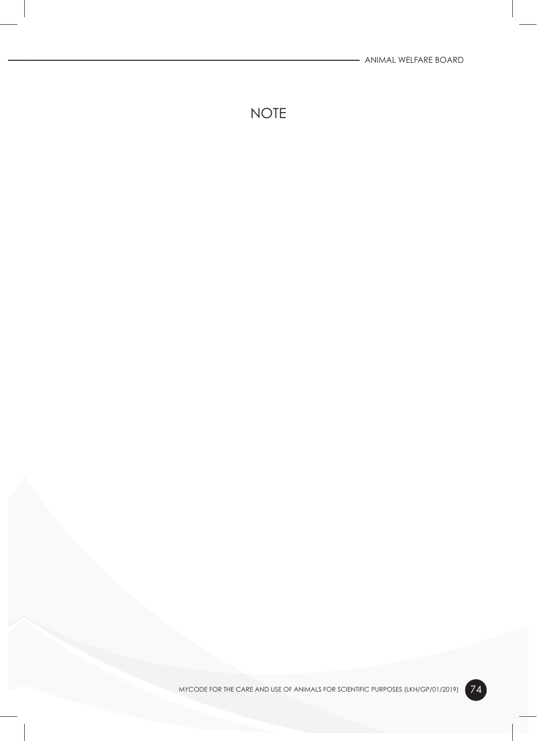# NOTE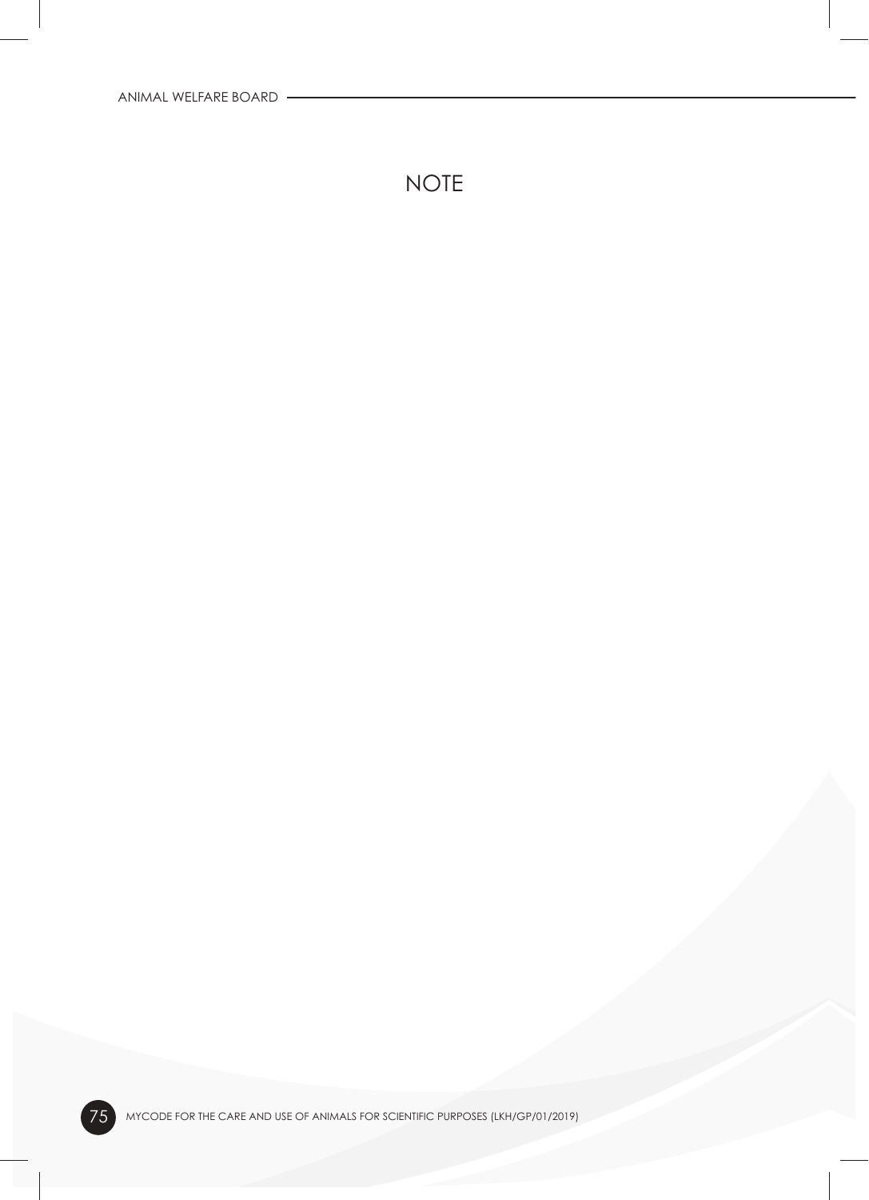# NOTE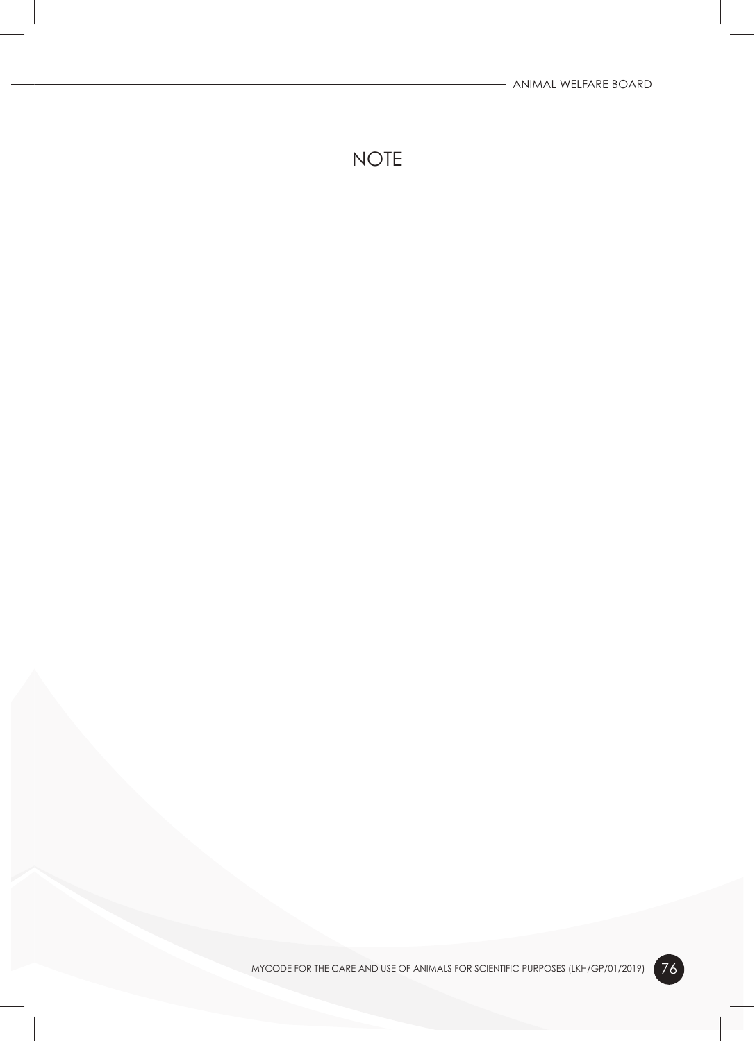# NOTE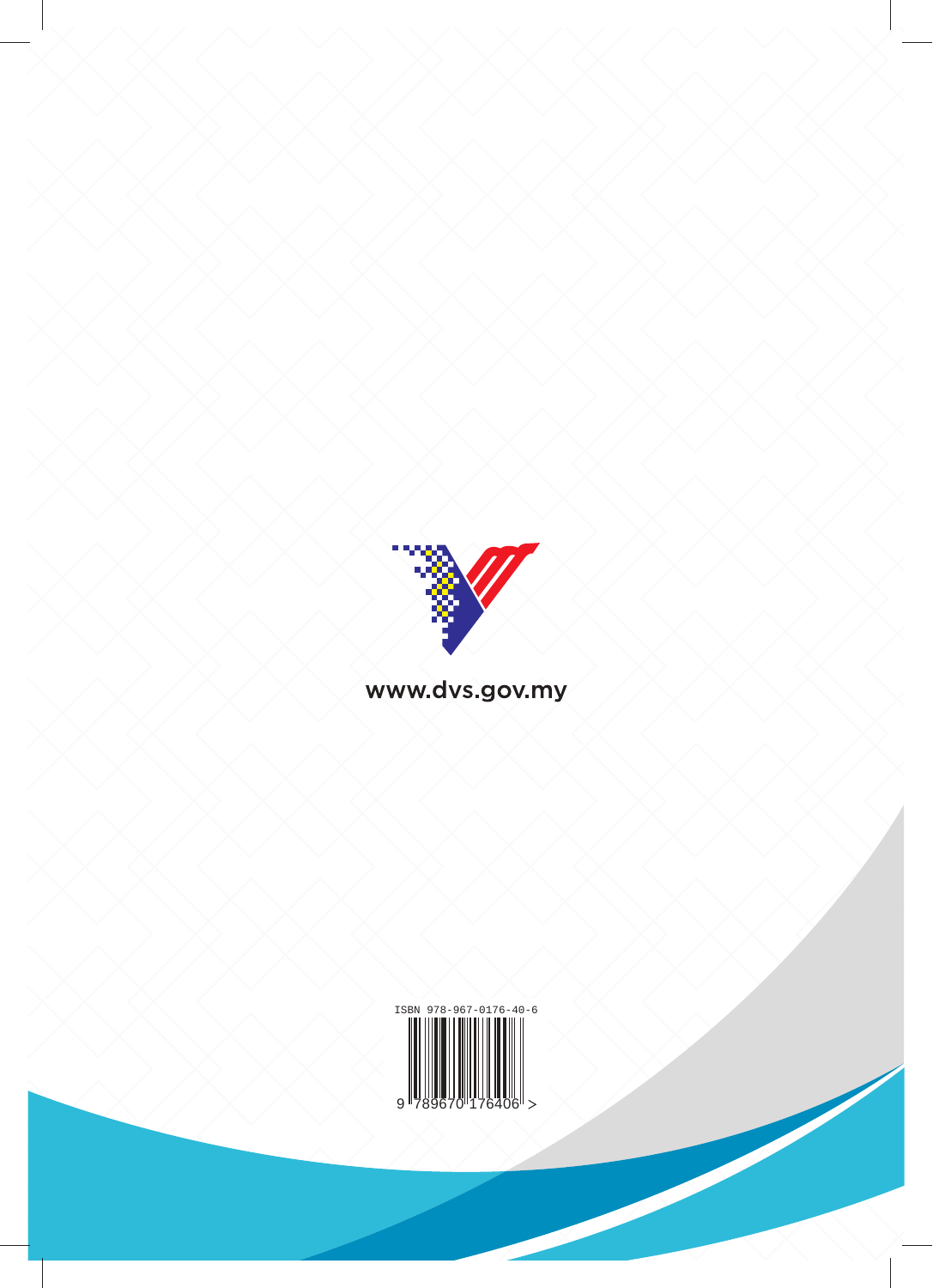www.dvs.gov.my

ISBN 978-967-0176-40-6

9 789670 176406 >